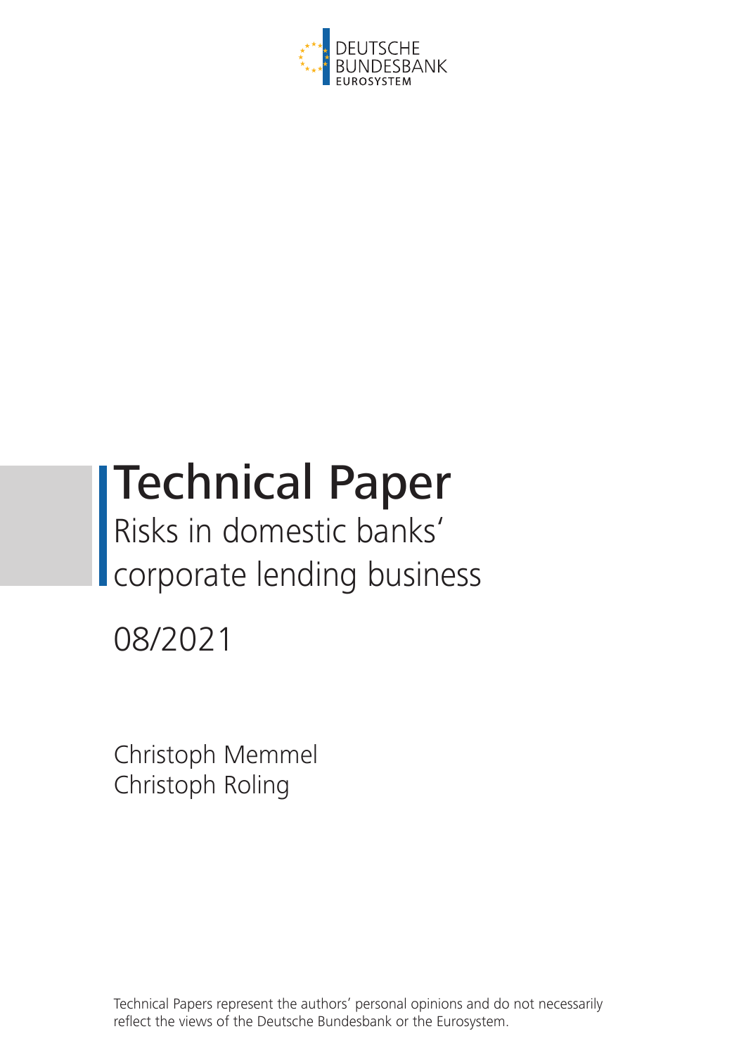DEUTSCHE
BUNDESBANK
EUROSYSTEM

# Technical Paper

## Risks in domestic banks' corporate lending business

08/2021

Christoph Memmel
Christoph Roling

Technical Papers represent the authors' personal opinions and do not necessarily reflect the views of the Deutsche Bundesbank or the Eurosystem.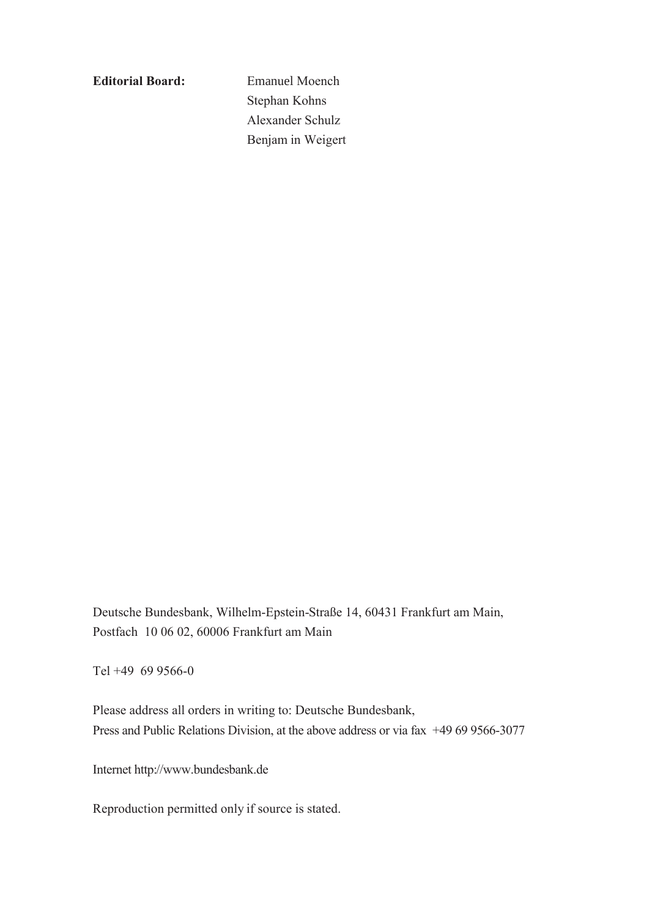**Editorial Board:** Emanuel Moench
Stephan Kohns
Alexander Schulz
Benjam in Weigert

Deutsche Bundesbank, Wilhelm-Epstein-Straße 14, 60431 Frankfurt am Main,
Postfach 10 06 02, 60006 Frankfurt am Main

Tel +49 69 9566-0

Please address all orders in writing to: Deutsche Bundesbank,
Press and Public Relations Division, at the above address or via fax +49 69 9566-3077

Internet http://www.bundesbank.de

Reproduction permitted only if source is stated.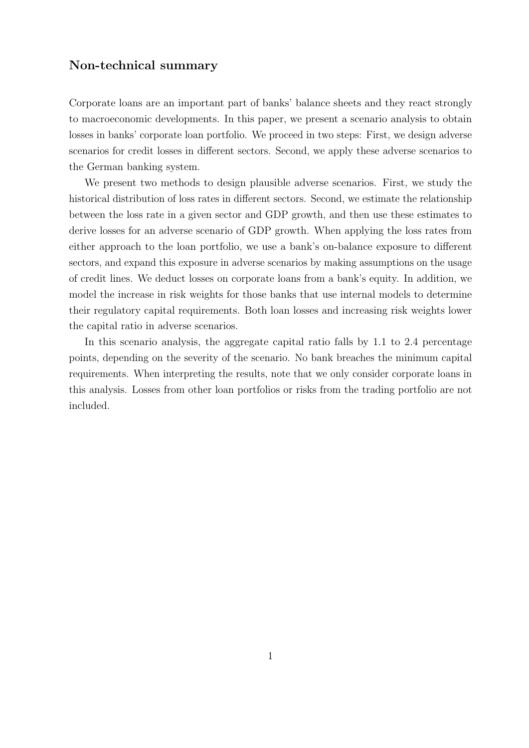## Non-technical summary

Corporate loans are an important part of banks' balance sheets and they react strongly to macroeconomic developments. In this paper, we present a scenario analysis to obtain losses in banks' corporate loan portfolio. We proceed in two steps: First, we design adverse scenarios for credit losses in different sectors. Second, we apply these adverse scenarios to the German banking system.

We present two methods to design plausible adverse scenarios. First, we study the historical distribution of loss rates in different sectors. Second, we estimate the relationship between the loss rate in a given sector and GDP growth, and then use these estimates to derive losses for an adverse scenario of GDP growth. When applying the loss rates from either approach to the loan portfolio, we use a bank's on-balance exposure to different sectors, and expand this exposure in adverse scenarios by making assumptions on the usage of credit lines. We deduct losses on corporate loans from a bank's equity. In addition, we model the increase in risk weights for those banks that use internal models to determine their regulatory capital requirements. Both loan losses and increasing risk weights lower the capital ratio in adverse scenarios.

In this scenario analysis, the aggregate capital ratio falls by 1.1 to 2.4 percentage points, depending on the severity of the scenario. No bank breaches the minimum capital requirements. When interpreting the results, note that we only consider corporate loans in this analysis. Losses from other loan portfolios or risks from the trading portfolio are not included.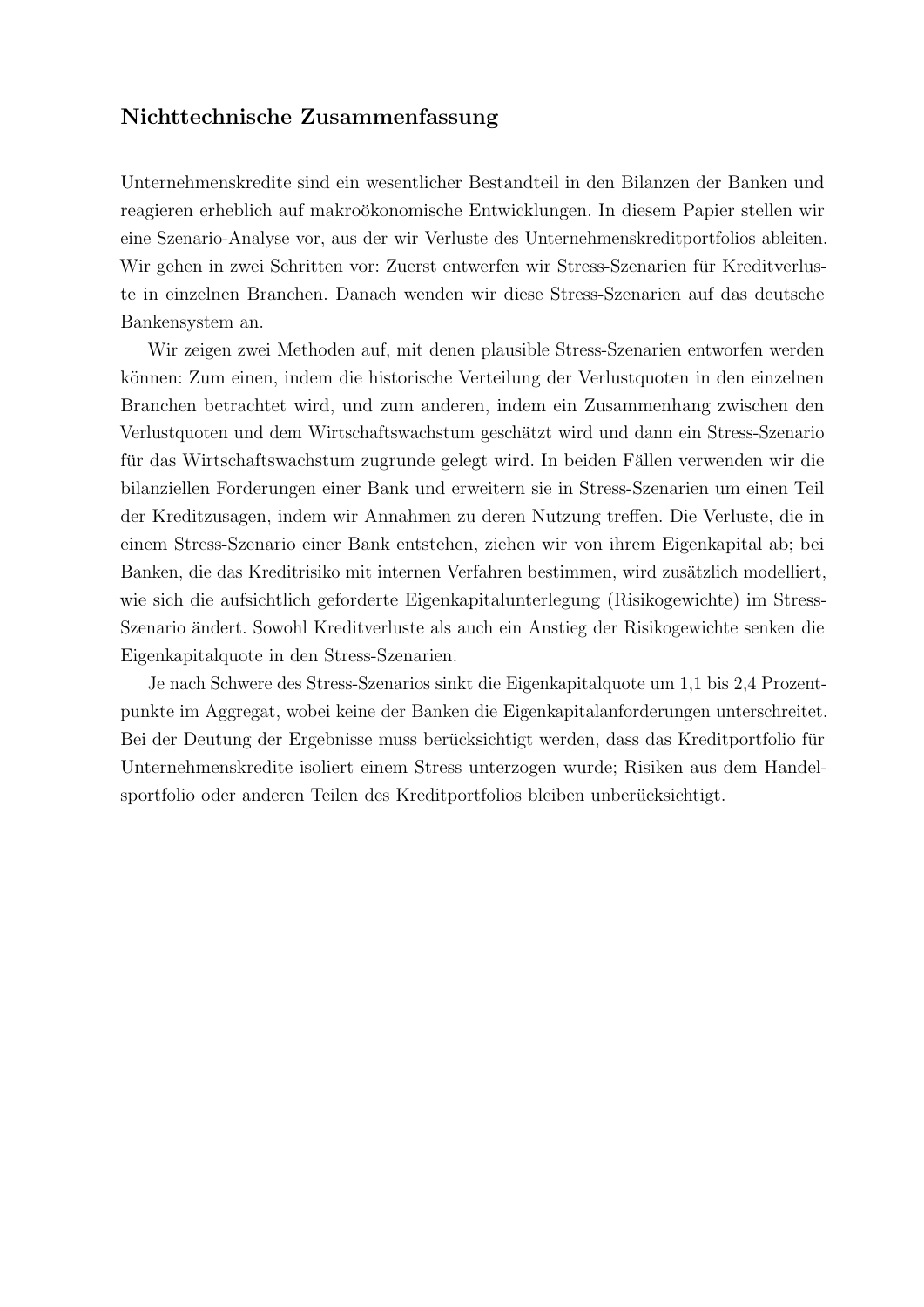## Nichttechnische Zusammenfassung

Unternehmenskredite sind ein wesentlicher Bestandteil in den Bilanzen der Banken und reagieren erheblich auf makroökonomische Entwicklungen. In diesem Papier stellen wir eine Szenario-Analyse vor, aus der wir Verluste des Unternehmenskreditportfolios ableiten. Wir gehen in zwei Schritten vor: Zuerst entwerfen wir Stress-Szenarien für Kreditverluste in einzelnen Branchen. Danach wenden wir diese Stress-Szenarien auf das deutsche Bankensystem an.

Wir zeigen zwei Methoden auf, mit denen plausible Stress-Szenarien entworfen werden können: Zum einen, indem die historische Verteilung der Verlustquoten in den einzelnen Branchen betrachtet wird, und zum anderen, indem ein Zusammenhang zwischen den Verlustquoten und dem Wirtschaftswachstum geschätzt wird und dann ein Stress-Szenario für das Wirtschaftswachstum zugrunde gelegt wird. In beiden Fällen verwenden wir die bilanziellen Forderungen einer Bank und erweitern sie in Stress-Szenarien um einen Teil der Kreditzusagen, indem wir Annahmen zu deren Nutzung treffen. Die Verluste, die in einem Stress-Szenario einer Bank entstehen, ziehen wir von ihrem Eigenkapital ab; bei Banken, die das Kreditrisiko mit internen Verfahren bestimmen, wird zusätzlich modelliert, wie sich die aufsichtlich geforderte Eigenkapitalunterlegung (Risikogewichte) im Stress-Szenario ändert. Sowohl Kreditverluste als auch ein Anstieg der Risikogewichte senken die Eigenkapitalquote in den Stress-Szenarien.

Je nach Schwere des Stress-Szenarios sinkt die Eigenkapitalquote um 1,1 bis 2,4 Prozentpunkte im Aggregat, wobei keine der Banken die Eigenkapitalanforderungen unterschreitet. Bei der Deutung der Ergebnisse muss berücksichtigt werden, dass das Kreditportfolio für Unternehmenskredite isoliert einem Stress unterzogen wurde; Risiken aus dem Handelsportfolio oder anderen Teilen des Kreditportfolios bleiben unberücksichtigt.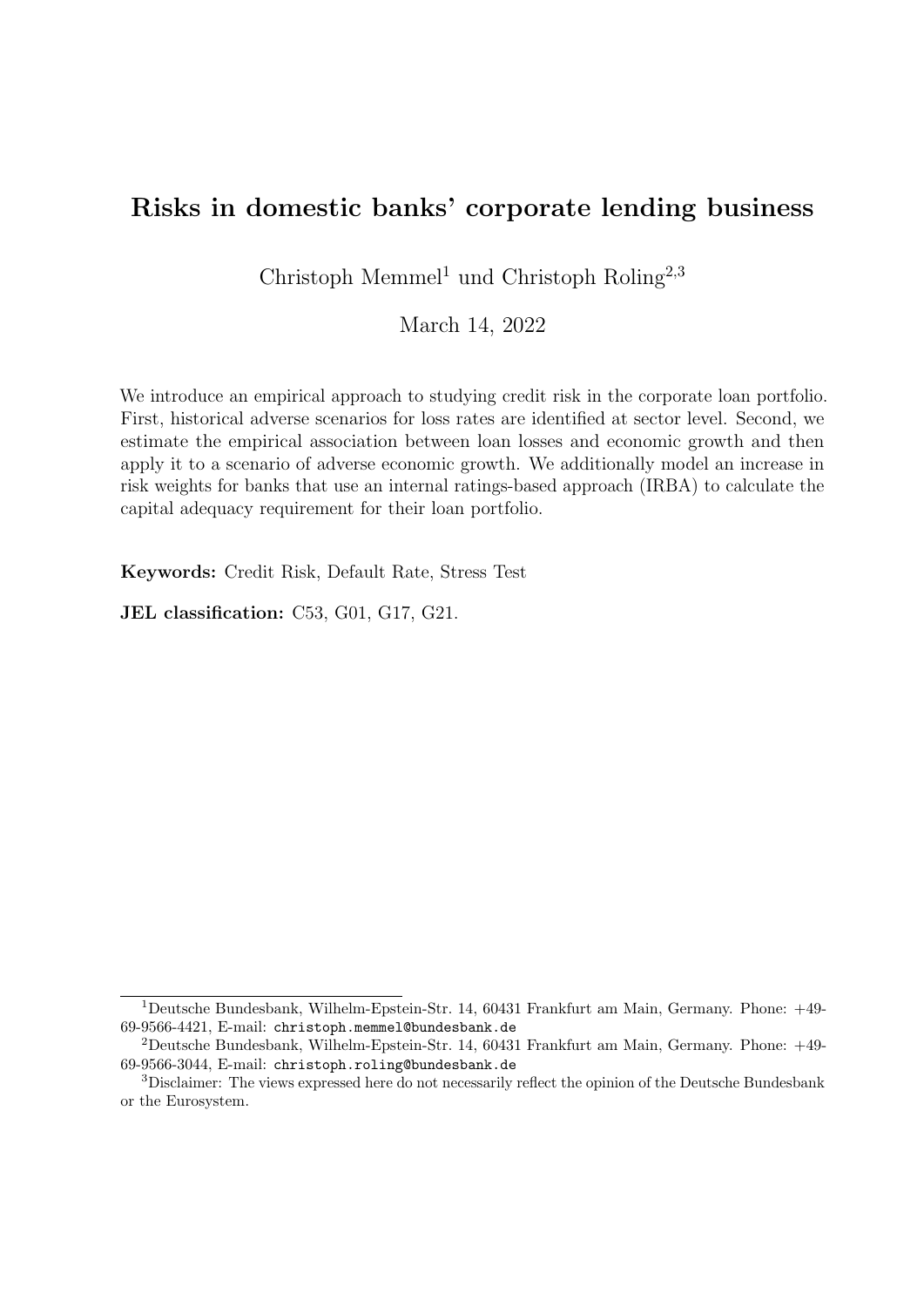// Risks in domestic banks' corporate lending business

Christoph Memmel[1] und Christoph Roling[2,3]

March 14, 2022

We introduce an empirical approach to studying credit risk in the corporate loan portfolio. First, historical adverse scenarios for loss rates are identified at sector level. Second, we estimate the empirical association between loan losses and economic growth and then apply it to a scenario of adverse economic growth. We additionally model an increase in risk weights for banks that use an internal ratings-based approach (IRBA) to calculate the capital adequacy requirement for their loan portfolio.

**Keywords:** Credit Risk, Default Rate, Stress Test

**JEL classification:** C53, G01, G17, G21.

---

[1] Deutsche Bundesbank, Wilhelm-Epstein-Str. 14, 60431 Frankfurt am Main, Germany. Phone: +49-69-9566-4421, E-mail: christoph.memmel@bundesbank.de

[2] Deutsche Bundesbank, Wilhelm-Epstein-Str. 14, 60431 Frankfurt am Main, Germany. Phone: +49-69-9566-3044, E-mail: christoph.roling@bundesbank.de

[3] Disclaimer: The views expressed here do not necessarily reflect the opinion of the Deutsche Bundesbank or the Eurosystem.

# Risks in domestic banks' corporate lending business

Christoph Memmel[1] und Christoph Roling[2,3]

March 14, 2022

We introduce an empirical approach to studying credit risk in the corporate loan portfolio. First, historical adverse scenarios for loss rates are identified at sector level. Second, we estimate the empirical association between loan losses and economic growth and then apply it to a scenario of adverse economic growth. We additionally model an increase in risk weights for banks that use an internal ratings-based approach (IRBA) to calculate the capital adequacy requirement for their loan portfolio.

**Keywords:** Credit Risk, Default Rate, Stress Test

**JEL classification:** C53, G01, G17, G21.

---

[1] Deutsche Bundesbank, Wilhelm-Epstein-Str. 14, 60431 Frankfurt am Main, Germany. Phone: +49-69-9566-4421, E-mail: christoph.memmel@bundesbank.de

[2] Deutsche Bundesbank, Wilhelm-Epstein-Str. 14, 60431 Frankfurt am Main, Germany. Phone: +49-69-9566-3044, E-mail: christoph.roling@bundesbank.de

[3] Disclaimer: The views expressed here do not necessarily reflect the opinion of the Deutsche Bundesbank or the Eurosystem.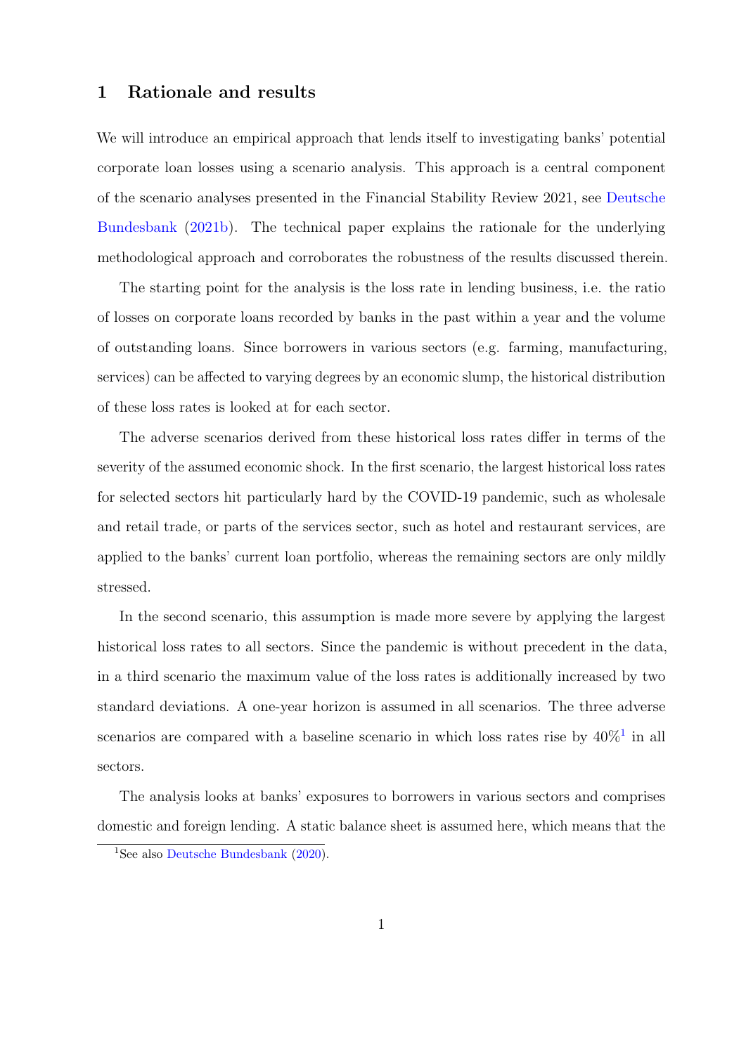# 1 Rationale and results

We will introduce an empirical approach that lends itself to investigating banks' potential corporate loan losses using a scenario analysis. This approach is a central component of the scenario analyses presented in the Financial Stability Review 2021, see Deutsche Bundesbank (2021b). The technical paper explains the rationale for the underlying methodological approach and corroborates the robustness of the results discussed therein.

The starting point for the analysis is the loss rate in lending business, i.e. the ratio of losses on corporate loans recorded by banks in the past within a year and the volume of outstanding loans. Since borrowers in various sectors (e.g. farming, manufacturing, services) can be affected to varying degrees by an economic slump, the historical distribution of these loss rates is looked at for each sector.

The adverse scenarios derived from these historical loss rates differ in terms of the severity of the assumed economic shock. In the first scenario, the largest historical loss rates for selected sectors hit particularly hard by the COVID-19 pandemic, such as wholesale and retail trade, or parts of the services sector, such as hotel and restaurant services, are applied to the banks' current loan portfolio, whereas the remaining sectors are only mildly stressed.

In the second scenario, this assumption is made more severe by applying the largest historical loss rates to all sectors. Since the pandemic is without precedent in the data, in a third scenario the maximum value of the loss rates is additionally increased by two standard deviations. A one-year horizon is assumed in all scenarios. The three adverse scenarios are compared with a baseline scenario in which loss rates rise by 40%[1] in all sectors.

The analysis looks at banks' exposures to borrowers in various sectors and comprises domestic and foreign lending. A static balance sheet is assumed here, which means that the

[1] See also Deutsche Bundesbank (2020).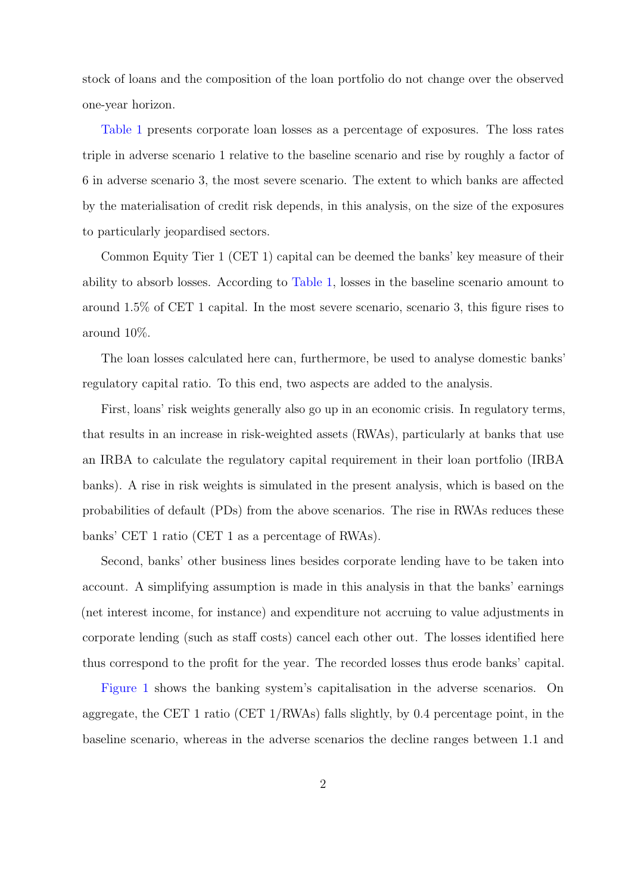stock of loans and the composition of the loan portfolio do not change over the observed one-year horizon.

Table 1 presents corporate loan losses as a percentage of exposures. The loss rates triple in adverse scenario 1 relative to the baseline scenario and rise by roughly a factor of 6 in adverse scenario 3, the most severe scenario. The extent to which banks are affected by the materialisation of credit risk depends, in this analysis, on the size of the exposures to particularly jeopardised sectors.

Common Equity Tier 1 (CET 1) capital can be deemed the banks' key measure of their ability to absorb losses. According to Table 1, losses in the baseline scenario amount to around 1.5% of CET 1 capital. In the most severe scenario, scenario 3, this figure rises to around 10%.

The loan losses calculated here can, furthermore, be used to analyse domestic banks' regulatory capital ratio. To this end, two aspects are added to the analysis.

First, loans' risk weights generally also go up in an economic crisis. In regulatory terms, that results in an increase in risk-weighted assets (RWAs), particularly at banks that use an IRBA to calculate the regulatory capital requirement in their loan portfolio (IRBA banks). A rise in risk weights is simulated in the present analysis, which is based on the probabilities of default (PDs) from the above scenarios. The rise in RWAs reduces these banks' CET 1 ratio (CET 1 as a percentage of RWAs).

Second, banks' other business lines besides corporate lending have to be taken into account. A simplifying assumption is made in this analysis in that the banks' earnings (net interest income, for instance) and expenditure not accruing to value adjustments in corporate lending (such as staff costs) cancel each other out. The losses identified here thus correspond to the profit for the year. The recorded losses thus erode banks' capital.

Figure 1 shows the banking system's capitalisation in the adverse scenarios. On aggregate, the CET 1 ratio (CET 1/RWAs) falls slightly, by 0.4 percentage point, in the baseline scenario, whereas in the adverse scenarios the decline ranges between 1.1 and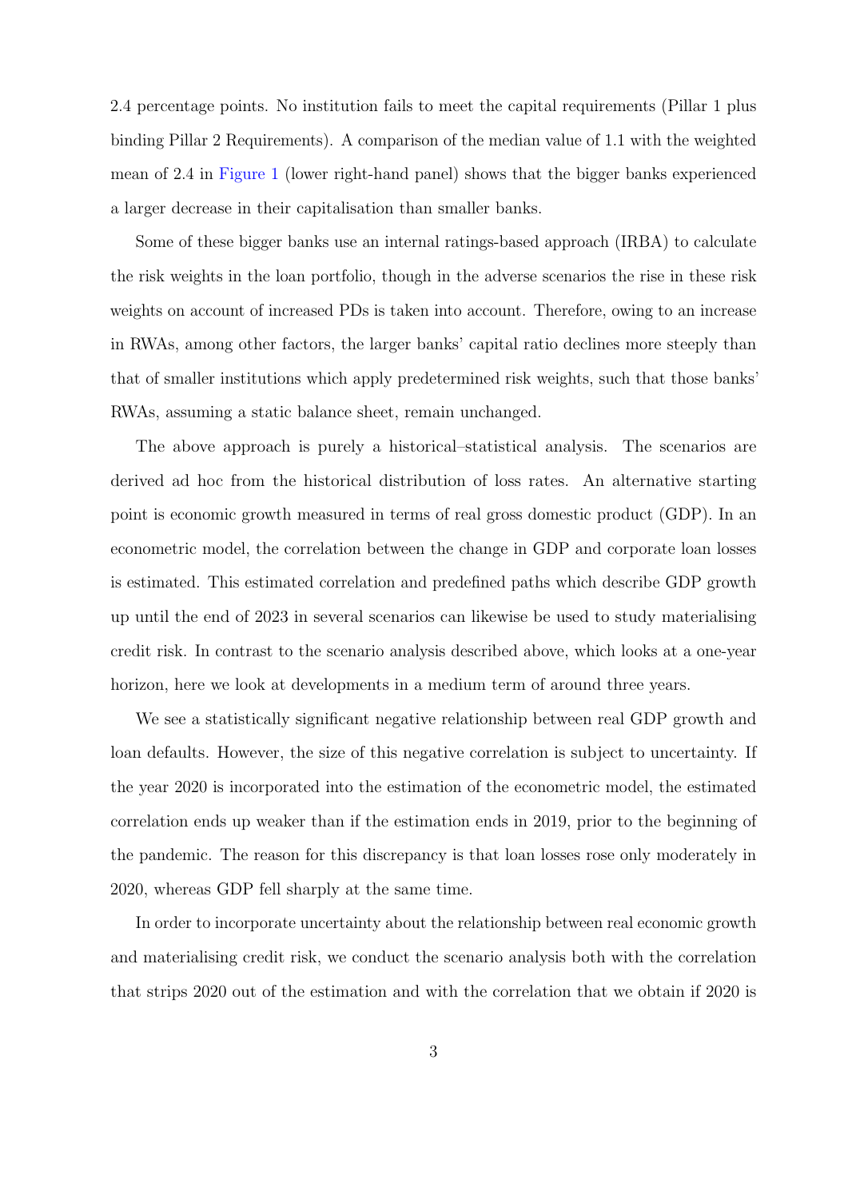2.4 percentage points. No institution fails to meet the capital requirements (Pillar 1 plus binding Pillar 2 Requirements). A comparison of the median value of 1.1 with the weighted mean of 2.4 in Figure 1 (lower right-hand panel) shows that the bigger banks experienced a larger decrease in their capitalisation than smaller banks.

Some of these bigger banks use an internal ratings-based approach (IRBA) to calculate the risk weights in the loan portfolio, though in the adverse scenarios the rise in these risk weights on account of increased PDs is taken into account. Therefore, owing to an increase in RWAs, among other factors, the larger banks' capital ratio declines more steeply than that of smaller institutions which apply predetermined risk weights, such that those banks' RWAs, assuming a static balance sheet, remain unchanged.

The above approach is purely a historical–statistical analysis. The scenarios are derived ad hoc from the historical distribution of loss rates. An alternative starting point is economic growth measured in terms of real gross domestic product (GDP). In an econometric model, the correlation between the change in GDP and corporate loan losses is estimated. This estimated correlation and predefined paths which describe GDP growth up until the end of 2023 in several scenarios can likewise be used to study materialising credit risk. In contrast to the scenario analysis described above, which looks at a one-year horizon, here we look at developments in a medium term of around three years.

We see a statistically significant negative relationship between real GDP growth and loan defaults. However, the size of this negative correlation is subject to uncertainty. If the year 2020 is incorporated into the estimation of the econometric model, the estimated correlation ends up weaker than if the estimation ends in 2019, prior to the beginning of the pandemic. The reason for this discrepancy is that loan losses rose only moderately in 2020, whereas GDP fell sharply at the same time.

In order to incorporate uncertainty about the relationship between real economic growth and materialising credit risk, we conduct the scenario analysis both with the correlation that strips 2020 out of the estimation and with the correlation that we obtain if 2020 is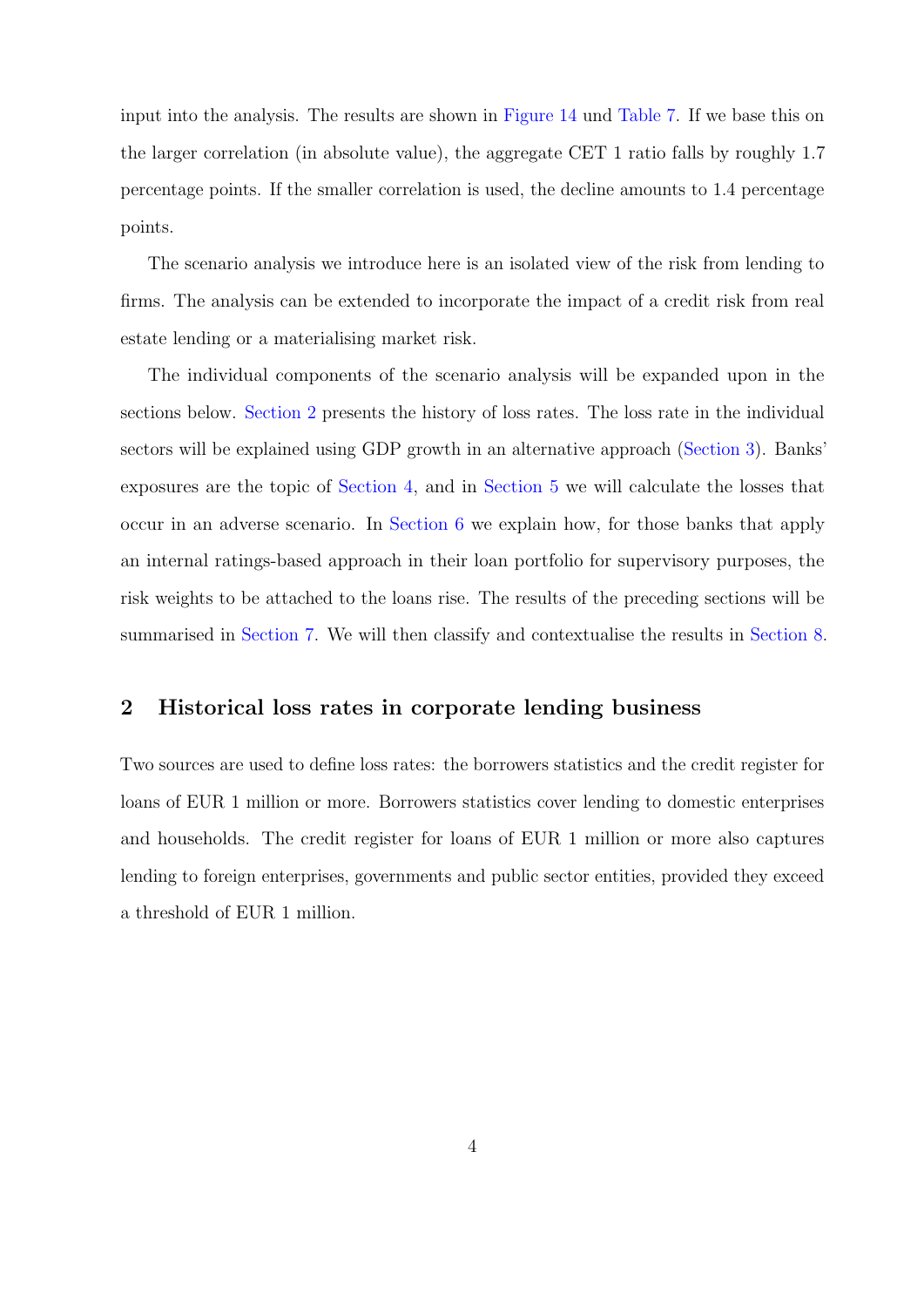input into the analysis. The results are shown in Figure 14 und Table 7. If we base this on the larger correlation (in absolute value), the aggregate CET 1 ratio falls by roughly 1.7 percentage points. If the smaller correlation is used, the decline amounts to 1.4 percentage points.

The scenario analysis we introduce here is an isolated view of the risk from lending to firms. The analysis can be extended to incorporate the impact of a credit risk from real estate lending or a materialising market risk.

The individual components of the scenario analysis will be expanded upon in the sections below. Section 2 presents the history of loss rates. The loss rate in the individual sectors will be explained using GDP growth in an alternative approach (Section 3). Banks' exposures are the topic of Section 4, and in Section 5 we will calculate the losses that occur in an adverse scenario. In Section 6 we explain how, for those banks that apply an internal ratings-based approach in their loan portfolio for supervisory purposes, the risk weights to be attached to the loans rise. The results of the preceding sections will be summarised in Section 7. We will then classify and contextualise the results in Section 8.

## 2 Historical loss rates in corporate lending business

Two sources are used to define loss rates: the borrowers statistics and the credit register for loans of EUR 1 million or more. Borrowers statistics cover lending to domestic enterprises and households. The credit register for loans of EUR 1 million or more also captures lending to foreign enterprises, governments and public sector entities, provided they exceed a threshold of EUR 1 million.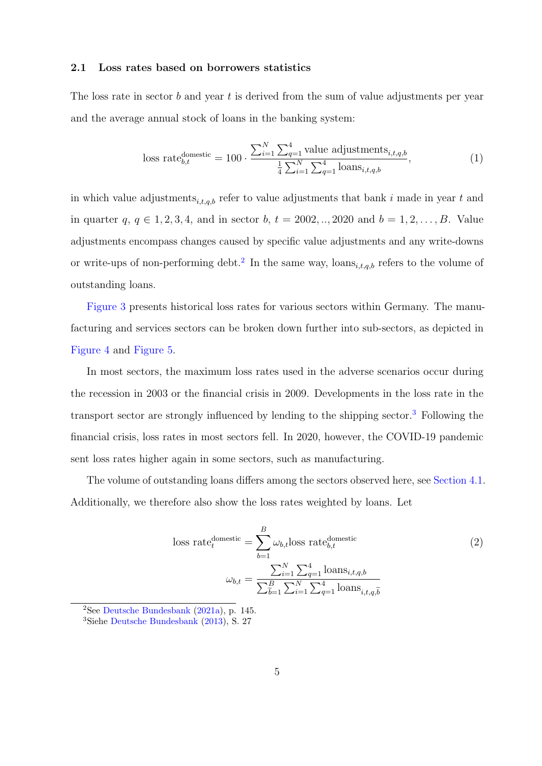### 2.1 Loss rates based on borrowers statistics

The loss rate in sector $b$ and year $t$ is derived from the sum of value adjustments per year and the average annual stock of loans in the banking system:

$$
\text{loss rate}_{b,t}^{\text{domestic}} = 100 \cdot \frac{\sum_{i=1}^{N} \sum_{q=1}^{4} \text{value adjustments}_{i,t,q,b}}{\frac{1}{4} \sum_{i=1}^{N} \sum_{q=1}^{4} \text{loans}_{i,t,q,b}}, \tag{1}
$$

in which value adjustments$_{i,t,q,b}$ refer to value adjustments that bank $i$ made in year $t$ and in quarter $q$, $q \in 1, 2, 3, 4$, and in sector $b$, $t = 2002, .., 2020$ and $b = 1, 2, \ldots, B$. Value adjustments encompass changes caused by specific value adjustments and any write-downs or write-ups of non-performing debt.[2] In the same way, loans$_{i,t,q,b}$ refers to the volume of outstanding loans.

Figure 3 presents historical loss rates for various sectors within Germany. The manufacturing and services sectors can be broken down further into sub-sectors, as depicted in Figure 4 and Figure 5.

In most sectors, the maximum loss rates used in the adverse scenarios occur during the recession in 2003 or the financial crisis in 2009. Developments in the loss rate in the transport sector are strongly influenced by lending to the shipping sector.[3] Following the financial crisis, loss rates in most sectors fell. In 2020, however, the COVID-19 pandemic sent loss rates higher again in some sectors, such as manufacturing.

The volume of outstanding loans differs among the sectors observed here, see Section 4.1. Additionally, we therefore also show the loss rates weighted by loans. Let

$$
\begin{aligned}
\text{loss rate}_{t}^{\text{domestic}} &= \sum_{b=1}^{B} \omega_{b,t} \text{loss rate}_{b,t}^{\text{domestic}} \\
\omega_{b,t} &= \frac{\sum_{i=1}^{N} \sum_{q=1}^{4} \text{loans}_{i,t,q,b}}{\sum_{\tilde{b}=1}^{B} \sum_{i=1}^{N} \sum_{q=1}^{4} \text{loans}_{i,t,q,\tilde{b}}}
\end{aligned} \tag{2}
$$

[2] See Deutsche Bundesbank (2021a), p. 145.

[3] Siehe Deutsche Bundesbank (2013), S. 27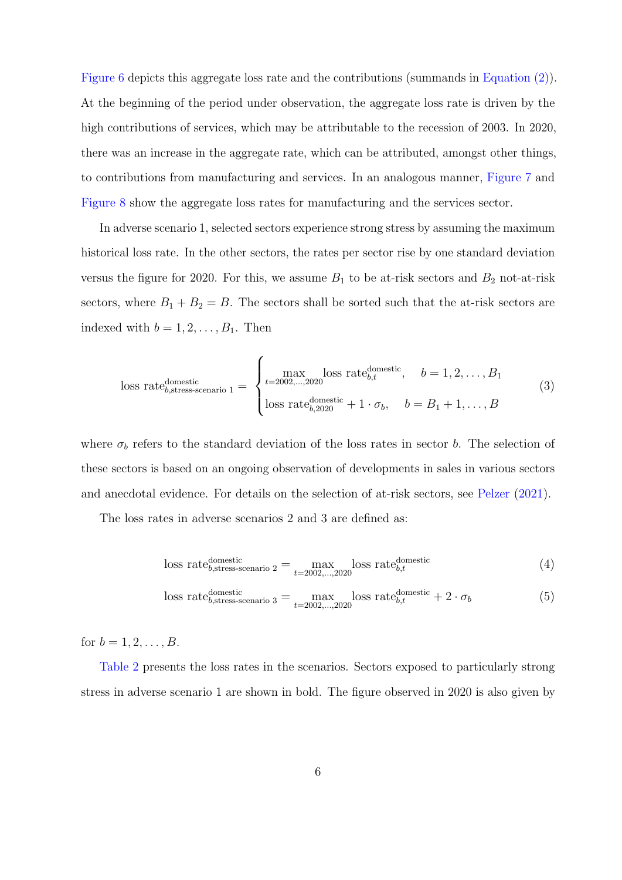Figure 6 depicts this aggregate loss rate and the contributions (summands in Equation (2)). At the beginning of the period under observation, the aggregate loss rate is driven by the high contributions of services, which may be attributable to the recession of 2003. In 2020, there was an increase in the aggregate rate, which can be attributed, amongst other things, to contributions from manufacturing and services. In an analogous manner, Figure 7 and Figure 8 show the aggregate loss rates for manufacturing and the services sector.

In adverse scenario 1, selected sectors experience strong stress by assuming the maximum historical loss rate. In the other sectors, the rates per sector rise by one standard deviation versus the figure for 2020. For this, we assume $B_1$ to be at-risk sectors and $B_2$ not-at-risk sectors, where $B_1 + B_2 = B$. The sectors shall be sorted such that the at-risk sectors are indexed with $b = 1, 2, \ldots, B_1$. Then

$$\text{loss rate}^{\text{domestic}}_{b,\text{stress-scenario 1}} = \begin{cases} \max\limits_{t=2002,\ldots,2020} \text{loss rate}^{\text{domestic}}_{b,t}, & b = 1, 2, \ldots, B_1 \\ \text{loss rate}^{\text{domestic}}_{b,2020} + 1 \cdot \sigma_b, & b = B_1 + 1, \ldots, B \end{cases} \tag{3}$$

where $\sigma_b$ refers to the standard deviation of the loss rates in sector $b$. The selection of these sectors is based on an ongoing observation of developments in sales in various sectors and anecdotal evidence. For details on the selection of at-risk sectors, see Pelzer (2021).

The loss rates in adverse scenarios 2 and 3 are defined as:

$$\text{loss rate}^{\text{domestic}}_{b,\text{stress-scenario 2}} = \max_{t=2002,\ldots,2020} \text{loss rate}^{\text{domestic}}_{b,t} \tag{4}$$

$$\text{loss rate}^{\text{domestic}}_{b,\text{stress-scenario 3}} = \max_{t=2002,\ldots,2020} \text{loss rate}^{\text{domestic}}_{b,t} + 2 \cdot \sigma_b \tag{5}$$

for $b = 1, 2, \ldots, B$.

Table 2 presents the loss rates in the scenarios. Sectors exposed to particularly strong stress in adverse scenario 1 are shown in bold. The figure observed in 2020 is also given by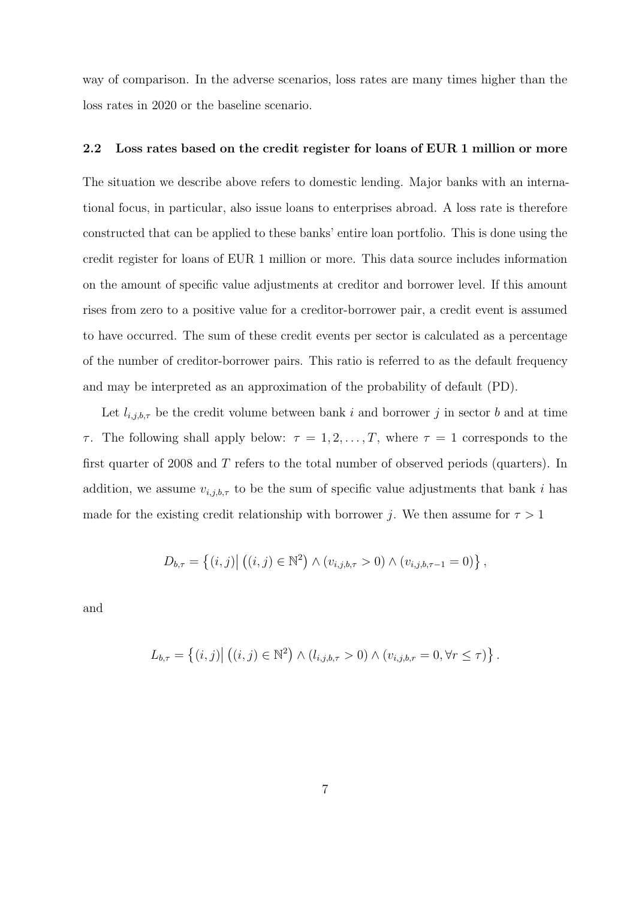way of comparison. In the adverse scenarios, loss rates are many times higher than the loss rates in 2020 or the baseline scenario.

### 2.2 Loss rates based on the credit register for loans of EUR 1 million or more

The situation we describe above refers to domestic lending. Major banks with an international focus, in particular, also issue loans to enterprises abroad. A loss rate is therefore constructed that can be applied to these banks' entire loan portfolio. This is done using the credit register for loans of EUR 1 million or more. This data source includes information on the amount of specific value adjustments at creditor and borrower level. If this amount rises from zero to a positive value for a creditor-borrower pair, a credit event is assumed to have occurred. The sum of these credit events per sector is calculated as a percentage of the number of creditor-borrower pairs. This ratio is referred to as the default frequency and may be interpreted as an approximation of the probability of default (PD).

Let $l_{i,j,b,\tau}$ be the credit volume between bank $i$ and borrower $j$ in sector $b$ and at time $\tau$. The following shall apply below: $\tau = 1, 2, \ldots, T$, where $\tau = 1$ corresponds to the first quarter of 2008 and $T$ refers to the total number of observed periods (quarters). In addition, we assume $v_{i,j,b,\tau}$ to be the sum of specific value adjustments that bank $i$ has made for the existing credit relationship with borrower $j$. We then assume for $\tau > 1$

$$D_{b,\tau} = \left\{ (i,j) \middle| \left( (i,j) \in \mathbb{N}^2 \right) \wedge (v_{i,j,b,\tau} > 0) \wedge (v_{i,j,b,\tau-1} = 0) \right\},$$

and

$$L_{b,\tau} = \left\{ (i,j) \middle| \left( (i,j) \in \mathbb{N}^2 \right) \wedge (l_{i,j,b,\tau} > 0) \wedge (v_{i,j,b,r} = 0, \forall r \leq \tau) \right\}.$$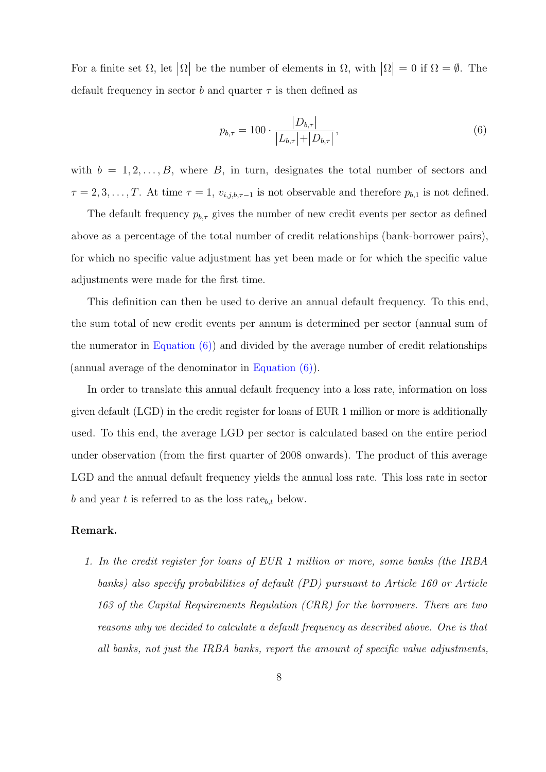For a finite set $\Omega$, let $|\Omega|$ be the number of elements in $\Omega$, with $|\Omega| = 0$ if $\Omega = \emptyset$. The default frequency in sector $b$ and quarter $\tau$ is then defined as

$$p_{b,\tau} = 100 \cdot \frac{|D_{b,\tau}|}{|L_{b,\tau}| + |D_{b,\tau}|}, \tag{6}$$

with $b = 1, 2, \ldots, B$, where $B$, in turn, designates the total number of sectors and $\tau = 2, 3, \ldots, T$. At time $\tau = 1$, $v_{i,j,b,\tau-1}$ is not observable and therefore $p_{b,1}$ is not defined.

The default frequency $p_{b,\tau}$ gives the number of new credit events per sector as defined above as a percentage of the total number of credit relationships (bank-borrower pairs), for which no specific value adjustment has yet been made or for which the specific value adjustments were made for the first time.

This definition can then be used to derive an annual default frequency. To this end, the sum total of new credit events per annum is determined per sector (annual sum of the numerator in Equation (6)) and divided by the average number of credit relationships (annual average of the denominator in Equation (6)).

In order to translate this annual default frequency into a loss rate, information on loss given default (LGD) in the credit register for loans of EUR 1 million or more is additionally used. To this end, the average LGD per sector is calculated based on the entire period under observation (from the first quarter of 2008 onwards). The product of this average LGD and the annual default frequency yields the annual loss rate. This loss rate in sector $b$ and year $t$ is referred to as the loss rate$_{b,t}$ below.

**Remark.**

1. *In the credit register for loans of EUR 1 million or more, some banks (the IRBA banks) also specify probabilities of default (PD) pursuant to Article 160 or Article 163 of the Capital Requirements Regulation (CRR) for the borrowers. There are two reasons why we decided to calculate a default frequency as described above. One is that all banks, not just the IRBA banks, report the amount of specific value adjustments,*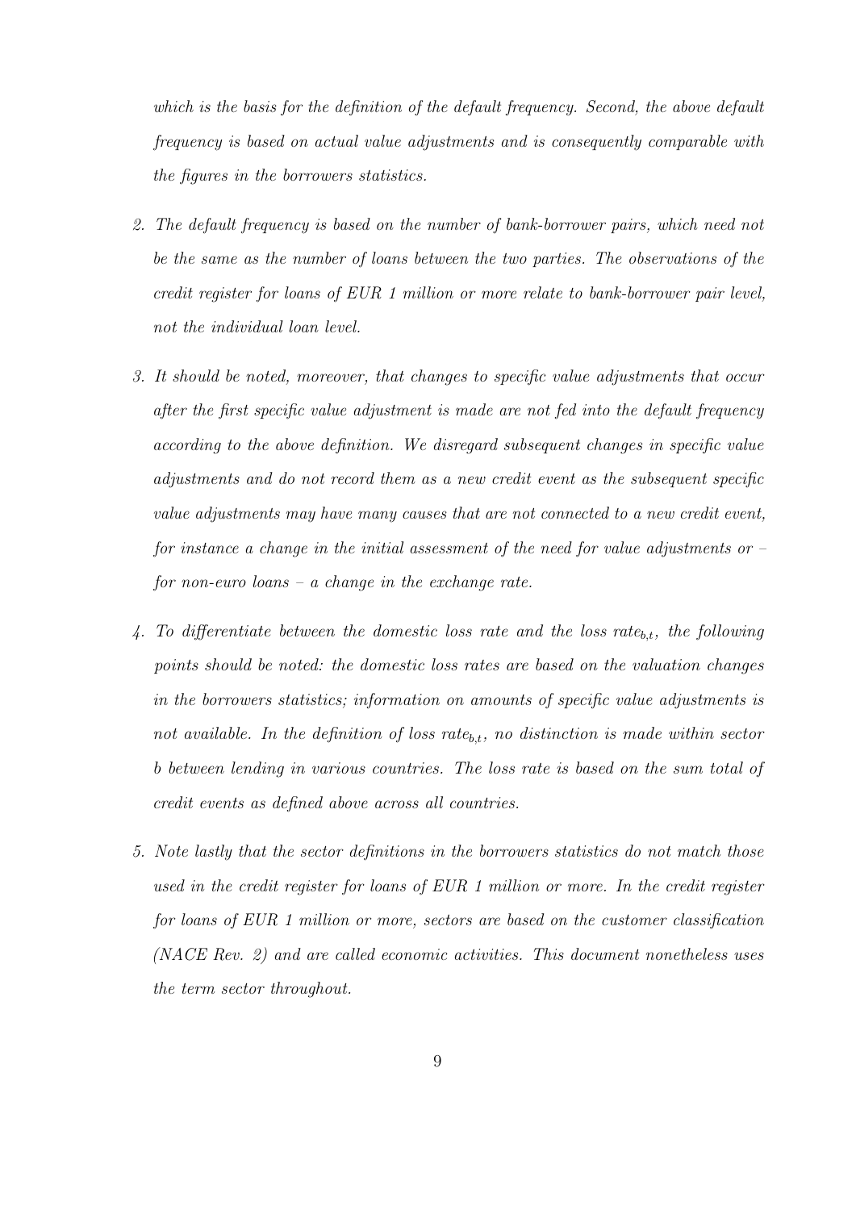*which is the basis for the definition of the default frequency. Second, the above default frequency is based on actual value adjustments and is consequently comparable with the figures in the borrowers statistics.*

2. *The default frequency is based on the number of bank-borrower pairs, which need not be the same as the number of loans between the two parties. The observations of the credit register for loans of EUR 1 million or more relate to bank-borrower pair level, not the individual loan level.*

3. *It should be noted, moreover, that changes to specific value adjustments that occur after the first specific value adjustment is made are not fed into the default frequency according to the above definition. We disregard subsequent changes in specific value adjustments and do not record them as a new credit event as the subsequent specific value adjustments may have many causes that are not connected to a new credit event, for instance a change in the initial assessment of the need for value adjustments or – for non-euro loans – a change in the exchange rate.*

4. *To differentiate between the domestic loss rate and the loss rate$_{b,t}$, the following points should be noted: the domestic loss rates are based on the valuation changes in the borrowers statistics; information on amounts of specific value adjustments is not available. In the definition of loss rate$_{b,t}$, no distinction is made within sector b between lending in various countries. The loss rate is based on the sum total of credit events as defined above across all countries.*

5. *Note lastly that the sector definitions in the borrowers statistics do not match those used in the credit register for loans of EUR 1 million or more. In the credit register for loans of EUR 1 million or more, sectors are based on the customer classification (NACE Rev. 2) and are called economic activities. This document nonetheless uses the term sector throughout.*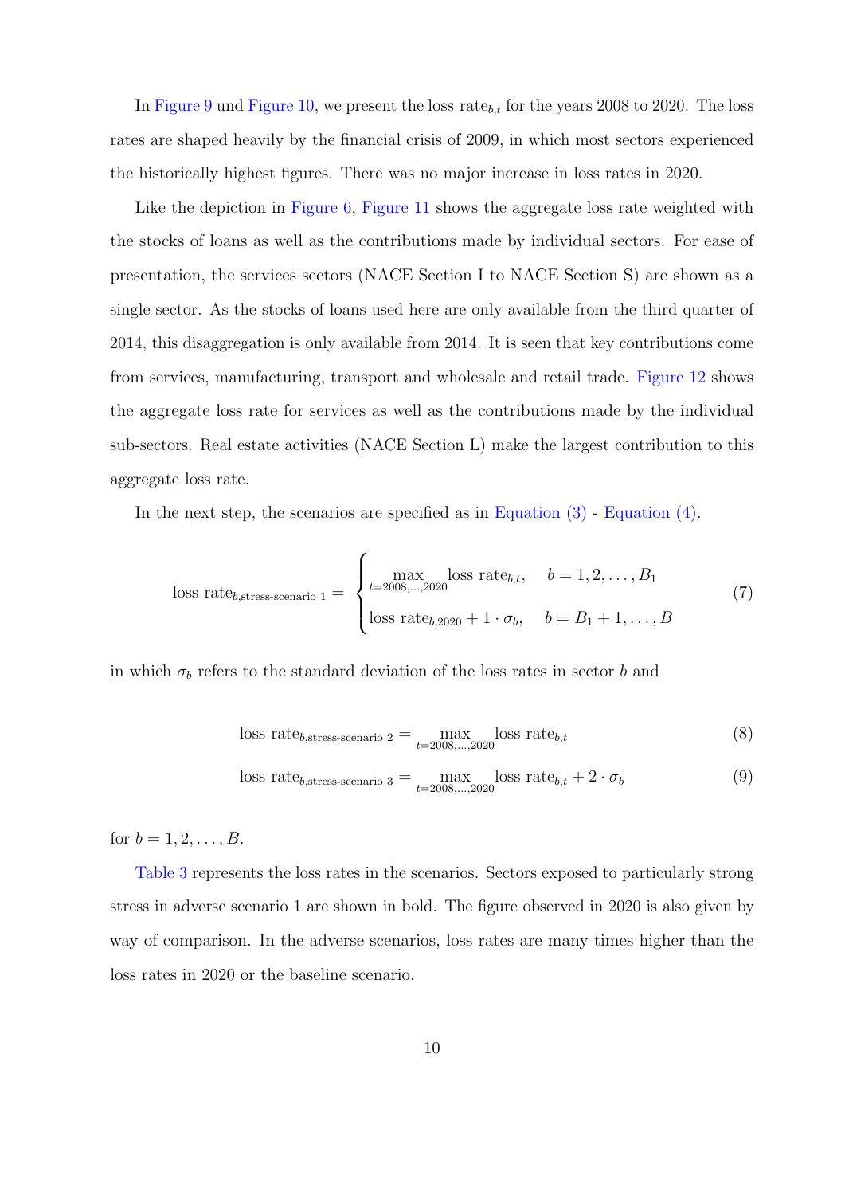In Figure 9 und Figure 10, we present the loss $\text{rate}_{b,t}$ for the years 2008 to 2020. The loss rates are shaped heavily by the financial crisis of 2009, in which most sectors experienced the historically highest figures. There was no major increase in loss rates in 2020.

Like the depiction in Figure 6, Figure 11 shows the aggregate loss rate weighted with the stocks of loans as well as the contributions made by individual sectors. For ease of presentation, the services sectors (NACE Section I to NACE Section S) are shown as a single sector. As the stocks of loans used here are only available from the third quarter of 2014, this disaggregation is only available from 2014. It is seen that key contributions come from services, manufacturing, transport and wholesale and retail trade. Figure 12 shows the aggregate loss rate for services as well as the contributions made by the individual sub-sectors. Real estate activities (NACE Section L) make the largest contribution to this aggregate loss rate.

In the next step, the scenarios are specified as in Equation (3) - Equation (4).

$$
\text{loss rate}_{b,\text{stress-scenario 1}} = \begin{cases} \max\limits_{t=2008,\ldots,2020} \text{loss rate}_{b,t}, & b = 1, 2, \ldots, B_1 \\ \text{loss rate}_{b,2020} + 1 \cdot \sigma_b, & b = B_1 + 1, \ldots, B \end{cases} \tag{7}
$$

in which $\sigma_b$ refers to the standard deviation of the loss rates in sector $b$ and

$$
\text{loss rate}_{b,\text{stress-scenario 2}} = \max_{t=2008,\ldots,2020} \text{loss rate}_{b,t} \tag{8}
$$

$$
\text{loss rate}_{b,\text{stress-scenario 3}} = \max_{t=2008,\ldots,2020} \text{loss rate}_{b,t} + 2 \cdot \sigma_b \tag{9}
$$

for $b = 1, 2, \ldots, B$.

Table 3 represents the loss rates in the scenarios. Sectors exposed to particularly strong stress in adverse scenario 1 are shown in bold. The figure observed in 2020 is also given by way of comparison. In the adverse scenarios, loss rates are many times higher than the loss rates in 2020 or the baseline scenario.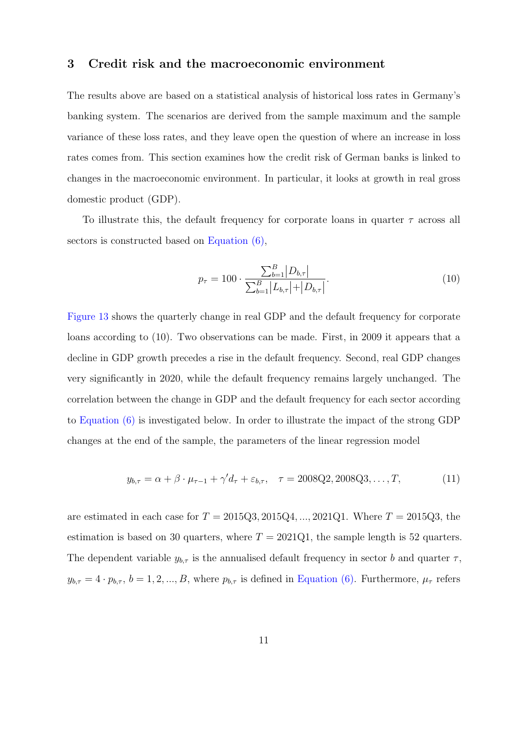## 3 Credit risk and the macroeconomic environment

The results above are based on a statistical analysis of historical loss rates in Germany's banking system. The scenarios are derived from the sample maximum and the sample variance of these loss rates, and they leave open the question of where an increase in loss rates comes from. This section examines how the credit risk of German banks is linked to changes in the macroeconomic environment. In particular, it looks at growth in real gross domestic product (GDP).

To illustrate this, the default frequency for corporate loans in quarter $\tau$ across all sectors is constructed based on Equation (6),

$$p_\tau = 100 \cdot \frac{\sum_{b=1}^{B} |D_{b,\tau}|}{\sum_{b=1}^{B} |L_{b,\tau}| + |D_{b,\tau}|}. \tag{10}$$

Figure 13 shows the quarterly change in real GDP and the default frequency for corporate loans according to (10). Two observations can be made. First, in 2009 it appears that a decline in GDP growth precedes a rise in the default frequency. Second, real GDP changes very significantly in 2020, while the default frequency remains largely unchanged. The correlation between the change in GDP and the default frequency for each sector according to Equation (6) is investigated below. In order to illustrate the impact of the strong GDP changes at the end of the sample, the parameters of the linear regression model

$$y_{b,\tau} = \alpha + \beta \cdot \mu_{\tau-1} + \gamma' d_\tau + \varepsilon_{b,\tau}, \quad \tau = 2008\text{Q}2, 2008\text{Q}3, \ldots, T, \tag{11}$$

are estimated in each case for $T = 2015\text{Q}3, 2015\text{Q}4, ..., 2021\text{Q}1$. Where $T = 2015\text{Q}3$, the estimation is based on 30 quarters, where $T = 2021\text{Q}1$, the sample length is 52 quarters. The dependent variable $y_{b,\tau}$ is the annualised default frequency in sector $b$ and quarter $\tau$, $y_{b,\tau} = 4 \cdot p_{b,\tau}$, $b = 1, 2, ..., B$, where $p_{b,\tau}$ is defined in Equation (6). Furthermore, $\mu_\tau$ refers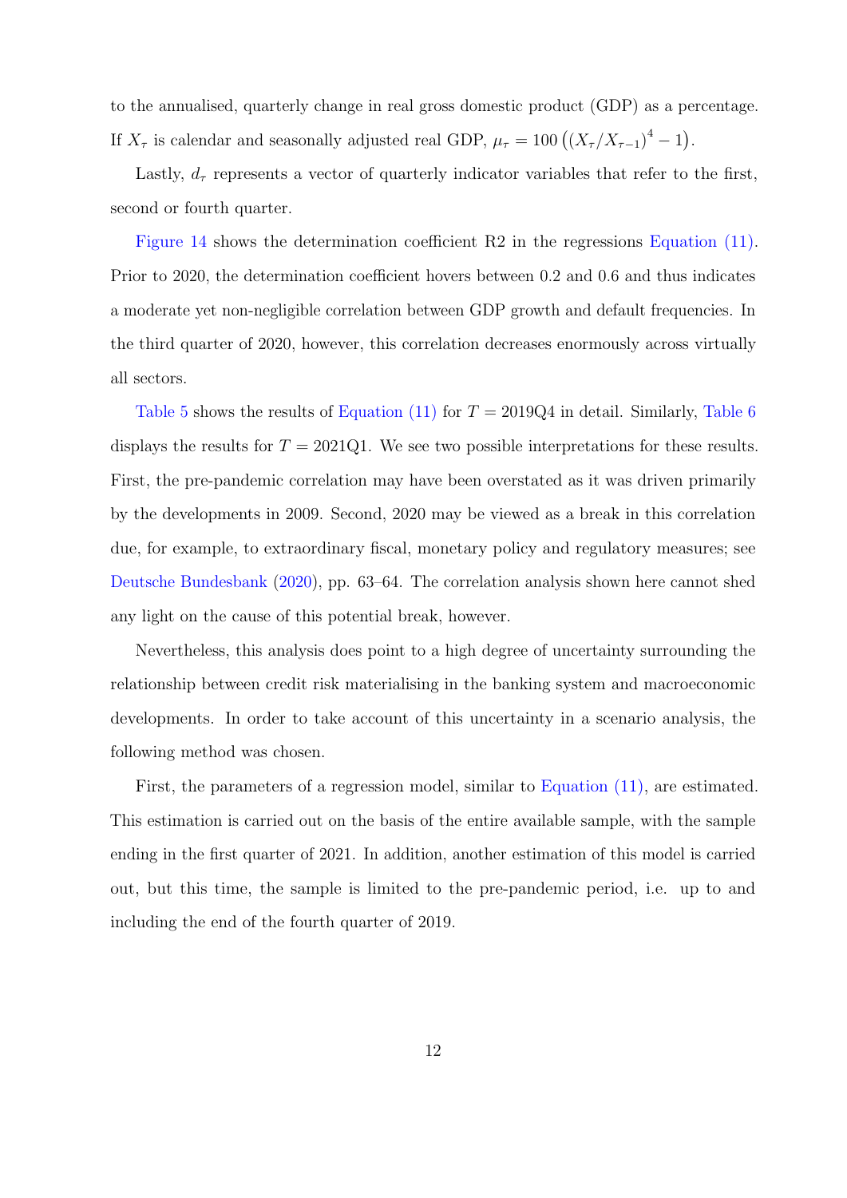to the annualised, quarterly change in real gross domestic product (GDP) as a percentage. If $X_\tau$ is calendar and seasonally adjusted real GDP, $\mu_\tau = 100\left((X_\tau/X_{\tau-1})^4 - 1\right)$.

Lastly, $d_\tau$ represents a vector of quarterly indicator variables that refer to the first, second or fourth quarter.

Figure 14 shows the determination coefficient R2 in the regressions Equation (11). Prior to 2020, the determination coefficient hovers between 0.2 and 0.6 and thus indicates a moderate yet non-negligible correlation between GDP growth and default frequencies. In the third quarter of 2020, however, this correlation decreases enormously across virtually all sectors.

Table 5 shows the results of Equation (11) for $T = 2019\text{Q}4$ in detail. Similarly, Table 6 displays the results for $T = 2021\text{Q}1$. We see two possible interpretations for these results. First, the pre-pandemic correlation may have been overstated as it was driven primarily by the developments in 2009. Second, 2020 may be viewed as a break in this correlation due, for example, to extraordinary fiscal, monetary policy and regulatory measures; see Deutsche Bundesbank (2020), pp. 63–64. The correlation analysis shown here cannot shed any light on the cause of this potential break, however.

Nevertheless, this analysis does point to a high degree of uncertainty surrounding the relationship between credit risk materialising in the banking system and macroeconomic developments. In order to take account of this uncertainty in a scenario analysis, the following method was chosen.

First, the parameters of a regression model, similar to Equation (11), are estimated. This estimation is carried out on the basis of the entire available sample, with the sample ending in the first quarter of 2021. In addition, another estimation of this model is carried out, but this time, the sample is limited to the pre-pandemic period, i.e. up to and including the end of the fourth quarter of 2019.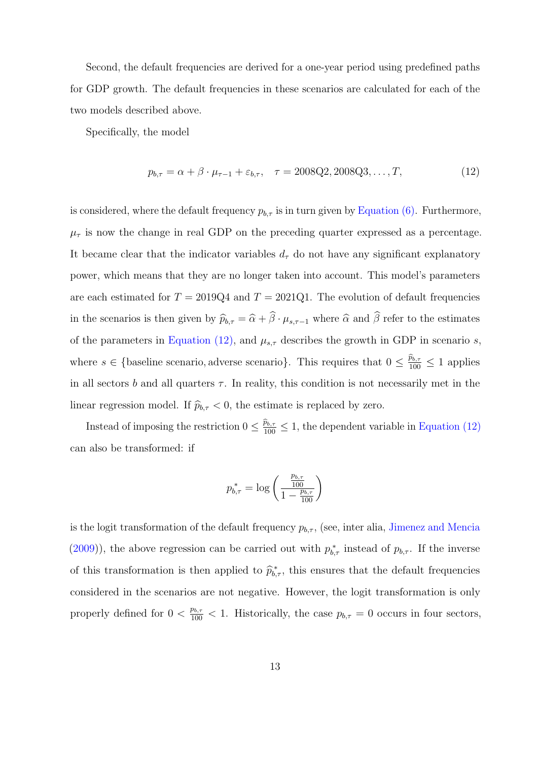Second, the default frequencies are derived for a one-year period using predefined paths for GDP growth. The default frequencies in these scenarios are calculated for each of the two models described above.

Specifically, the model

$$p_{b,\tau} = \alpha + \beta \cdot \mu_{\tau-1} + \varepsilon_{b,\tau}, \quad \tau = 2008\text{Q2}, 2008\text{Q3}, \ldots, T, \tag{12}$$

is considered, where the default frequency $p_{b,\tau}$ is in turn given by Equation (6). Furthermore, $\mu_\tau$ is now the change in real GDP on the preceding quarter expressed as a percentage. It became clear that the indicator variables $d_\tau$ do not have any significant explanatory power, which means that they are no longer taken into account. This model's parameters are each estimated for $T = 2019\text{Q4}$ and $T = 2021\text{Q1}$. The evolution of default frequencies in the scenarios is then given by $\widehat{p}_{b,\tau} = \widehat{\alpha} + \widehat{\beta} \cdot \mu_{s,\tau-1}$ where $\widehat{\alpha}$ and $\widehat{\beta}$ refer to the estimates of the parameters in Equation (12), and $\mu_{s,\tau}$ describes the growth in GDP in scenario $s$, where $s \in \{\text{baseline scenario}, \text{adverse scenario}\}$. This requires that $0 \leq \frac{\widehat{p}_{b,\tau}}{100} \leq 1$ applies in all sectors $b$ and all quarters $\tau$. In reality, this condition is not necessarily met in the linear regression model. If $\widehat{p}_{b,\tau} < 0$, the estimate is replaced by zero.

Instead of imposing the restriction $0 \leq \frac{\widehat{p}_{b,\tau}}{100} \leq 1$, the dependent variable in Equation (12) can also be transformed: if

$$p^*_{b,\tau} = \log\left(\frac{\frac{p_{b,\tau}}{100}}{1 - \frac{p_{b,\tau}}{100}}\right)$$

is the logit transformation of the default frequency $p_{b,\tau}$, (see, inter alia, Jimenez and Mencia (2009)), the above regression can be carried out with $p^*_{b,\tau}$ instead of $p_{b,\tau}$. If the inverse of this transformation is then applied to $\widehat{p}^*_{b,\tau}$, this ensures that the default frequencies considered in the scenarios are not negative. However, the logit transformation is only properly defined for $0 < \frac{p_{b,\tau}}{100} < 1$. Historically, the case $p_{b,\tau} = 0$ occurs in four sectors,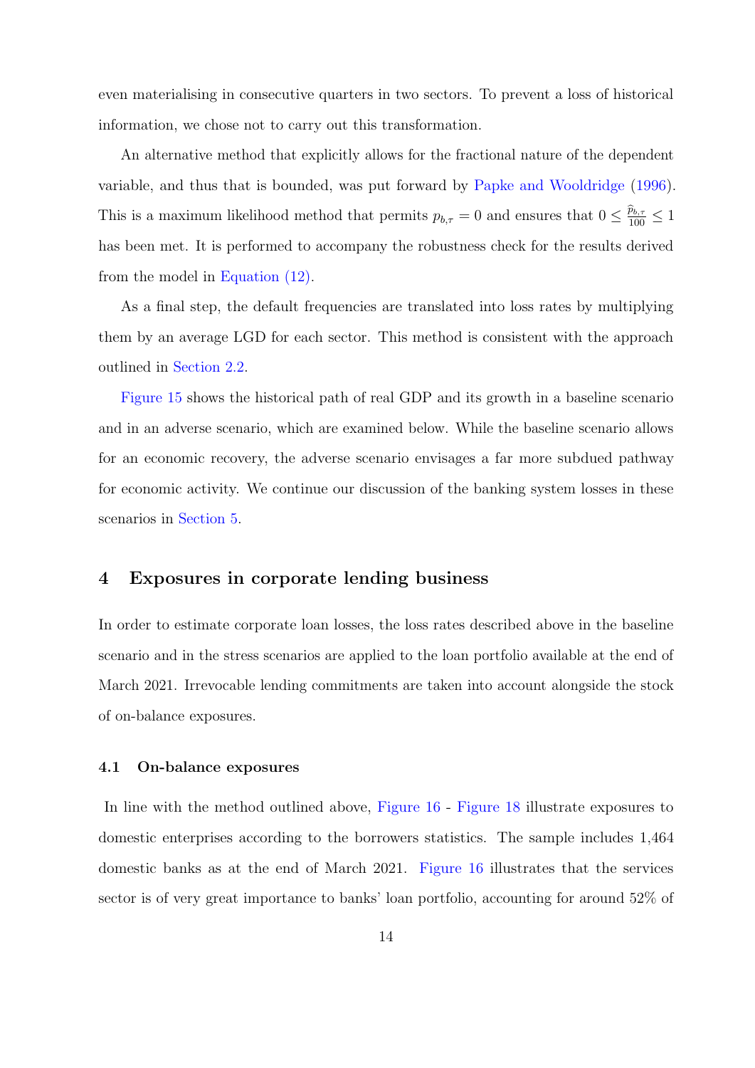even materialising in consecutive quarters in two sectors. To prevent a loss of historical information, we chose not to carry out this transformation.

An alternative method that explicitly allows for the fractional nature of the dependent variable, and thus that is bounded, was put forward by Papke and Wooldridge (1996). This is a maximum likelihood method that permits $p_{b,\tau} = 0$ and ensures that $0 \leq \frac{\widehat{p}_{b,\tau}}{100} \leq 1$ has been met. It is performed to accompany the robustness check for the results derived from the model in Equation (12).

As a final step, the default frequencies are translated into loss rates by multiplying them by an average LGD for each sector. This method is consistent with the approach outlined in Section 2.2.

Figure 15 shows the historical path of real GDP and its growth in a baseline scenario and in an adverse scenario, which are examined below. While the baseline scenario allows for an economic recovery, the adverse scenario envisages a far more subdued pathway for economic activity. We continue our discussion of the banking system losses in these scenarios in Section 5.

## 4 Exposures in corporate lending business

In order to estimate corporate loan losses, the loss rates described above in the baseline scenario and in the stress scenarios are applied to the loan portfolio available at the end of March 2021. Irrevocable lending commitments are taken into account alongside the stock of on-balance exposures.

### 4.1 On-balance exposures

In line with the method outlined above, Figure 16 - Figure 18 illustrate exposures to domestic enterprises according to the borrowers statistics. The sample includes 1,464 domestic banks as at the end of March 2021. Figure 16 illustrates that the services sector is of very great importance to banks' loan portfolio, accounting for around 52% of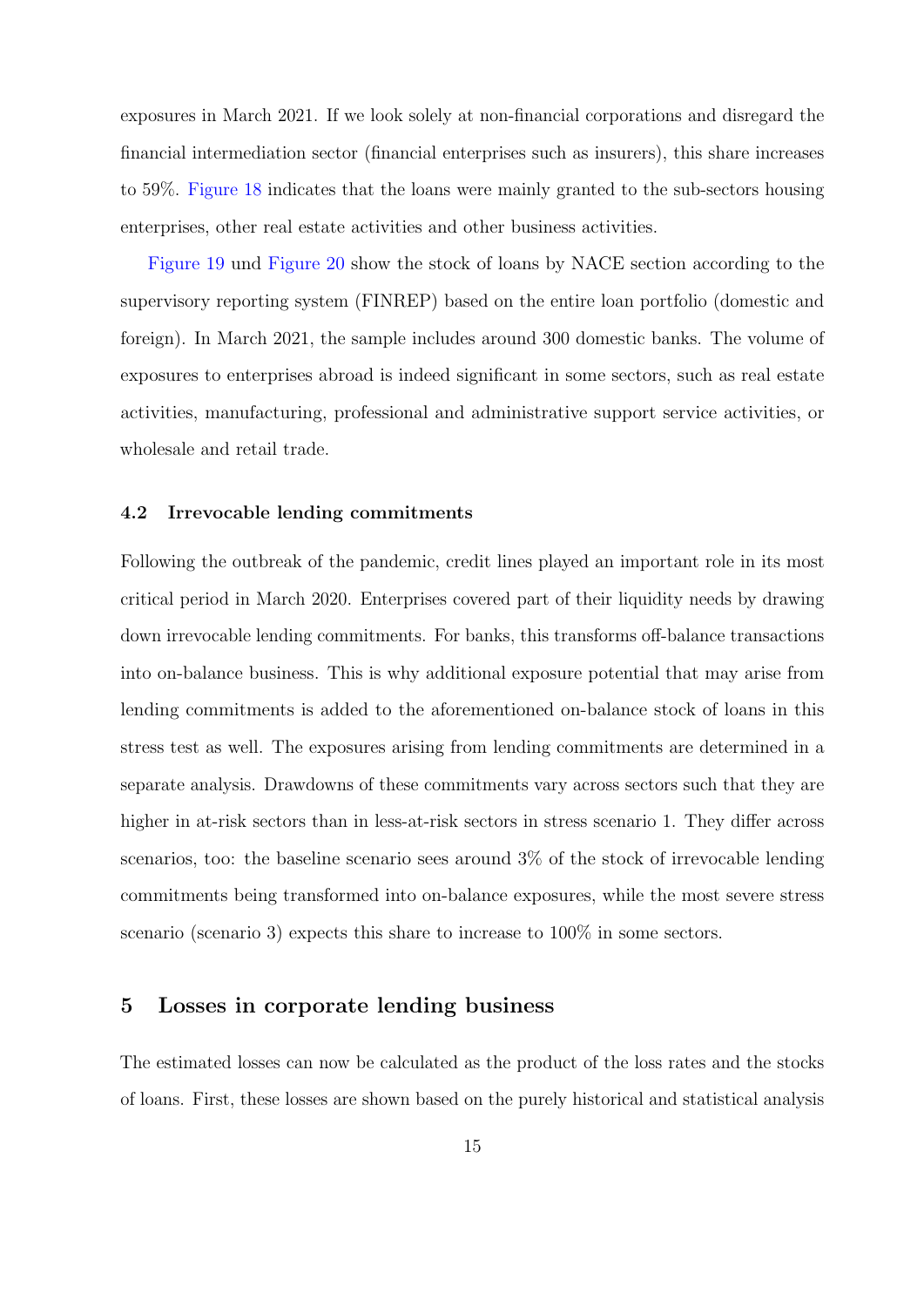exposures in March 2021. If we look solely at non-financial corporations and disregard the financial intermediation sector (financial enterprises such as insurers), this share increases to 59%. Figure 18 indicates that the loans were mainly granted to the sub-sectors housing enterprises, other real estate activities and other business activities.

Figure 19 und Figure 20 show the stock of loans by NACE section according to the supervisory reporting system (FINREP) based on the entire loan portfolio (domestic and foreign). In March 2021, the sample includes around 300 domestic banks. The volume of exposures to enterprises abroad is indeed significant in some sectors, such as real estate activities, manufacturing, professional and administrative support service activities, or wholesale and retail trade.

### 4.2 Irrevocable lending commitments

Following the outbreak of the pandemic, credit lines played an important role in its most critical period in March 2020. Enterprises covered part of their liquidity needs by drawing down irrevocable lending commitments. For banks, this transforms off-balance transactions into on-balance business. This is why additional exposure potential that may arise from lending commitments is added to the aforementioned on-balance stock of loans in this stress test as well. The exposures arising from lending commitments are determined in a separate analysis. Drawdowns of these commitments vary across sectors such that they are higher in at-risk sectors than in less-at-risk sectors in stress scenario 1. They differ across scenarios, too: the baseline scenario sees around 3% of the stock of irrevocable lending commitments being transformed into on-balance exposures, while the most severe stress scenario (scenario 3) expects this share to increase to 100% in some sectors.

## 5 Losses in corporate lending business

The estimated losses can now be calculated as the product of the loss rates and the stocks of loans. First, these losses are shown based on the purely historical and statistical analysis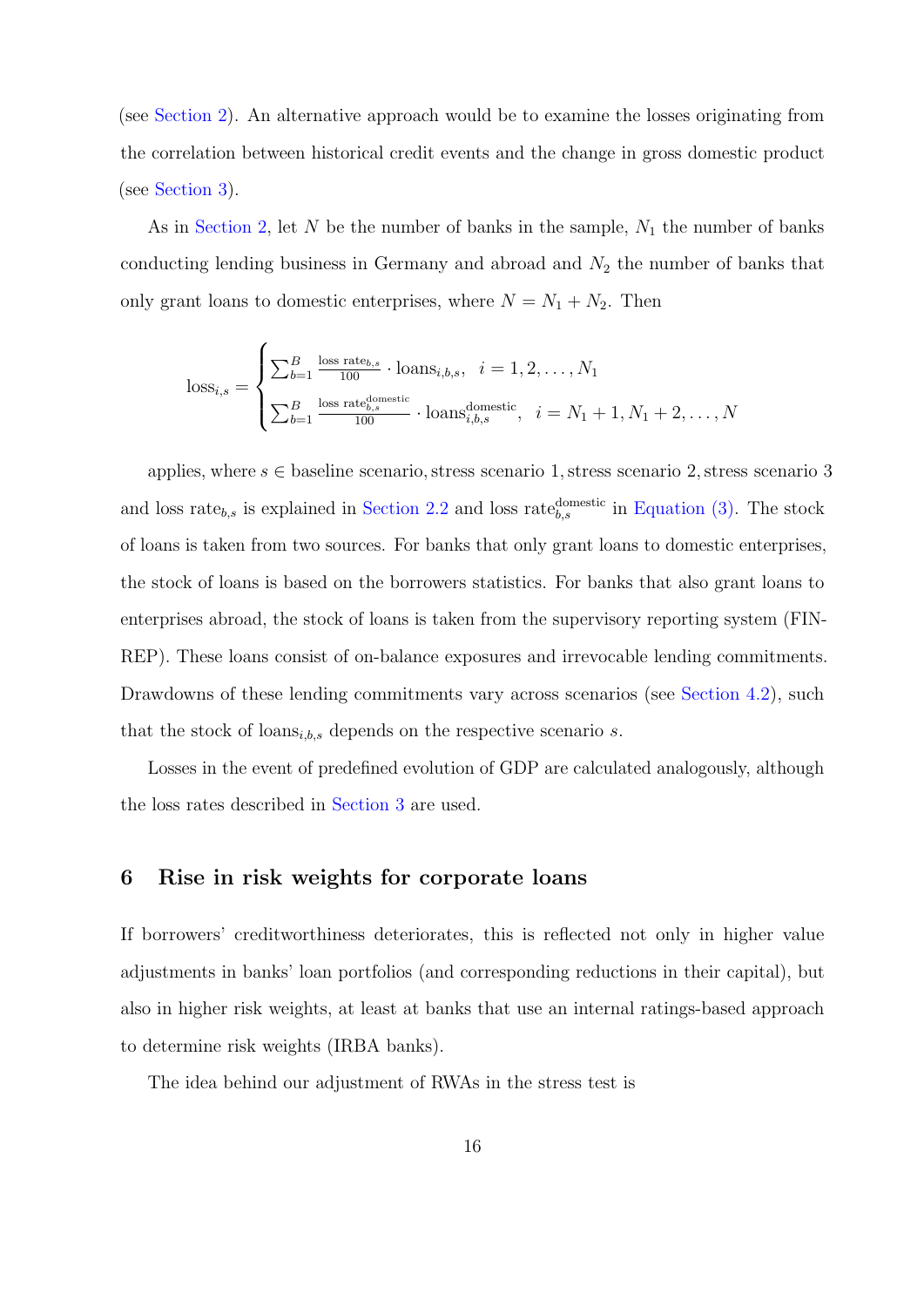(see Section 2). An alternative approach would be to examine the losses originating from the correlation between historical credit events and the change in gross domestic product (see Section 3).

As in Section 2, let $N$ be the number of banks in the sample, $N_1$ the number of banks conducting lending business in Germany and abroad and $N_2$ the number of banks that only grant loans to domestic enterprises, where $N = N_1 + N_2$. Then

$$\text{loss}_{i,s} = \begin{cases} \sum_{b=1}^{B} \frac{\text{loss rate}_{b,s}}{100} \cdot \text{loans}_{i,b,s}, & i = 1, 2, \ldots, N_1 \\ \sum_{b=1}^{B} \frac{\text{loss rate}_{b,s}^{\text{domestic}}}{100} \cdot \text{loans}_{i,b,s}^{\text{domestic}}, & i = N_1 + 1, N_1 + 2, \ldots, N \end{cases}$$

applies, where $s \in$ baseline scenario, stress scenario 1, stress scenario 2, stress scenario 3 and loss $\text{rate}_{b,s}$ is explained in Section 2.2 and loss $\text{rate}_{b,s}^{\text{domestic}}$ in Equation (3). The stock of loans is taken from two sources. For banks that only grant loans to domestic enterprises, the stock of loans is based on the borrowers statistics. For banks that also grant loans to enterprises abroad, the stock of loans is taken from the supervisory reporting system (FINREP). These loans consist of on-balance exposures and irrevocable lending commitments. Drawdowns of these lending commitments vary across scenarios (see Section 4.2), such that the stock of $\text{loans}_{i,b,s}$ depends on the respective scenario $s$.

Losses in the event of predefined evolution of GDP are calculated analogously, although the loss rates described in Section 3 are used.

## 6 Rise in risk weights for corporate loans

If borrowers' creditworthiness deteriorates, this is reflected not only in higher value adjustments in banks' loan portfolios (and corresponding reductions in their capital), but also in higher risk weights, at least at banks that use an internal ratings-based approach to determine risk weights (IRBA banks).

The idea behind our adjustment of RWAs in the stress test is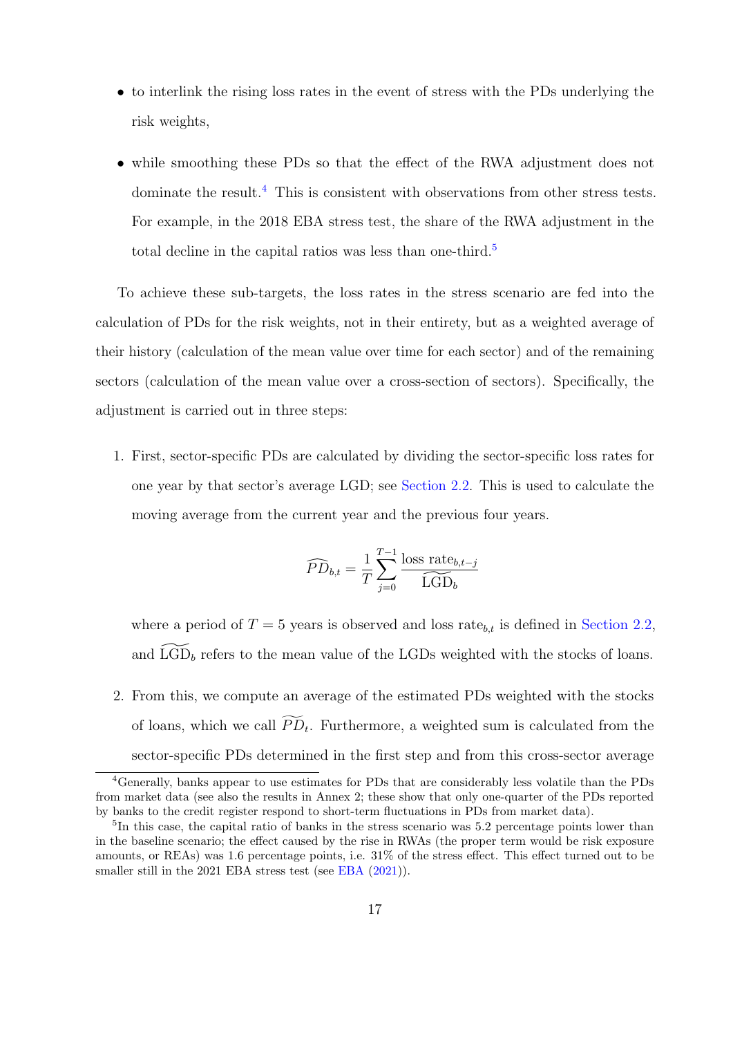- to interlink the rising loss rates in the event of stress with the PDs underlying the risk weights,
- while smoothing these PDs so that the effect of the RWA adjustment does not dominate the result.[4] This is consistent with observations from other stress tests. For example, in the 2018 EBA stress test, the share of the RWA adjustment in the total decline in the capital ratios was less than one-third.[5]

To achieve these sub-targets, the loss rates in the stress scenario are fed into the calculation of PDs for the risk weights, not in their entirety, but as a weighted average of their history (calculation of the mean value over time for each sector) and of the remaining sectors (calculation of the mean value over a cross-section of sectors). Specifically, the adjustment is carried out in three steps:

1. First, sector-specific PDs are calculated by dividing the sector-specific loss rates for one year by that sector's average LGD; see Section 2.2. This is used to calculate the moving average from the current year and the previous four years.

$$\widehat{PD}_{b,t} = \frac{1}{T} \sum_{j=0}^{T-1} \frac{\text{loss rate}_{b,t-j}}{\widetilde{\text{LGD}}_b}$$

   where a period of $T = 5$ years is observed and loss $\text{rate}_{b,t}$ is defined in Section 2.2, and $\widetilde{\text{LGD}}_b$ refers to the mean value of the LGDs weighted with the stocks of loans.

2. From this, we compute an average of the estimated PDs weighted with the stocks of loans, which we call $\widetilde{PD}_t$. Furthermore, a weighted sum is calculated from the sector-specific PDs determined in the first step and from this cross-sector average

---

[4] Generally, banks appear to use estimates for PDs that are considerably less volatile than the PDs from market data (see also the results in Annex 2; these show that only one-quarter of the PDs reported by banks to the credit register respond to short-term fluctuations in PDs from market data).

[5] In this case, the capital ratio of banks in the stress scenario was 5.2 percentage points lower than in the baseline scenario; the effect caused by the rise in RWAs (the proper term would be risk exposure amounts, or REAs) was 1.6 percentage points, i.e. 31% of the stress effect. This effect turned out to be smaller still in the 2021 EBA stress test (see EBA (2021)).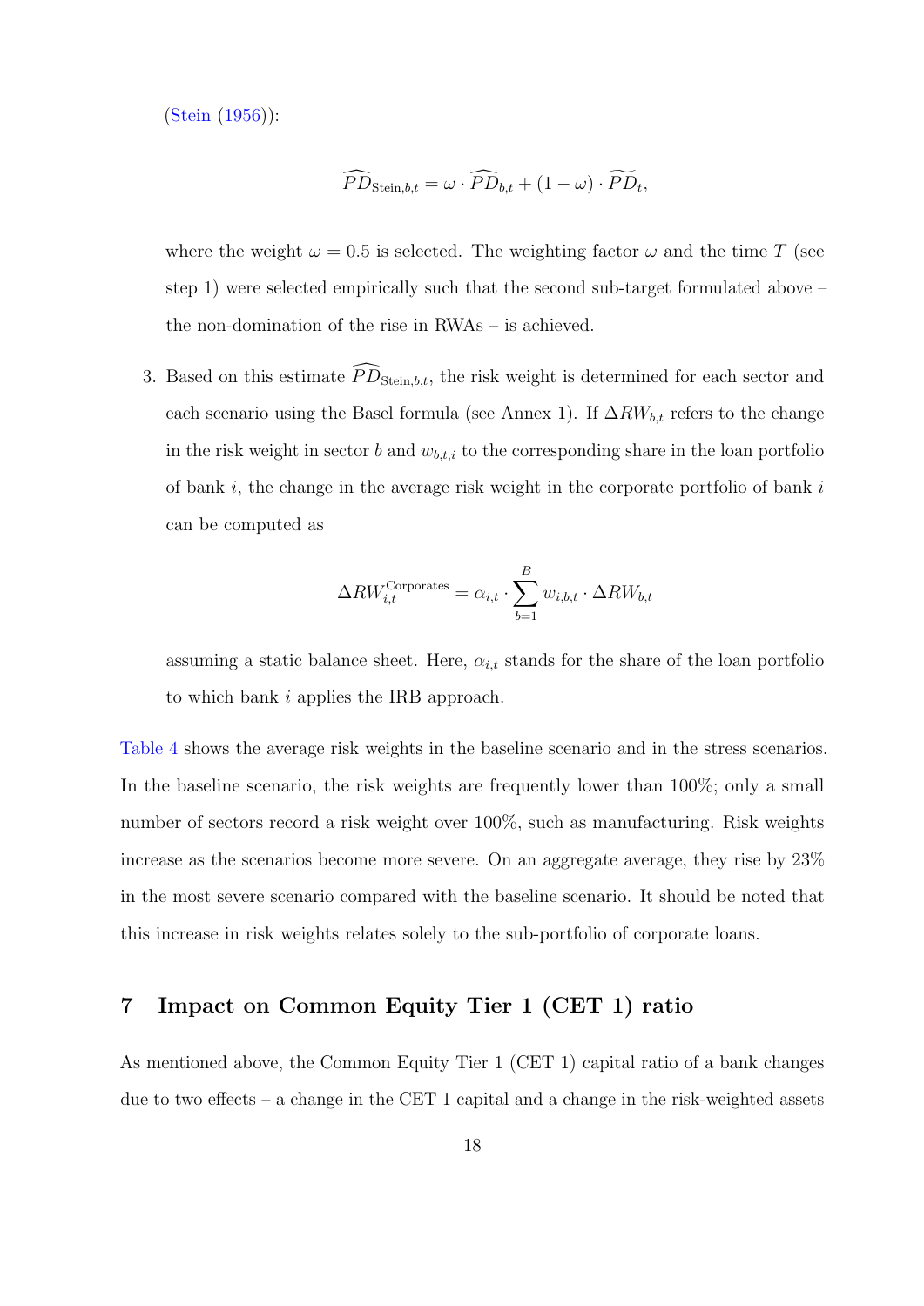(Stein (1956)):

$$\widehat{PD}_{\text{Stein},b,t} = \omega \cdot \widehat{PD}_{b,t} + (1 - \omega) \cdot \widetilde{PD}_t,$$

where the weight $\omega = 0.5$ is selected. The weighting factor $\omega$ and the time $T$ (see step 1) were selected empirically such that the second sub-target formulated above – the non-domination of the rise in RWAs – is achieved.

3. Based on this estimate $\widehat{PD}_{\text{Stein},b,t}$, the risk weight is determined for each sector and each scenario using the Basel formula (see Annex 1). If $\Delta RW_{b,t}$ refers to the change in the risk weight in sector $b$ and $w_{b,t,i}$ to the corresponding share in the loan portfolio of bank $i$, the change in the average risk weight in the corporate portfolio of bank $i$ can be computed as

$$\Delta RW_{i,t}^{\text{Corporates}} = \alpha_{i,t} \cdot \sum_{b=1}^{B} w_{i,b,t} \cdot \Delta RW_{b,t}$$

assuming a static balance sheet. Here, $\alpha_{i,t}$ stands for the share of the loan portfolio to which bank $i$ applies the IRB approach.

Table 4 shows the average risk weights in the baseline scenario and in the stress scenarios. In the baseline scenario, the risk weights are frequently lower than 100%; only a small number of sectors record a risk weight over 100%, such as manufacturing. Risk weights increase as the scenarios become more severe. On an aggregate average, they rise by 23% in the most severe scenario compared with the baseline scenario. It should be noted that this increase in risk weights relates solely to the sub-portfolio of corporate loans.

## 7 Impact on Common Equity Tier 1 (CET 1) ratio

As mentioned above, the Common Equity Tier 1 (CET 1) capital ratio of a bank changes due to two effects – a change in the CET 1 capital and a change in the risk-weighted assets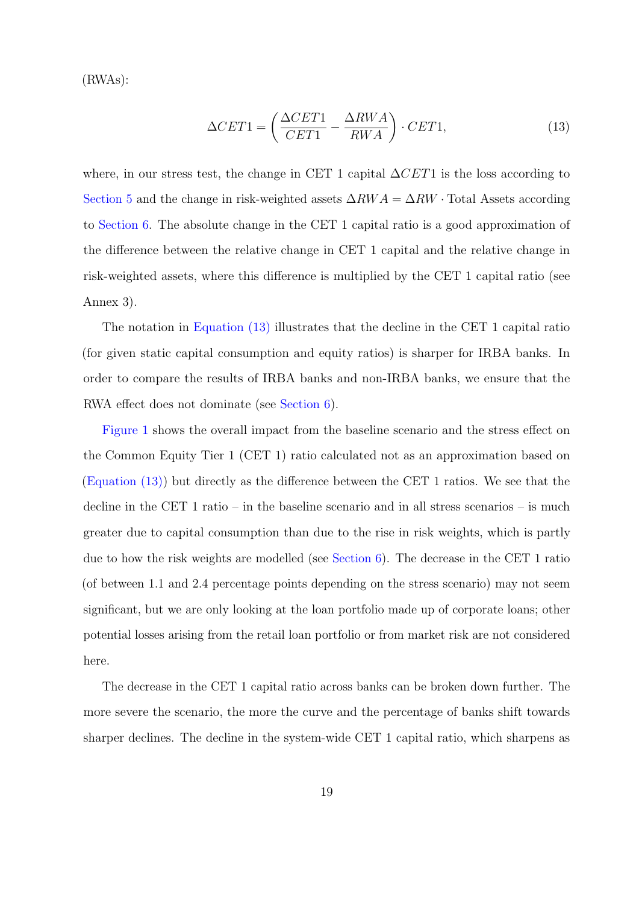(RWAs):

$$\Delta CET1 = \left( \frac{\Delta CET1}{CET1} - \frac{\Delta RWA}{RWA} \right) \cdot CET1, \tag{13}$$

where, in our stress test, the change in CET 1 capital $\Delta CET1$ is the loss according to Section 5 and the change in risk-weighted assets $\Delta RWA = \Delta RW \cdot \text{Total Assets}$ according to Section 6. The absolute change in the CET 1 capital ratio is a good approximation of the difference between the relative change in CET 1 capital and the relative change in risk-weighted assets, where this difference is multiplied by the CET 1 capital ratio (see Annex 3).

The notation in Equation (13) illustrates that the decline in the CET 1 capital ratio (for given static capital consumption and equity ratios) is sharper for IRBA banks. In order to compare the results of IRBA banks and non-IRBA banks, we ensure that the RWA effect does not dominate (see Section 6).

Figure 1 shows the overall impact from the baseline scenario and the stress effect on the Common Equity Tier 1 (CET 1) ratio calculated not as an approximation based on (Equation (13)) but directly as the difference between the CET 1 ratios. We see that the decline in the CET 1 ratio – in the baseline scenario and in all stress scenarios – is much greater due to capital consumption than due to the rise in risk weights, which is partly due to how the risk weights are modelled (see Section 6). The decrease in the CET 1 ratio (of between 1.1 and 2.4 percentage points depending on the stress scenario) may not seem significant, but we are only looking at the loan portfolio made up of corporate loans; other potential losses arising from the retail loan portfolio or from market risk are not considered here.

The decrease in the CET 1 capital ratio across banks can be broken down further. The more severe the scenario, the more the curve and the percentage of banks shift towards sharper declines. The decline in the system-wide CET 1 capital ratio, which sharpens as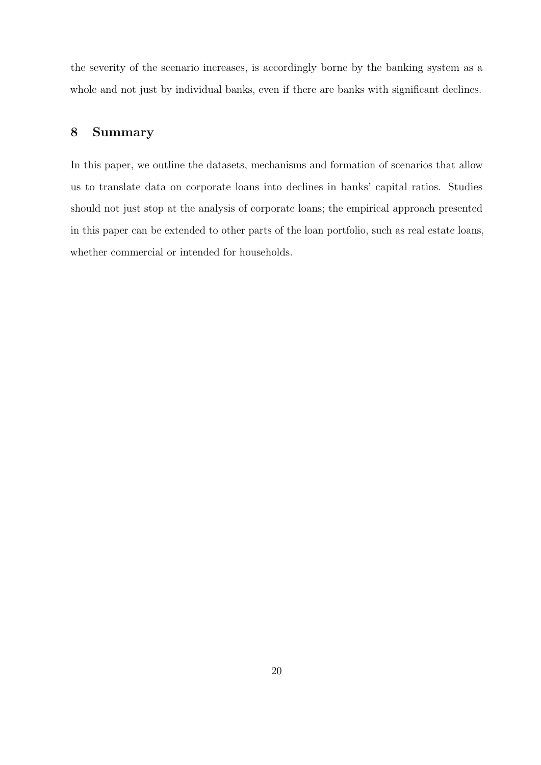the severity of the scenario increases, is accordingly borne by the banking system as a whole and not just by individual banks, even if there are banks with significant declines.

## 8 Summary

In this paper, we outline the datasets, mechanisms and formation of scenarios that allow us to translate data on corporate loans into declines in banks' capital ratios. Studies should not just stop at the analysis of corporate loans; the empirical approach presented in this paper can be extended to other parts of the loan portfolio, such as real estate loans, whether commercial or intended for households.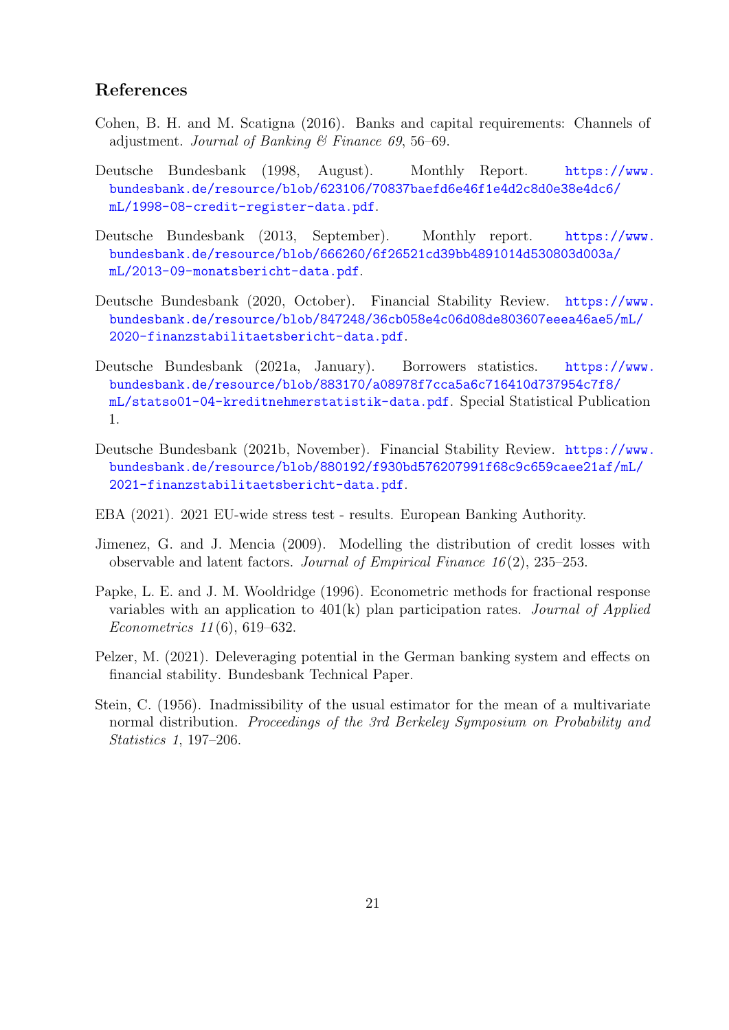## References

Cohen, B. H. and M. Scatigna (2016). Banks and capital requirements: Channels of adjustment. *Journal of Banking & Finance 69*, 56–69.

Deutsche Bundesbank (1998, August). Monthly Report. https://www.bundesbank.de/resource/blob/623106/70837baefd6e46f1e4d2c8d0e38e4dc6/mL/1998-08-credit-register-data.pdf.

Deutsche Bundesbank (2013, September). Monthly report. https://www.bundesbank.de/resource/blob/666260/6f26521cd39bb4891014d530803d003a/mL/2013-09-monatsbericht-data.pdf.

Deutsche Bundesbank (2020, October). Financial Stability Review. https://www.bundesbank.de/resource/blob/847248/36cb058e4c06d08de803607eeea46ae5/mL/2020-finanzstabilitaetsbericht-data.pdf.

Deutsche Bundesbank (2021a, January). Borrowers statistics. https://www.bundesbank.de/resource/blob/883170/a08978f7cca5a6c716410d737954c7f8/mL/statso01-04-kreditnehmerstatistik-data.pdf. Special Statistical Publication 1.

Deutsche Bundesbank (2021b, November). Financial Stability Review. https://www.bundesbank.de/resource/blob/880192/f930bd576207991f68c9c659caee21af/mL/2021-finanzstabilitaetsbericht-data.pdf.

EBA (2021). 2021 EU-wide stress test - results. European Banking Authority.

Jimenez, G. and J. Mencia (2009). Modelling the distribution of credit losses with observable and latent factors. *Journal of Empirical Finance 16*(2), 235–253.

Papke, L. E. and J. M. Wooldridge (1996). Econometric methods for fractional response variables with an application to 401(k) plan participation rates. *Journal of Applied Econometrics 11*(6), 619–632.

Pelzer, M. (2021). Deleveraging potential in the German banking system and effects on financial stability. Bundesbank Technical Paper.

Stein, C. (1956). Inadmissibility of the usual estimator for the mean of a multivariate normal distribution. *Proceedings of the 3rd Berkeley Symposium on Probability and Statistics 1*, 197–206.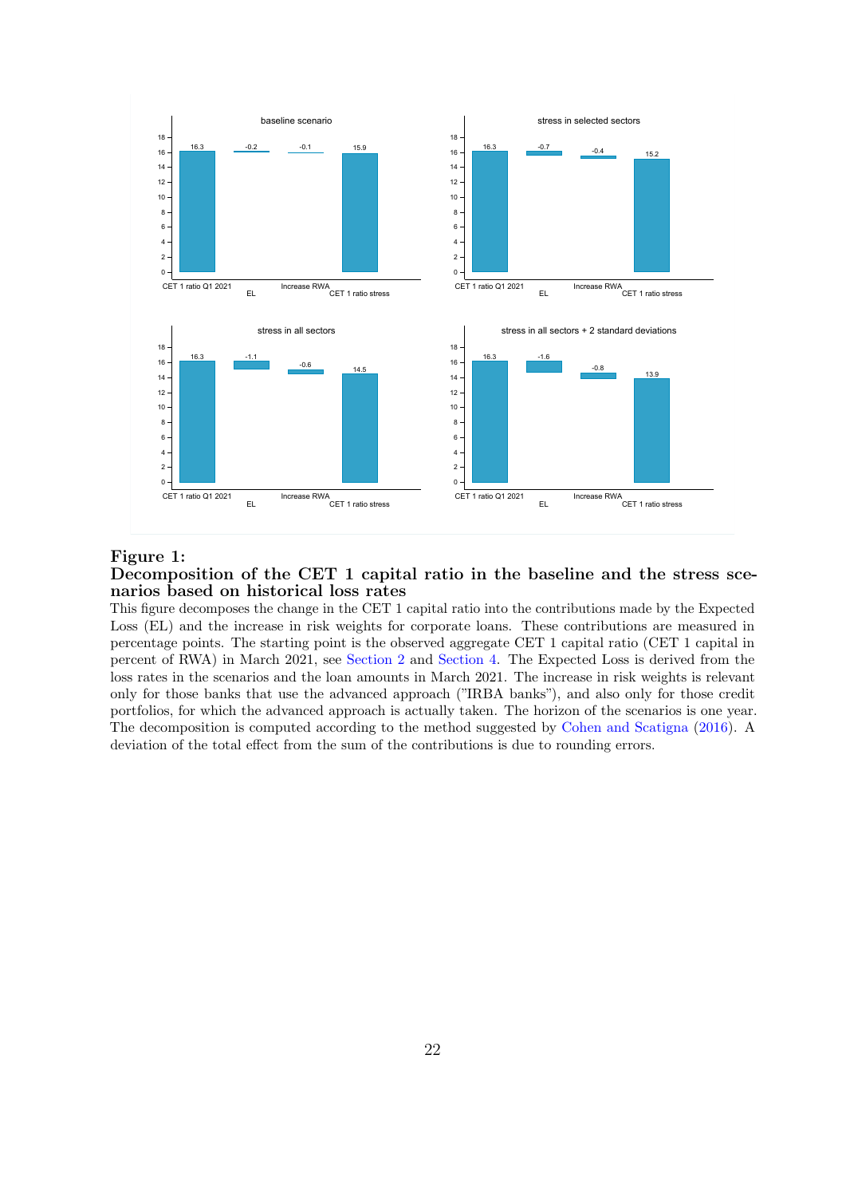**Figure 1:**
**Decomposition of the CET 1 capital ratio in the baseline and the stress scenarios based on historical loss rates**

This figure decomposes the change in the CET 1 capital ratio into the contributions made by the Expected Loss (EL) and the increase in risk weights for corporate loans. These contributions are measured in percentage points. The starting point is the observed aggregate CET 1 capital ratio (CET 1 capital in percent of RWA) in March 2021, see Section 2 and Section 4. The Expected Loss is derived from the loss rates in the scenarios and the loan amounts in March 2021. The increase in risk weights is relevant only for those banks that use the advanced approach ("IRBA banks"), and also only for those credit portfolios, for which the advanced approach is actually taken. The horizon of the scenarios is one year. The decomposition is computed according to the method suggested by Cohen and Scatigna (2016). A deviation of the total effect from the sum of the contributions is due to rounding errors.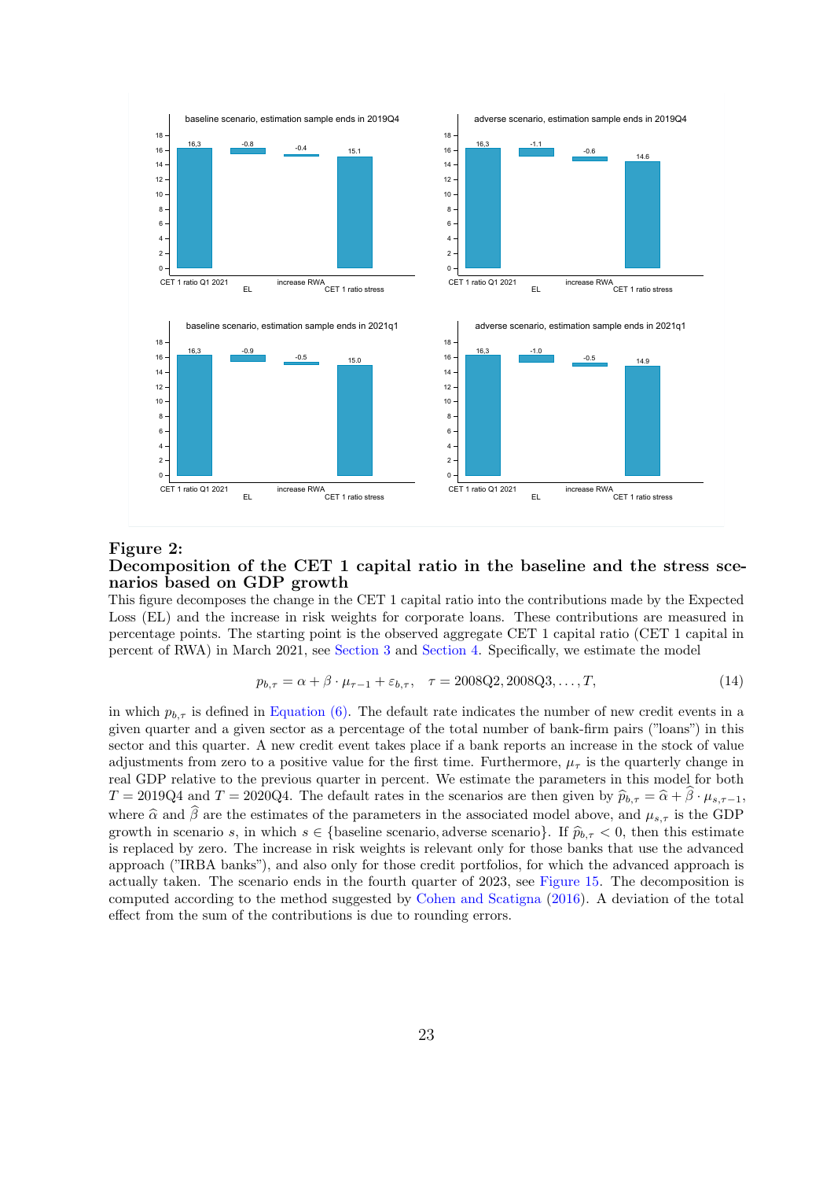**Figure 2:**

## Decomposition of the CET 1 capital ratio in the baseline and the stress scenarios based on GDP growth

This figure decomposes the change in the CET 1 capital ratio into the contributions made by the Expected Loss (EL) and the increase in risk weights for corporate loans. These contributions are measured in percentage points. The starting point is the observed aggregate CET 1 capital ratio (CET 1 capital in percent of RWA) in March 2021, see Section 3 and Section 4. Specifically, we estimate the model

$$p_{b,\tau} = \alpha + \beta \cdot \mu_{\tau-1} + \varepsilon_{b,\tau}, \quad \tau = 2008Q2, 2008Q3, \ldots, T, \tag{14}$$

in which $p_{b,\tau}$ is defined in Equation (6). The default rate indicates the number of new credit events in a given quarter and a given sector as a percentage of the total number of bank-firm pairs ("loans") in this sector and this quarter. A new credit event takes place if a bank reports an increase in the stock of value adjustments from zero to a positive value for the first time. Furthermore, $\mu_\tau$ is the quarterly change in real GDP relative to the previous quarter in percent. We estimate the parameters in this model for both $T = 2019Q4$ and $T = 2020Q4$. The default rates in the scenarios are then given by $\widehat{p}_{b,\tau} = \widehat{\alpha} + \widehat{\beta} \cdot \mu_{s,\tau-1}$, where $\widehat{\alpha}$ and $\widehat{\beta}$ are the estimates of the parameters in the associated model above, and $\mu_{s,\tau}$ is the GDP growth in scenario $s$, in which $s \in \{\text{baseline scenario}, \text{adverse scenario}\}$. If $\widehat{p}_{b,\tau} < 0$, then this estimate is replaced by zero. The increase in risk weights is relevant only for those banks that use the advanced approach ("IRBA banks"), and also only for those credit portfolios, for which the advanced approach is actually taken. The scenario ends in the fourth quarter of 2023, see Figure 15. The decomposition is computed according to the method suggested by Cohen and Scatigna (2016). A deviation of the total effect from the sum of the contributions is due to rounding errors.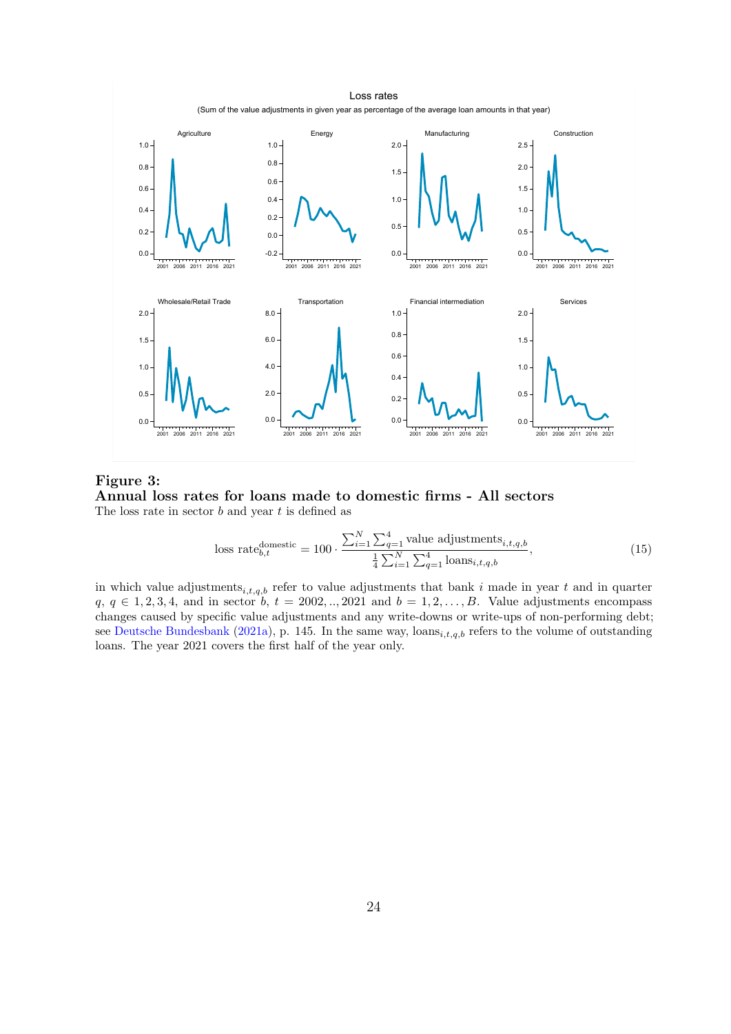**Figure 3:**
**Annual loss rates for loans made to domestic firms - All sectors**
The loss rate in sector $b$ and year $t$ is defined as

$$\text{loss rate}^{\text{domestic}}_{b,t} = 100 \cdot \frac{\sum_{i=1}^{N} \sum_{q=1}^{4} \text{value adjustments}_{i,t,q,b}}{\frac{1}{4} \sum_{i=1}^{N} \sum_{q=1}^{4} \text{loans}_{i,t,q,b}}, \tag{15}$$

in which value adjustments$_{i,t,q,b}$ refer to value adjustments that bank $i$ made in year $t$ and in quarter $q$, $q \in 1, 2, 3, 4$, and in sector $b$, $t = 2002, .., 2021$ and $b = 1, 2, \ldots, B$. Value adjustments encompass changes caused by specific value adjustments and any write-downs or write-ups of non-performing debt; see Deutsche Bundesbank (2021a), p. 145. In the same way, loans$_{i,t,q,b}$ refers to the volume of outstanding loans. The year 2021 covers the first half of the year only.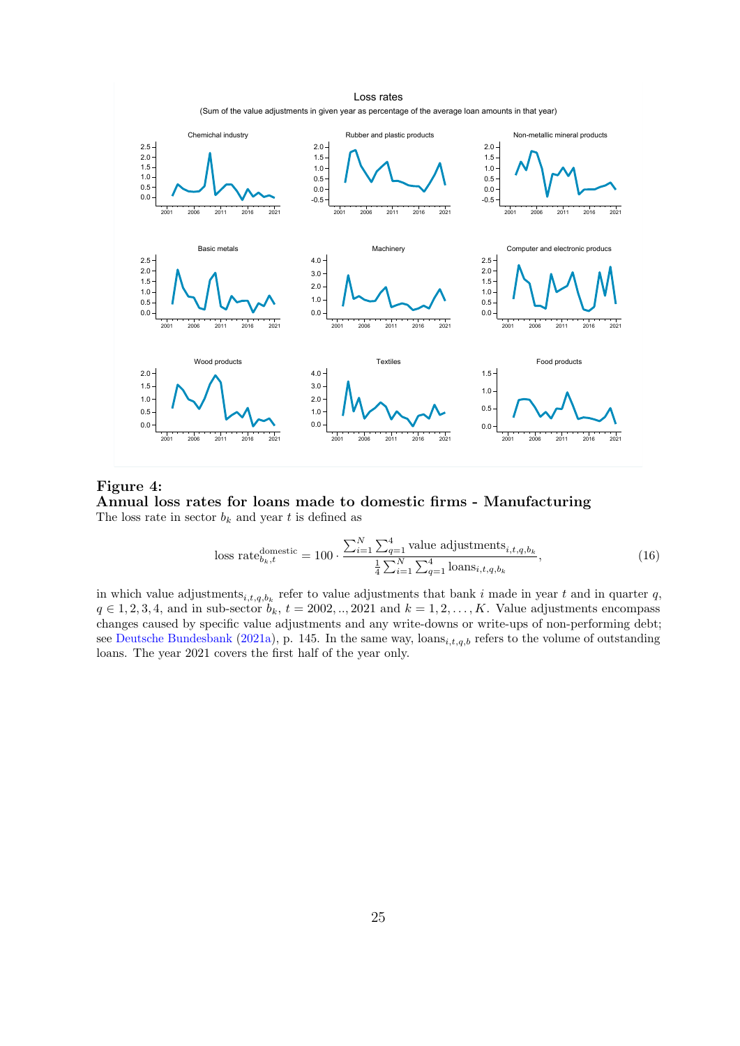**Figure 4:**
**Annual loss rates for loans made to domestic firms - Manufacturing**
The loss rate in sector $b_k$ and year $t$ is defined as

$$\text{loss rate}_{b_k,t}^{\text{domestic}} = 100 \cdot \frac{\sum_{i=1}^{N} \sum_{q=1}^{4} \text{value adjustments}_{i,t,q,b_k}}{\frac{1}{4} \sum_{i=1}^{N} \sum_{q=1}^{4} \text{loans}_{i,t,q,b_k}}, \tag{16}$$

in which value adjustments$_{i,t,q,b_k}$ refer to value adjustments that bank $i$ made in year $t$ and in quarter $q$, $q \in 1, 2, 3, 4$, and in sub-sector $b_k$, $t = 2002, .., 2021$ and $k = 1, 2, \ldots, K$. Value adjustments encompass changes caused by specific value adjustments and any write-downs or write-ups of non-performing debt; see Deutsche Bundesbank (2021a), p. 145. In the same way, loans$_{i,t,q,b}$ refers to the volume of outstanding loans. The year 2021 covers the first half of the year only.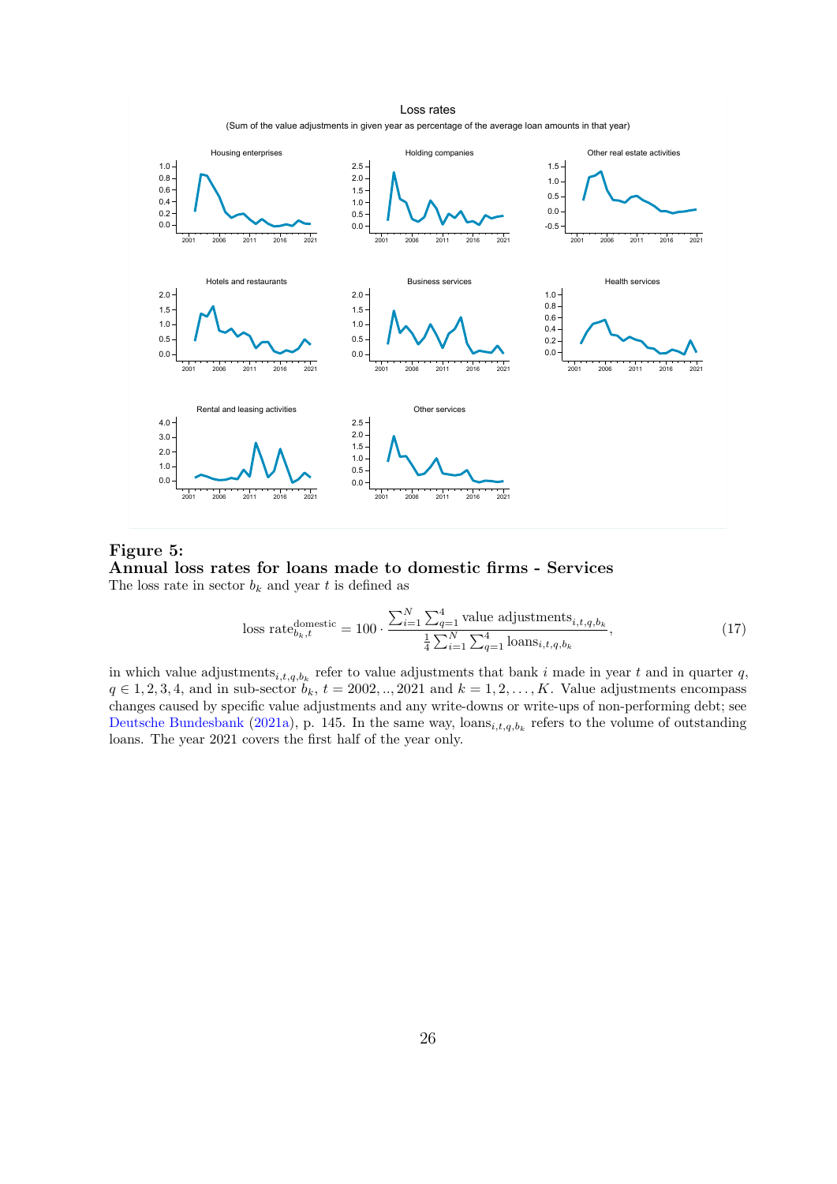**Figure 5:**
**Annual loss rates for loans made to domestic firms - Services**
The loss rate in sector $b_k$ and year $t$ is defined as

$$\text{loss rate}_{b_k,t}^{\text{domestic}} = 100 \cdot \frac{\sum_{i=1}^{N} \sum_{q=1}^{4} \text{value adjustments}_{i,t,q,b_k}}{\frac{1}{4} \sum_{i=1}^{N} \sum_{q=1}^{4} \text{loans}_{i,t,q,b_k}}, \tag{17}$$

in which value adjustments$_{i,t,q,b_k}$ refer to value adjustments that bank $i$ made in year $t$ and in quarter $q$, $q \in 1, 2, 3, 4$, and in sub-sector $b_k$, $t = 2002, .., 2021$ and $k = 1, 2, \ldots, K$. Value adjustments encompass changes caused by specific value adjustments and any write-downs or write-ups of non-performing debt; see Deutsche Bundesbank (2021a), p. 145. In the same way, loans$_{i,t,q,b_k}$ refers to the volume of outstanding loans. The year 2021 covers the first half of the year only.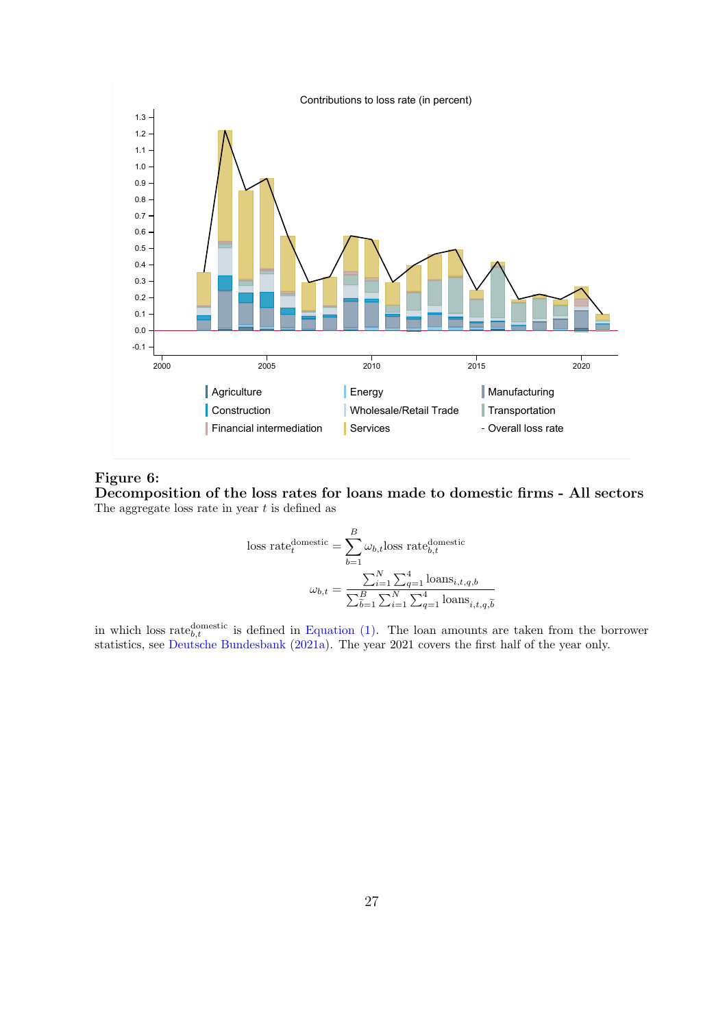**Figure 6:**
**Decomposition of the loss rates for loans made to domestic firms - All sectors**
The aggregate loss rate in year $t$ is defined as

$$\text{loss rate}_t^{\text{domestic}} = \sum_{b=1}^{B} \omega_{b,t} \text{loss rate}_{b,t}^{\text{domestic}}$$

$$\omega_{b,t} = \frac{\sum_{i=1}^{N} \sum_{q=1}^{4} \text{loans}_{i,t,q,b}}{\sum_{\tilde{b}=1}^{B} \sum_{i=1}^{N} \sum_{q=1}^{4} \text{loans}_{i,t,q,\tilde{b}}}$$

in which loss $\text{rate}_{b,t}^{\text{domestic}}$ is defined in Equation (1). The loan amounts are taken from the borrower statistics, see Deutsche Bundesbank (2021a). The year 2021 covers the first half of the year only.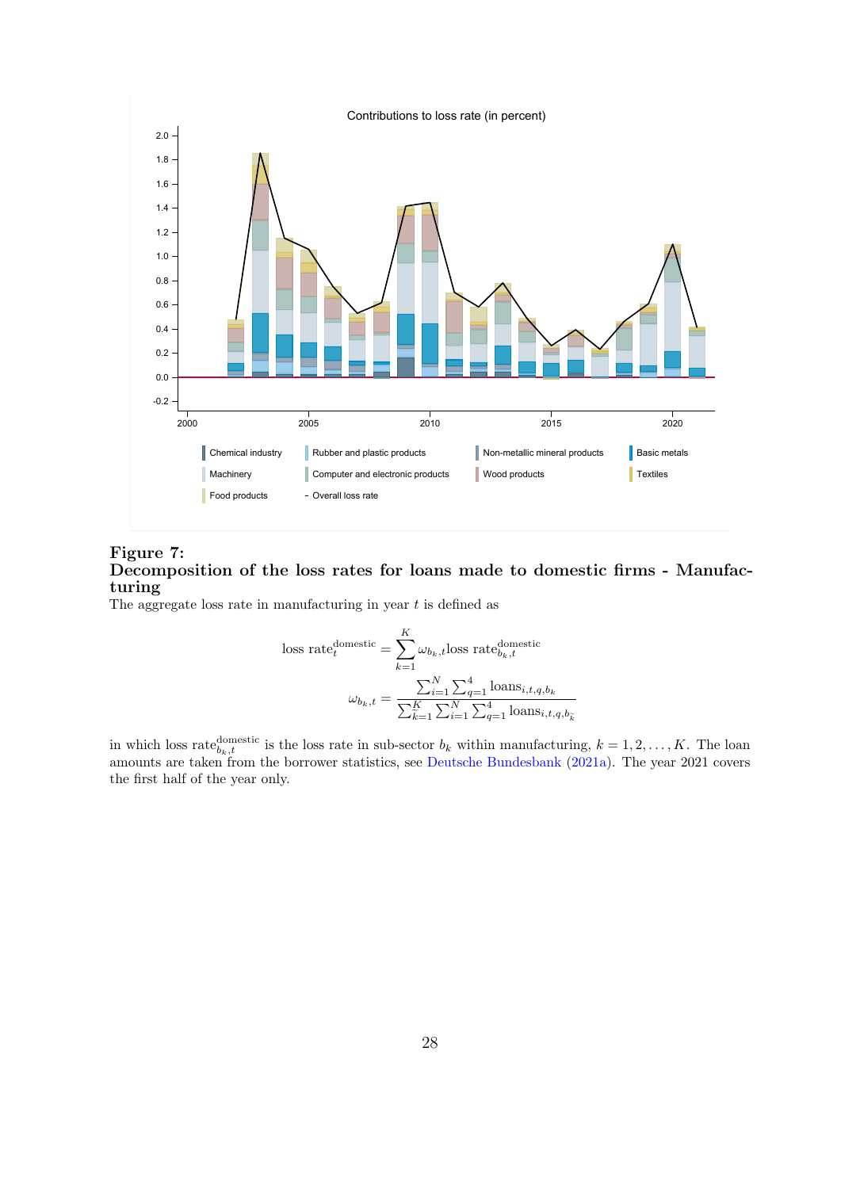Contributions to loss rate (in percent)

Chemical industry | Rubber and plastic products | Non-metallic mineral products | Basic metals | Machinery | Computer and electronic products | Wood products | Textiles | Food products | Overall loss rate

**Figure 7:**
**Decomposition of the loss rates for loans made to domestic firms - Manufacturing**

The aggregate loss rate in manufacturing in year $t$ is defined as

$$\text{loss rate}_t^{\text{domestic}} = \sum_{k=1}^{K} \omega_{b_k,t} \text{loss rate}_{b_k,t}^{\text{domestic}}$$

$$\omega_{b_k,t} = \frac{\sum_{i=1}^{N} \sum_{q=1}^{4} \text{loans}_{i,t,q,b_k}}{\sum_{\tilde{k}=1}^{K} \sum_{i=1}^{N} \sum_{q=1}^{4} \text{loans}_{i,t,q,b_{\tilde{k}}}}$$

in which loss $\text{rate}_{b_k,t}^{\text{domestic}}$ is the loss rate in sub-sector $b_k$ within manufacturing, $k = 1, 2, \ldots, K$. The loan amounts are taken from the borrower statistics, see Deutsche Bundesbank (2021a). The year 2021 covers the first half of the year only.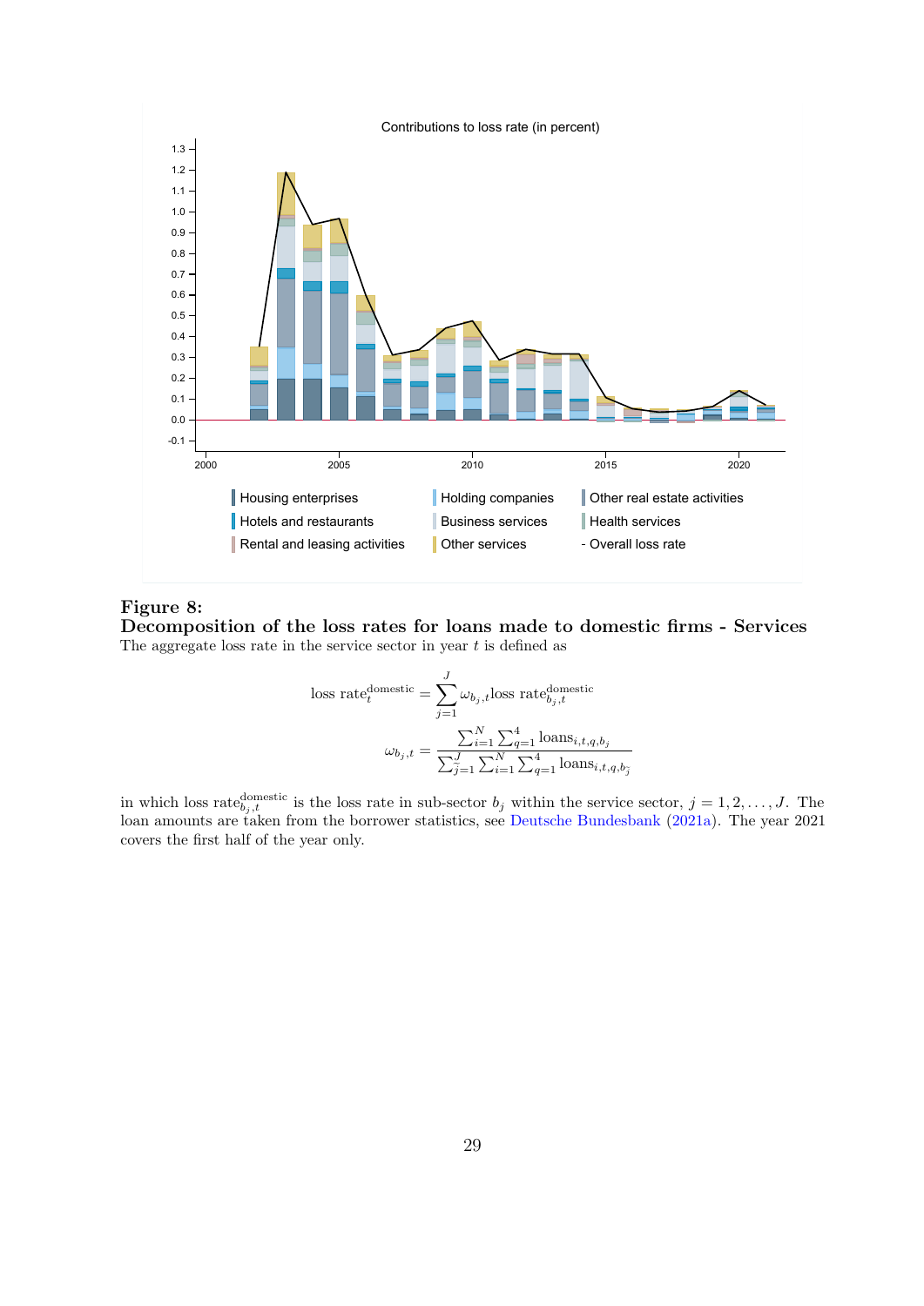Contributions to loss rate (in percent)

Housing enterprises | Holding companies | Other real estate activities
Hotels and restaurants | Business services | Health services
Rental and leasing activities | Other services | - Overall loss rate

**Figure 8:**
**Decomposition of the loss rates for loans made to domestic firms - Services**
The aggregate loss rate in the service sector in year $t$ is defined as

$$\text{loss rate}_t^{\text{domestic}} = \sum_{j=1}^{J} \omega_{b_j,t} \text{loss rate}_{b_j,t}^{\text{domestic}}$$

$$\omega_{b_j,t} = \frac{\sum_{i=1}^{N} \sum_{q=1}^{4} \text{loans}_{i,t,q,b_j}}{\sum_{\tilde{j}=1}^{J} \sum_{i=1}^{N} \sum_{q=1}^{4} \text{loans}_{i,t,q,b_{\tilde{j}}}}$$

in which loss rate$_{b_j,t}^{\text{domestic}}$ is the loss rate in sub-sector $b_j$ within the service sector, $j = 1, 2, \ldots, J$. The loan amounts are taken from the borrower statistics, see Deutsche Bundesbank (2021a). The year 2021 covers the first half of the year only.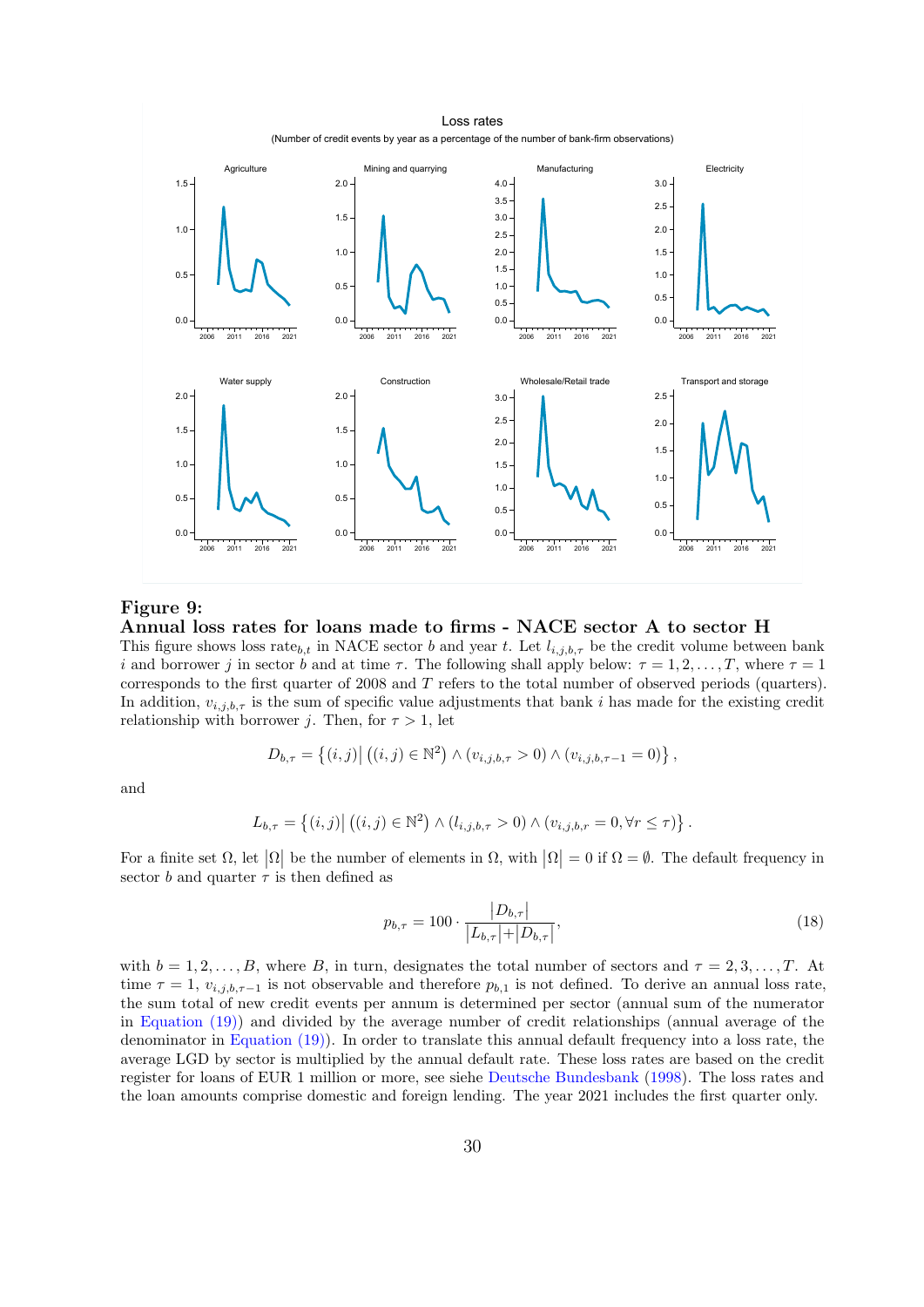## Figure 9:
## Annual loss rates for loans made to firms - NACE sector A to sector H

This figure shows loss rate$_{b,t}$ in NACE sector $b$ and year $t$. Let $l_{i,j,b,\tau}$ be the credit volume between bank $i$ and borrower $j$ in sector $b$ and at time $\tau$. The following shall apply below: $\tau = 1, 2, \ldots, T$, where $\tau = 1$ corresponds to the first quarter of 2008 and $T$ refers to the total number of observed periods (quarters). In addition, $v_{i,j,b,\tau}$ is the sum of specific value adjustments that bank $i$ has made for the existing credit relationship with borrower $j$. Then, for $\tau > 1$, let

$$D_{b,\tau} = \left\{(i,j) \middle| \left((i,j) \in \mathbb{N}^2\right) \wedge (v_{i,j,b,\tau} > 0) \wedge (v_{i,j,b,\tau-1} = 0)\right\},$$

and

$$L_{b,\tau} = \left\{(i,j) \middle| \left((i,j) \in \mathbb{N}^2\right) \wedge (l_{i,j,b,\tau} > 0) \wedge (v_{i,j,b,r} = 0, \forall r \leq \tau)\right\}.$$

For a finite set $\Omega$, let $|\Omega|$ be the number of elements in $\Omega$, with $|\Omega| = 0$ if $\Omega = \emptyset$. The default frequency in sector $b$ and quarter $\tau$ is then defined as

$$p_{b,\tau} = 100 \cdot \frac{|D_{b,\tau}|}{|L_{b,\tau}| + |D_{b,\tau}|}, \tag{18}$$

with $b = 1, 2, \ldots, B$, where $B$, in turn, designates the total number of sectors and $\tau = 2, 3, \ldots, T$. At time $\tau = 1$, $v_{i,j,b,\tau-1}$ is not observable and therefore $p_{b,1}$ is not defined. To derive an annual loss rate, the sum total of new credit events per annum is determined per sector (annual sum of the numerator in Equation (19)) and divided by the average number of credit relationships (annual average of the denominator in Equation (19)). In order to translate this annual default frequency into a loss rate, the average LGD by sector is multiplied by the annual default rate. These loss rates are based on the credit register for loans of EUR 1 million or more, see siehe Deutsche Bundesbank (1998). The loss rates and the loan amounts comprise domestic and foreign lending. The year 2021 includes the first quarter only.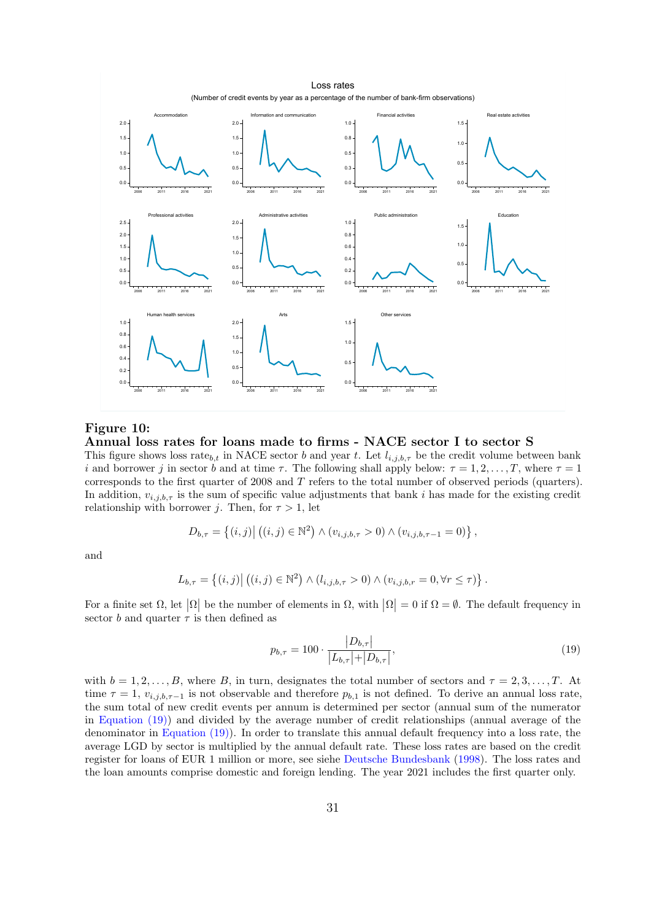**Figure 10:**
**Annual loss rates for loans made to firms - NACE sector I to sector S**

This figure shows loss rate$_{b,t}$ in NACE sector $b$ and year $t$. Let $l_{i,j,b,\tau}$ be the credit volume between bank $i$ and borrower $j$ in sector $b$ and at time $\tau$. The following shall apply below: $\tau = 1, 2, \ldots, T$, where $\tau = 1$ corresponds to the first quarter of 2008 and $T$ refers to the total number of observed periods (quarters). In addition, $v_{i,j,b,\tau}$ is the sum of specific value adjustments that bank $i$ has made for the existing credit relationship with borrower $j$. Then, for $\tau > 1$, let

$$D_{b,\tau} = \left\{(i,j) \middle| \left((i,j) \in \mathbb{N}^2\right) \wedge (v_{i,j,b,\tau} > 0) \wedge (v_{i,j,b,\tau-1} = 0)\right\},$$

and

$$L_{b,\tau} = \left\{(i,j) \middle| \left((i,j) \in \mathbb{N}^2\right) \wedge (l_{i,j,b,\tau} > 0) \wedge (v_{i,j,b,r} = 0, \forall r \leq \tau)\right\}.$$

For a finite set $\Omega$, let $|\Omega|$ be the number of elements in $\Omega$, with $|\Omega| = 0$ if $\Omega = \emptyset$. The default frequency in sector $b$ and quarter $\tau$ is then defined as

$$p_{b,\tau} = 100 \cdot \frac{|D_{b,\tau}|}{|L_{b,\tau}| + |D_{b,\tau}|}, \tag{19}$$

with $b = 1, 2, \ldots, B$, where $B$, in turn, designates the total number of sectors and $\tau = 2, 3, \ldots, T$. At time $\tau = 1$, $v_{i,j,b,\tau-1}$ is not observable and therefore $p_{b,1}$ is not defined. To derive an annual loss rate, the sum total of new credit events per annum is determined per sector (annual sum of the numerator in Equation (19)) and divided by the average number of credit relationships (annual average of the denominator in Equation (19)). In order to translate this annual default frequency into a loss rate, the average LGD by sector is multiplied by the annual default rate. These loss rates are based on the credit register for loans of EUR 1 million or more, see siehe Deutsche Bundesbank (1998). The loss rates and the loan amounts comprise domestic and foreign lending. The year 2021 includes the first quarter only.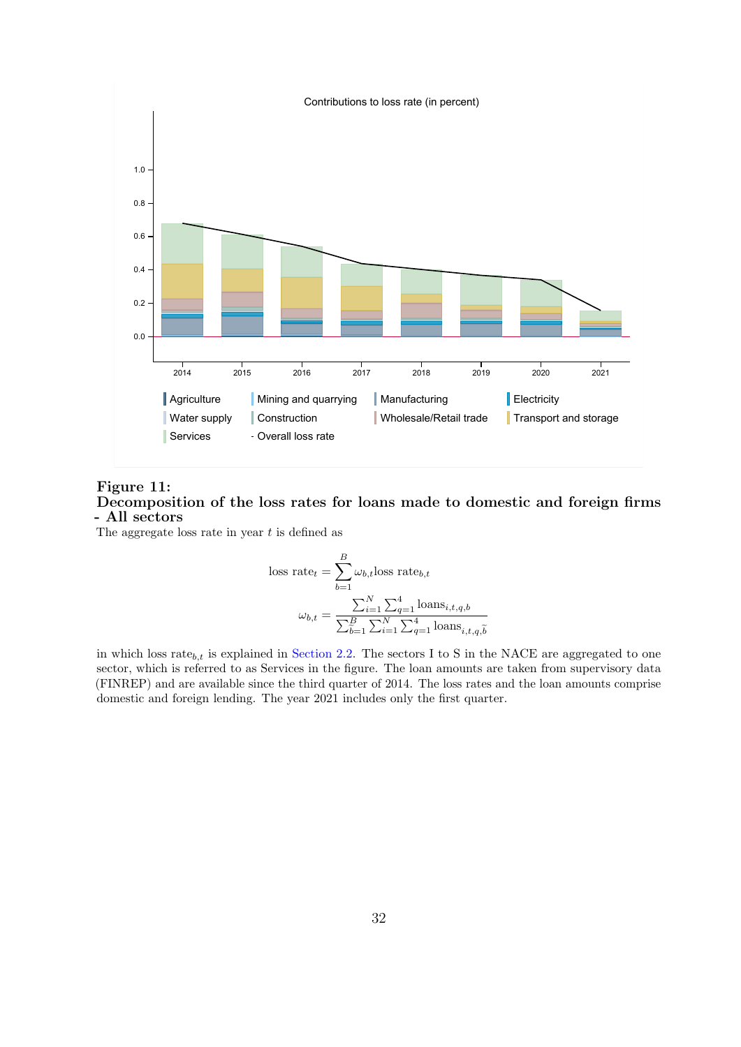Contributions to loss rate (in percent)

Agriculture | Mining and quarrying | Manufacturing | Electricity | Water supply | Construction | Wholesale/Retail trade | Transport and storage | Services | Overall loss rate

**Figure 11:**
**Decomposition of the loss rates for loans made to domestic and foreign firms - All sectors**

The aggregate loss rate in year $t$ is defined as

$$\text{loss rate}_t = \sum_{b=1}^{B} \omega_{b,t} \text{loss rate}_{b,t}$$

$$\omega_{b,t} = \frac{\sum_{i=1}^{N} \sum_{q=1}^{4} \text{loans}_{i,t,q,b}}{\sum_{\tilde{b}=1}^{B} \sum_{i=1}^{N} \sum_{q=1}^{4} \text{loans}_{i,t,q,\tilde{b}}}$$

in which $\text{loss rate}_{b,t}$ is explained in Section 2.2. The sectors I to S in the NACE are aggregated to one sector, which is referred to as Services in the figure. The loan amounts are taken from supervisory data (FINREP) and are available since the third quarter of 2014. The loss rates and the loan amounts comprise domestic and foreign lending. The year 2021 includes only the first quarter.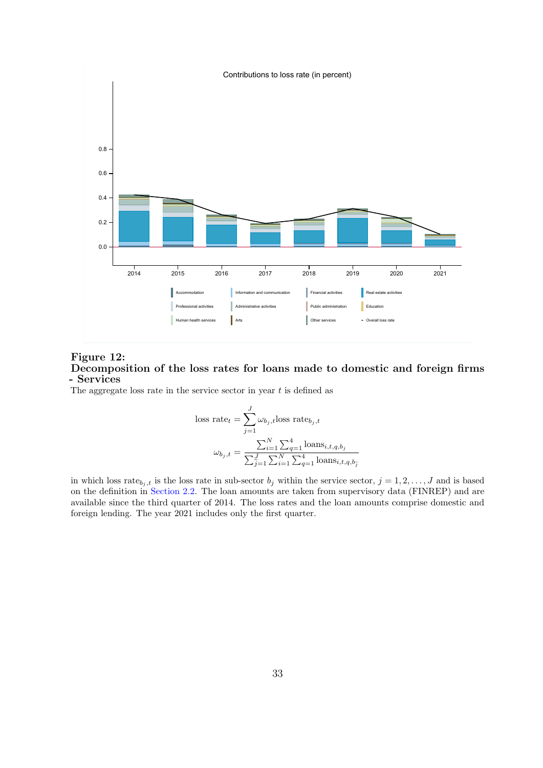Contributions to loss rate (in percent)

**Figure 12:**
**Decomposition of the loss rates for loans made to domestic and foreign firms - Services**

The aggregate loss rate in the service sector in year $t$ is defined as

$$\text{loss rate}_t = \sum_{j=1}^{J} \omega_{b_j,t} \text{loss rate}_{b_j,t}$$

$$\omega_{b_j,t} = \frac{\sum_{i=1}^{N} \sum_{q=1}^{4} \text{loans}_{i,t,q,b_j}}{\sum_{\tilde{j}=1}^{J} \sum_{i=1}^{N} \sum_{q=1}^{4} \text{loans}_{i,t,q,b_{\tilde{j}}}}$$

in which loss $\text{rate}_{b_j,t}$ is the loss rate in sub-sector $b_j$ within the service sector, $j = 1, 2, \ldots, J$ and is based on the definition in Section 2.2. The loan amounts are taken from supervisory data (FINREP) and are available since the third quarter of 2014. The loss rates and the loan amounts comprise domestic and foreign lending. The year 2021 includes only the first quarter.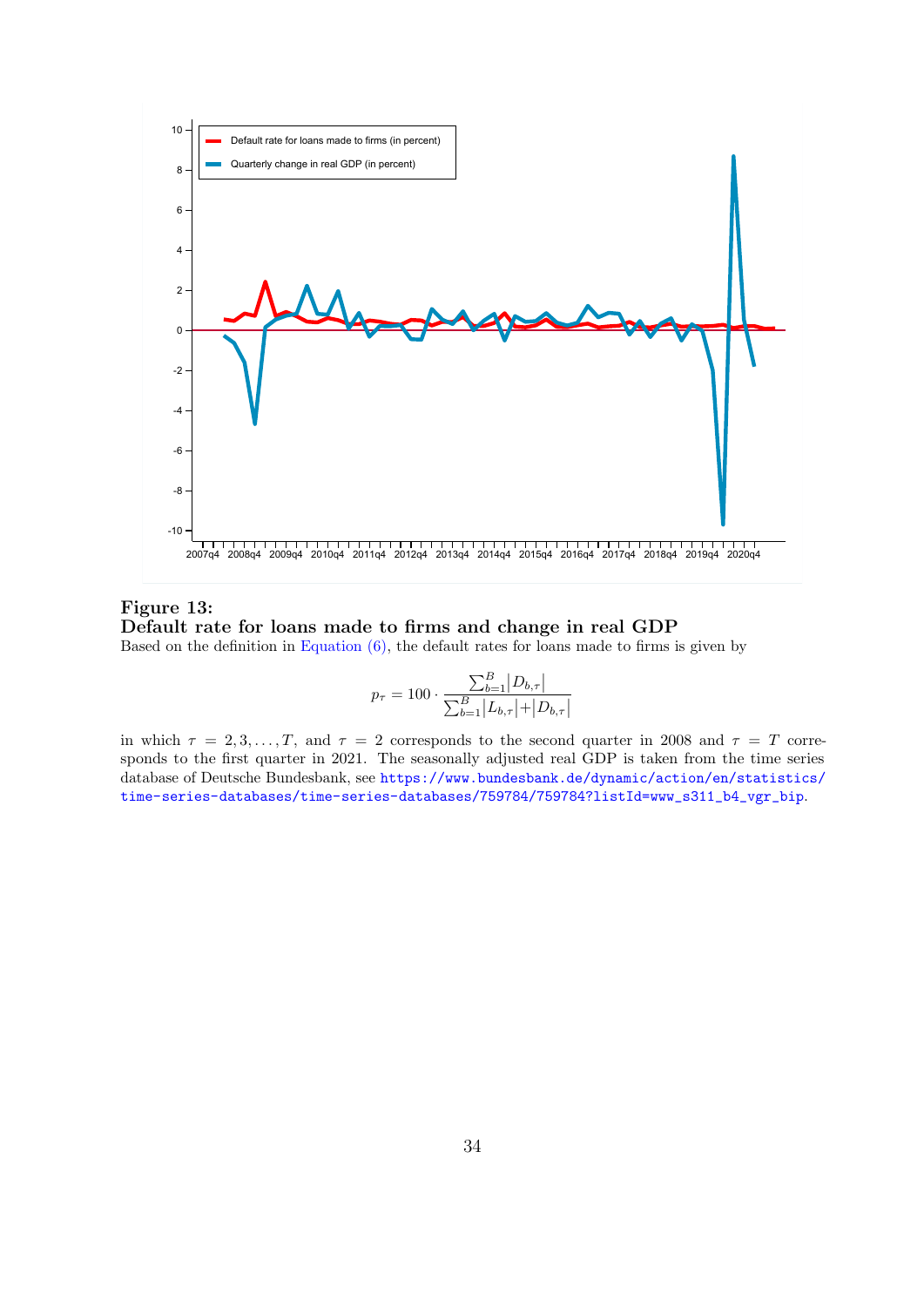**Figure 13:**
**Default rate for loans made to firms and change in real GDP**
Based on the definition in Equation (6), the default rates for loans made to firms is given by

$$p_\tau = 100 \cdot \frac{\sum_{b=1}^{B} |D_{b,\tau}|}{\sum_{b=1}^{B} |L_{b,\tau}| + |D_{b,\tau}|}$$

in which $\tau = 2, 3, \ldots, T$, and $\tau = 2$ corresponds to the second quarter in 2008 and $\tau = T$ corresponds to the first quarter in 2021. The seasonally adjusted real GDP is taken from the time series database of Deutsche Bundesbank, see https://www.bundesbank.de/dynamic/action/en/statistics/time-series-databases/time-series-databases/759784/759784?listId=www_s311_b4_vgr_bip.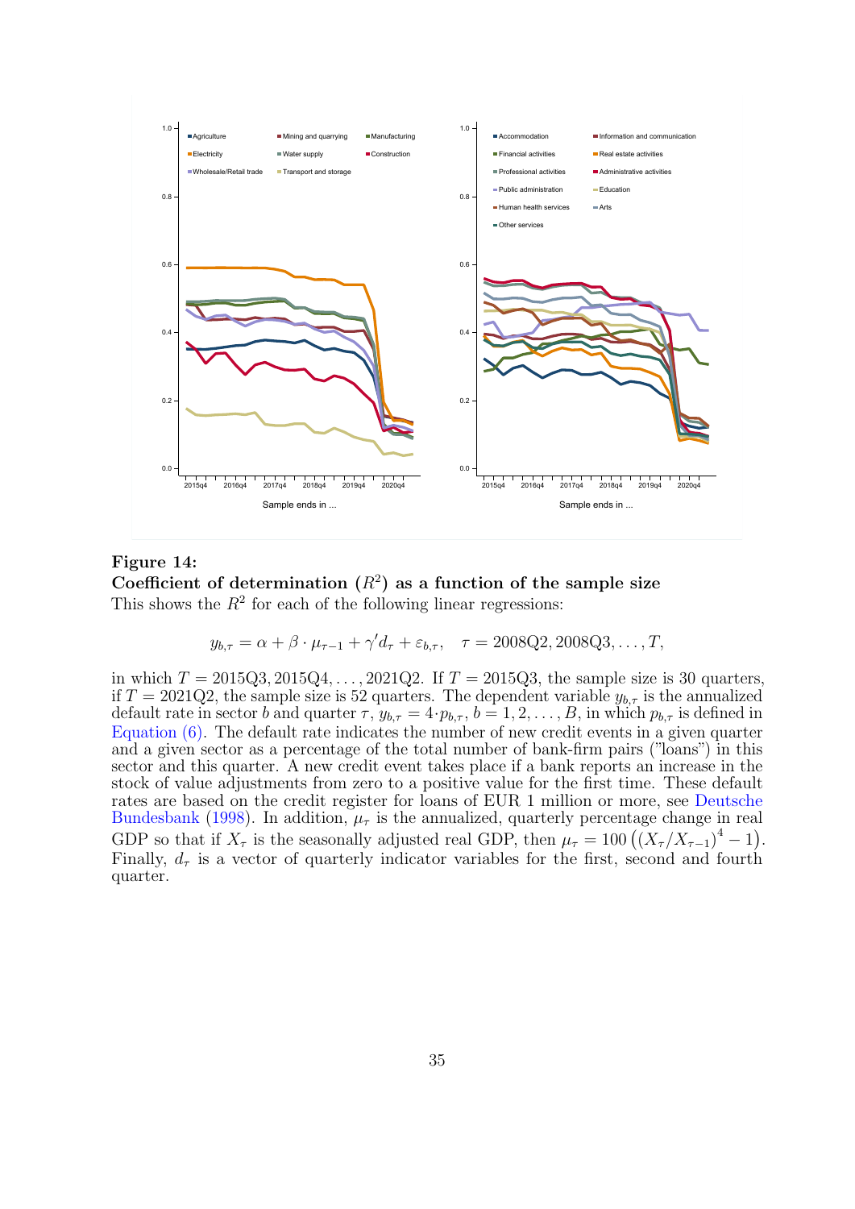**Figure 14:**
**Coefficient of determination ($R^2$) as a function of the sample size**
This shows the $R^2$ for each of the following linear regressions:

$$y_{b,\tau} = \alpha + \beta \cdot \mu_{\tau-1} + \gamma' d_\tau + \varepsilon_{b,\tau}, \quad \tau = 2008Q2, 2008Q3, \ldots, T,$$

in which $T = 2015Q3, 2015Q4, \ldots, 2021Q2$. If $T = 2015Q3$, the sample size is 30 quarters, if $T = 2021Q2$, the sample size is 52 quarters. The dependent variable $y_{b,\tau}$ is the annualized default rate in sector $b$ and quarter $\tau$, $y_{b,\tau} = 4 \cdot p_{b,\tau}$, $b = 1, 2, \ldots, B$, in which $p_{b,\tau}$ is defined in Equation (6). The default rate indicates the number of new credit events in a given quarter and a given sector as a percentage of the total number of bank-firm pairs ("loans") in this sector and this quarter. A new credit event takes place if a bank reports an increase in the stock of value adjustments from zero to a positive value for the first time. These default rates are based on the credit register for loans of EUR 1 million or more, see Deutsche Bundesbank (1998). In addition, $\mu_\tau$ is the annualized, quarterly percentage change in real GDP so that if $X_\tau$ is the seasonally adjusted real GDP, then $\mu_\tau = 100\left((X_\tau/X_{\tau-1})^4 - 1\right)$. Finally, $d_\tau$ is a vector of quarterly indicator variables for the first, second and fourth quarter.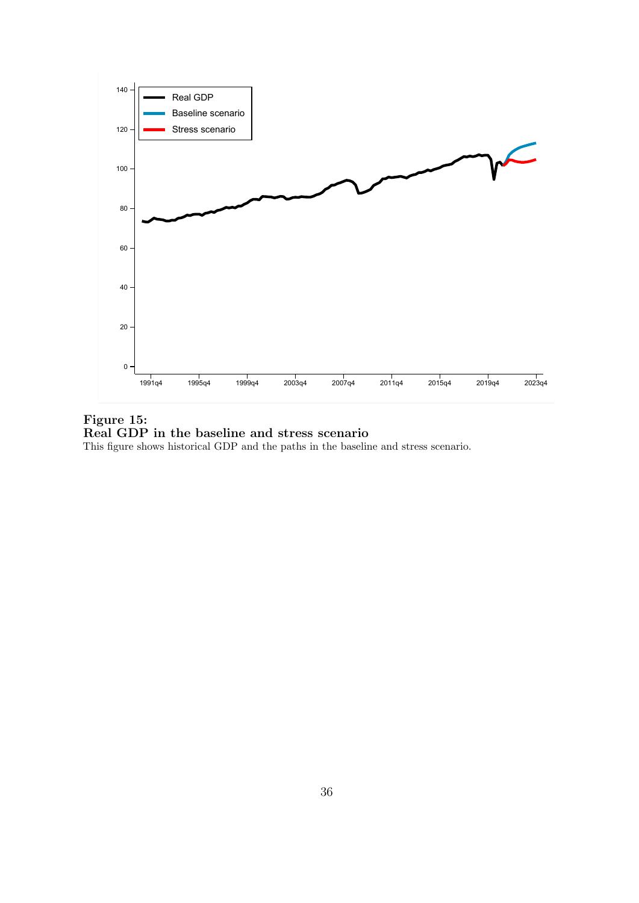**Figure 15:**
**Real GDP in the baseline and stress scenario**
This figure shows historical GDP and the paths in the baseline and stress scenario.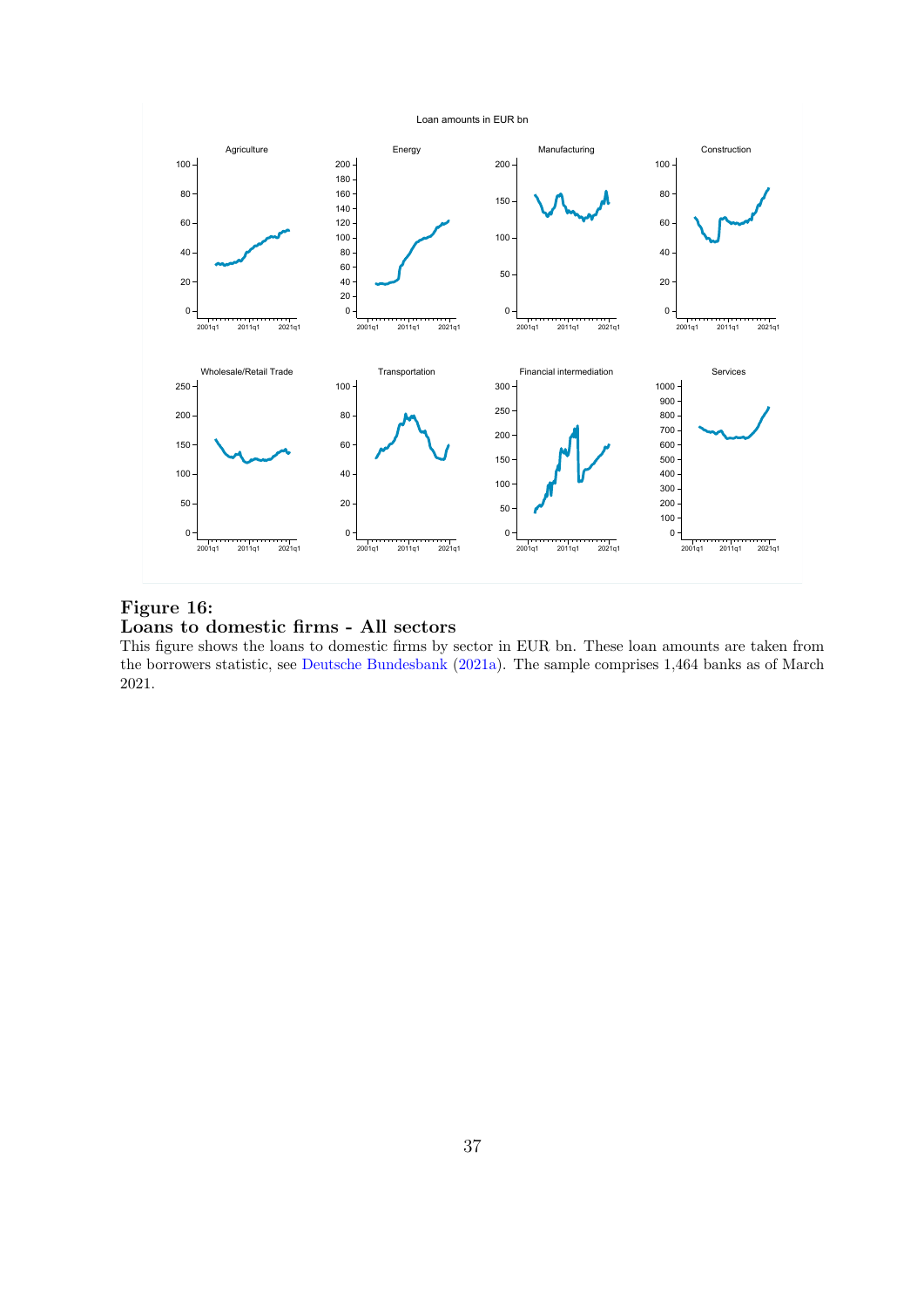**Figure 16:**
**Loans to domestic firms - All sectors**

This figure shows the loans to domestic firms by sector in EUR bn. These loan amounts are taken from the borrowers statistic, see Deutsche Bundesbank (2021a). The sample comprises 1,464 banks as of March 2021.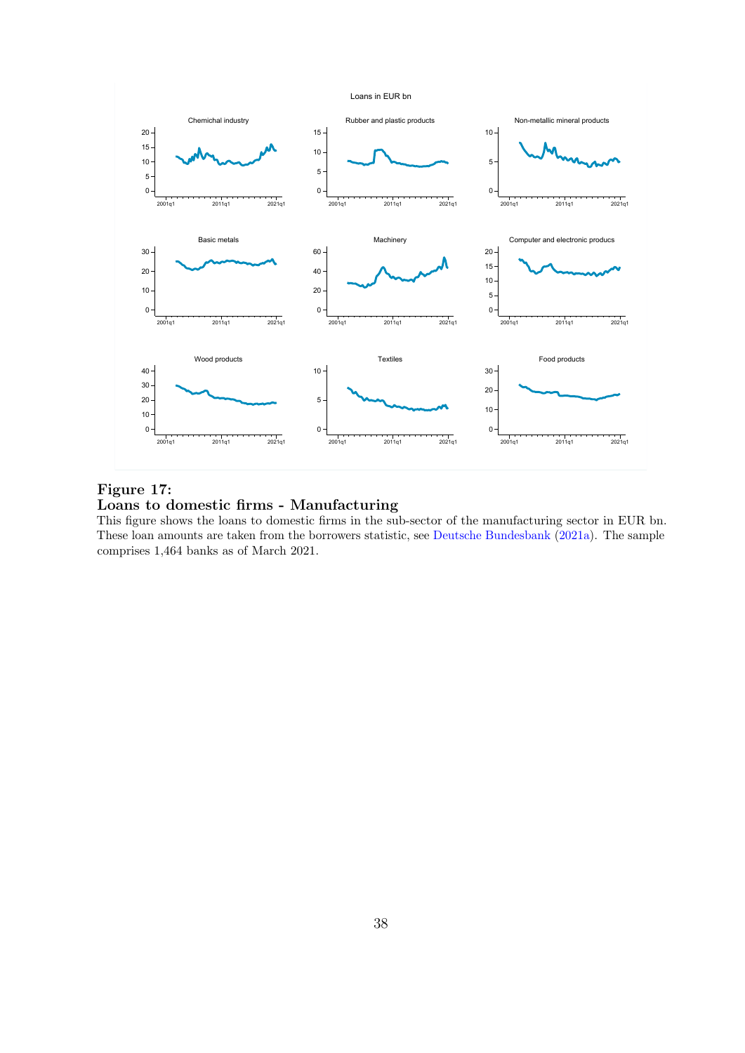**Figure 17:**
**Loans to domestic firms - Manufacturing**

This figure shows the loans to domestic firms in the sub-sector of the manufacturing sector in EUR bn. These loan amounts are taken from the borrowers statistic, see Deutsche Bundesbank (2021a). The sample comprises 1,464 banks as of March 2021.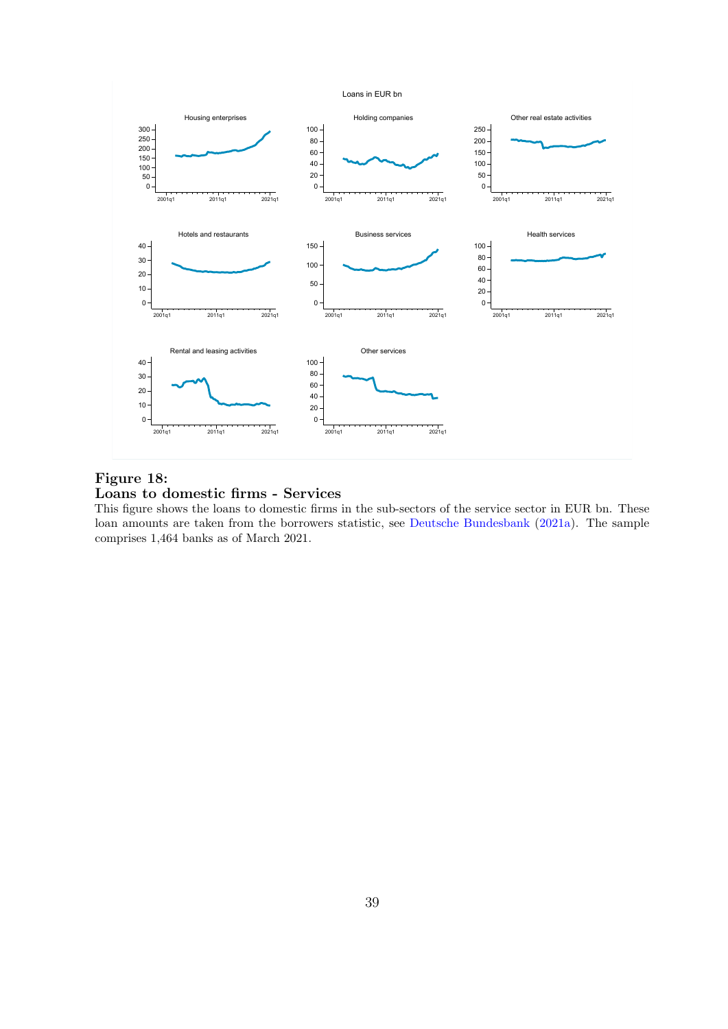**Figure 18:**
**Loans to domestic firms - Services**

This figure shows the loans to domestic firms in the sub-sectors of the service sector in EUR bn. These loan amounts are taken from the borrowers statistic, see Deutsche Bundesbank (2021a). The sample comprises 1,464 banks as of March 2021.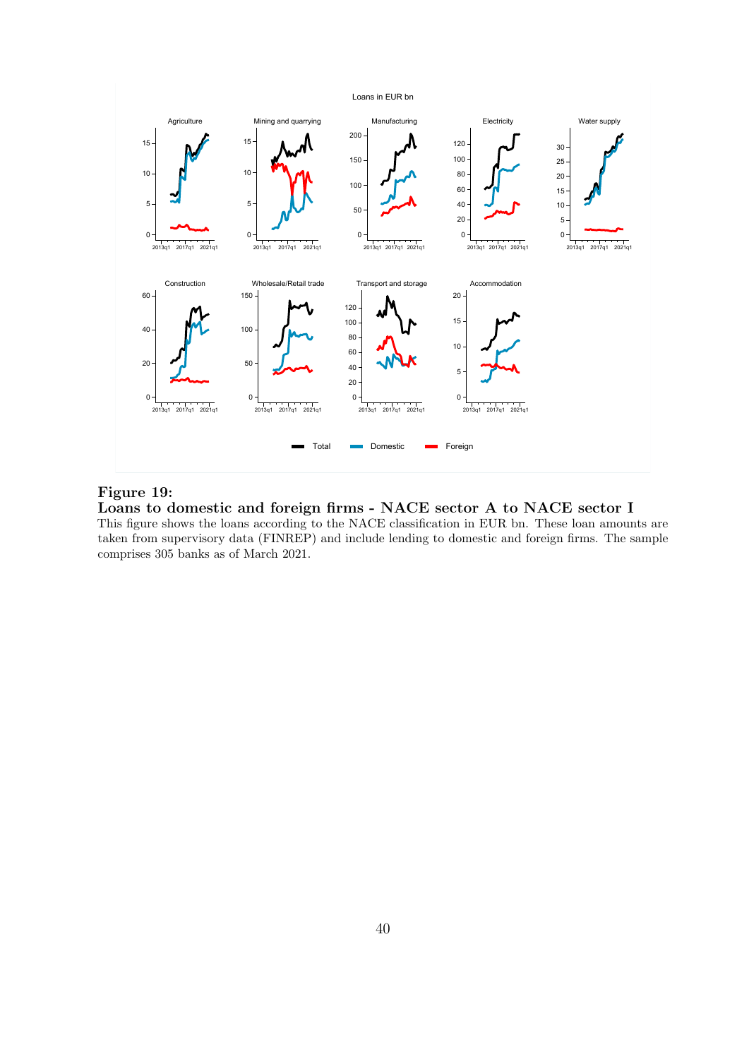**Figure 19:**
**Loans to domestic and foreign firms - NACE sector A to NACE sector I**
This figure shows the loans according to the NACE classification in EUR bn. These loan amounts are taken from supervisory data (FINREP) and include lending to domestic and foreign firms. The sample comprises 305 banks as of March 2021.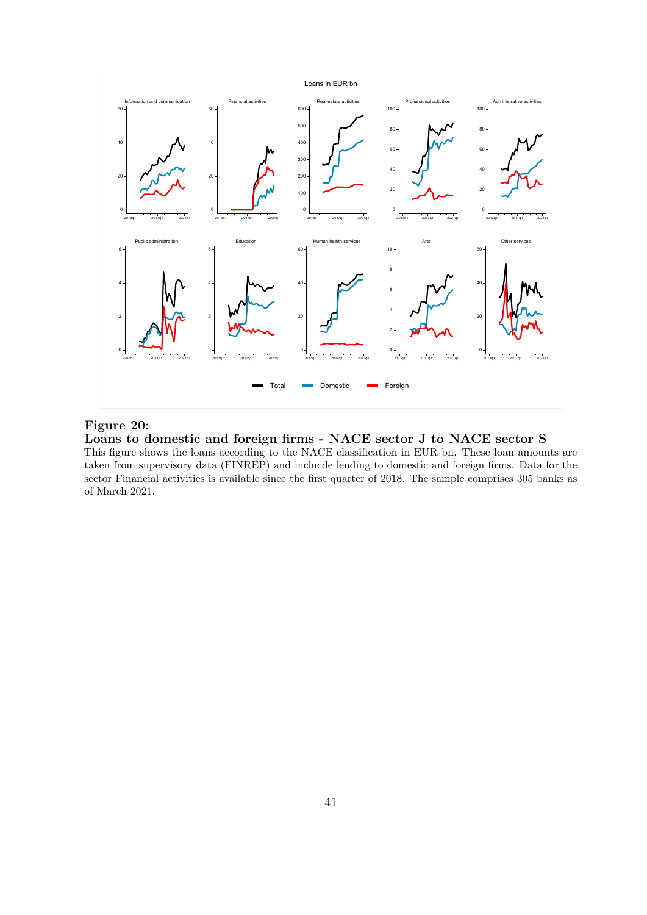**Figure 20:**

**Loans to domestic and foreign firms - NACE sector J to NACE sector S**

This figure shows the loans according to the NACE classification in EUR bn. These loan amounts are taken from supervisory data (FINREP) and inclucde lending to domestic and foreign firms. Data for the sector Financial activities is available since the first quarter of 2018. The sample comprises 305 banks as of March 2021.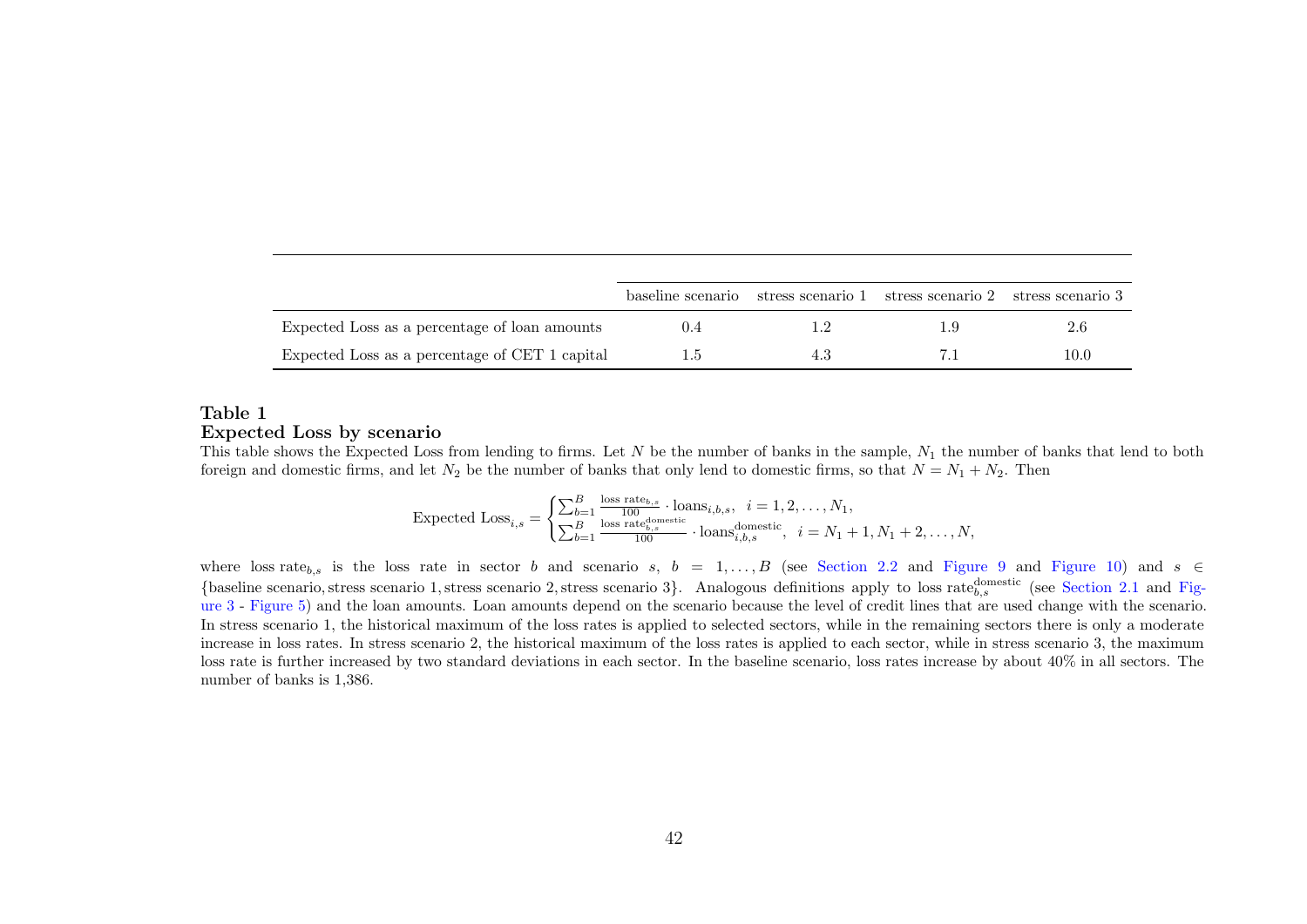| | baseline scenario | stress scenario 1 | stress scenario 2 | stress scenario 3 |
|---|---|---|---|---|
| Expected Loss as a percentage of loan amounts | 0.4 | 1.2 | 1.9 | 2.6 |
| Expected Loss as a percentage of CET 1 capital | 1.5 | 4.3 | 7.1 | 10.0 |

**Table 1**
**Expected Loss by scenario**

This table shows the Expected Loss from lending to firms. Let $N$ be the number of banks in the sample, $N_1$ the number of banks that lend to both foreign and domestic firms, and let $N_2$ be the number of banks that only lend to domestic firms, so that $N = N_1 + N_2$. Then

$$\text{Expected Loss}_{i,s} = \begin{cases} \sum_{b=1}^{B} \frac{\text{loss rate}_{b,s}}{100} \cdot \text{loans}_{i,b,s}, & i = 1, 2, \ldots, N_1, \\ \sum_{b=1}^{B} \frac{\text{loss rate}_{b,s}^{\text{domestic}}}{100} \cdot \text{loans}_{i,b,s}^{\text{domestic}}, & i = N_1 + 1, N_1 + 2, \ldots, N, \end{cases}$$

where loss $\text{rate}_{b,s}$ is the loss rate in sector $b$ and scenario $s$, $b = 1, \ldots, B$ (see Section 2.2 and Figure 9 and Figure 10) and $s \in$ {baseline scenario, stress scenario 1, stress scenario 2, stress scenario 3}. Analogous definitions apply to loss $\text{rate}_{b,s}^{\text{domestic}}$ (see Section 2.1 and Figure 3 - Figure 5) and the loan amounts. Loan amounts depend on the scenario because the level of credit lines that are used change with the scenario. In stress scenario 1, the historical maximum of the loss rates is applied to selected sectors, while in the remaining sectors there is only a moderate increase in loss rates. In stress scenario 2, the historical maximum of the loss rates is applied to each sector, while in stress scenario 3, the maximum loss rate is further increased by two standard deviations in each sector. In the baseline scenario, loss rates increase by about 40% in all sectors. The number of banks is 1,386.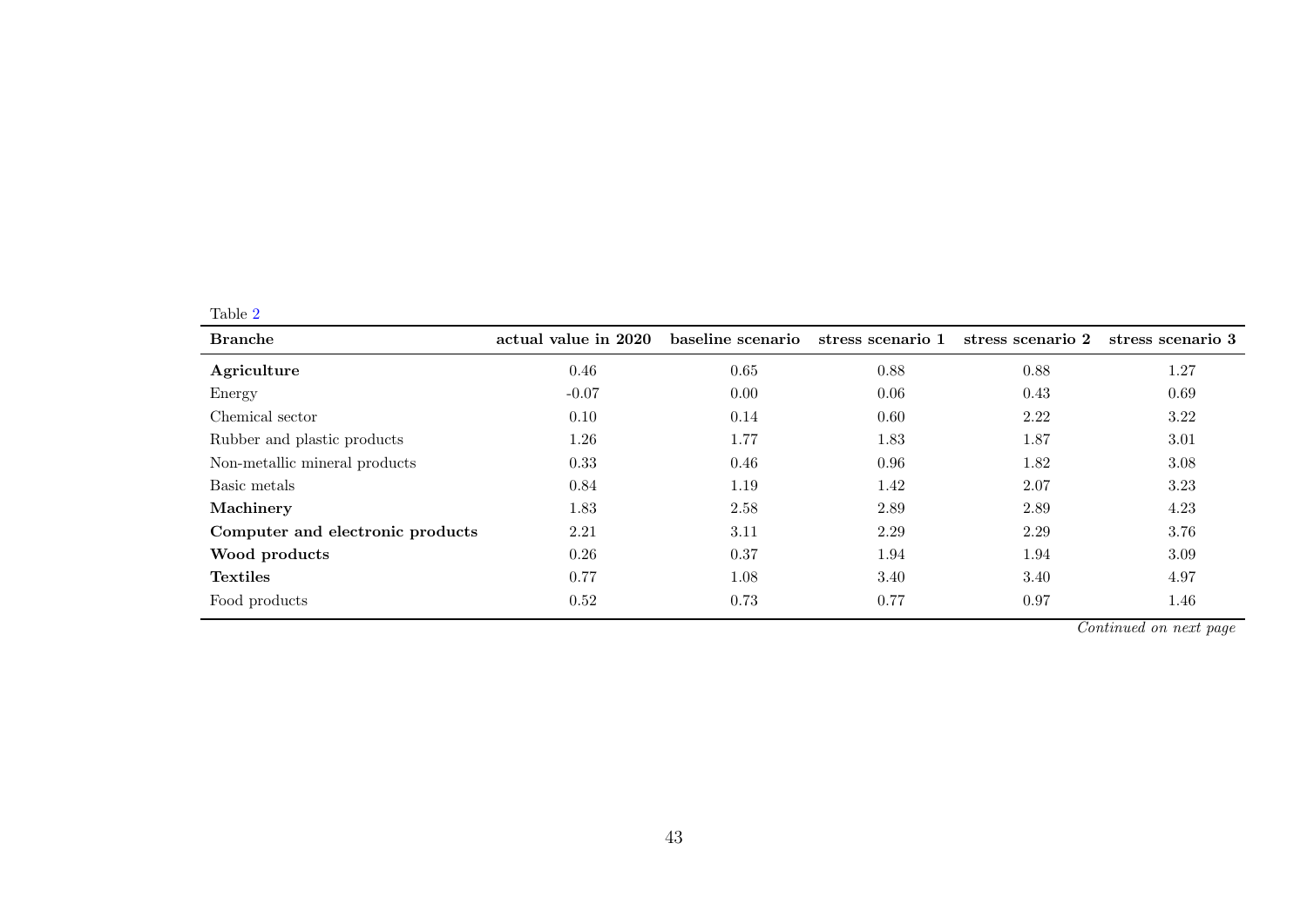Table 2

| **Branche** | **actual value in 2020** | **baseline scenario** | **stress scenario 1** | **stress scenario 2** | **stress scenario 3** |
|---|---|---|---|---|---|
| **Agriculture** | 0.46 | 0.65 | 0.88 | 0.88 | 1.27 |
| Energy | -0.07 | 0.00 | 0.06 | 0.43 | 0.69 |
| Chemical sector | 0.10 | 0.14 | 0.60 | 2.22 | 3.22 |
| Rubber and plastic products | 1.26 | 1.77 | 1.83 | 1.87 | 3.01 |
| Non-metallic mineral products | 0.33 | 0.46 | 0.96 | 1.82 | 3.08 |
| Basic metals | 0.84 | 1.19 | 1.42 | 2.07 | 3.23 |
| **Machinery** | 1.83 | 2.58 | 2.89 | 2.89 | 4.23 |
| **Computer and electronic products** | 2.21 | 3.11 | 2.29 | 2.29 | 3.76 |
| **Wood products** | 0.26 | 0.37 | 1.94 | 1.94 | 3.09 |
| **Textiles** | 0.77 | 1.08 | 3.40 | 3.40 | 4.97 |
| Food products | 0.52 | 0.73 | 0.77 | 0.97 | 1.46 |

*Continued on next page*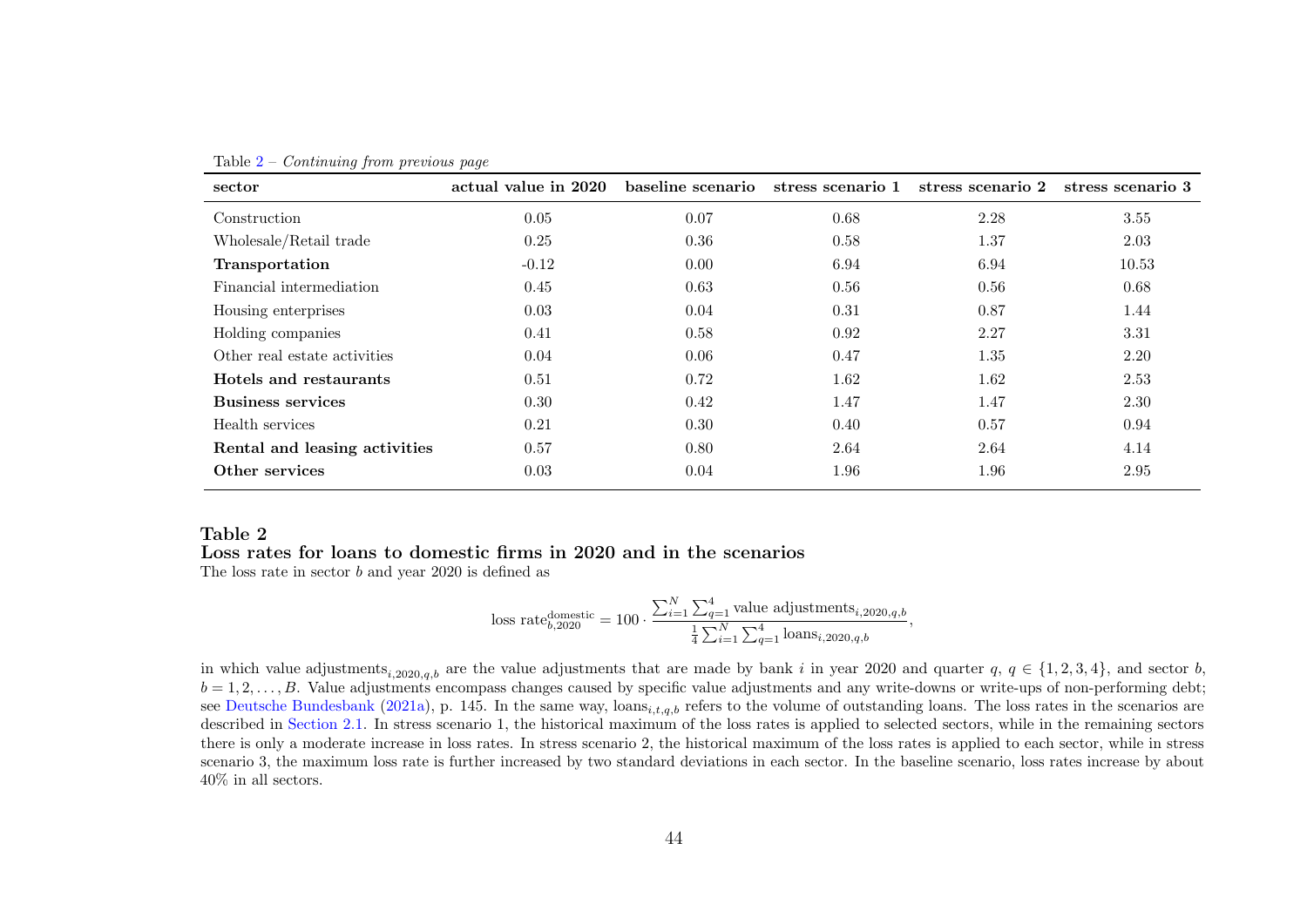Table 2 – *Continuing from previous page*

| sector | actual value in 2020 | baseline scenario | stress scenario 1 | stress scenario 2 | stress scenario 3 |
|---|---|---|---|---|---|
| Construction | 0.05 | 0.07 | 0.68 | 2.28 | 3.55 |
| Wholesale/Retail trade | 0.25 | 0.36 | 0.58 | 1.37 | 2.03 |
| **Transportation** | -0.12 | 0.00 | 6.94 | 6.94 | 10.53 |
| Financial intermediation | 0.45 | 0.63 | 0.56 | 0.56 | 0.68 |
| Housing enterprises | 0.03 | 0.04 | 0.31 | 0.87 | 1.44 |
| Holding companies | 0.41 | 0.58 | 0.92 | 2.27 | 3.31 |
| Other real estate activities | 0.04 | 0.06 | 0.47 | 1.35 | 2.20 |
| **Hotels and restaurants** | 0.51 | 0.72 | 1.62 | 1.62 | 2.53 |
| **Business services** | 0.30 | 0.42 | 1.47 | 1.47 | 2.30 |
| Health services | 0.21 | 0.30 | 0.40 | 0.57 | 0.94 |
| **Rental and leasing activities** | 0.57 | 0.80 | 2.64 | 2.64 | 4.14 |
| **Other services** | 0.03 | 0.04 | 1.96 | 1.96 | 2.95 |

**Table 2**
**Loss rates for loans to domestic firms in 2020 and in the scenarios**
The loss rate in sector $b$ and year 2020 is defined as

$$\text{loss rate}_{b,2020}^{\text{domestic}} = 100 \cdot \frac{\sum_{i=1}^{N} \sum_{q=1}^{4} \text{value adjustments}_{i,2020,q,b}}{\frac{1}{4} \sum_{i=1}^{N} \sum_{q=1}^{4} \text{loans}_{i,2020,q,b}},$$

in which value adjustments$_{i,2020,q,b}$ are the value adjustments that are made by bank $i$ in year 2020 and quarter $q$, $q \in \{1, 2, 3, 4\}$, and sector $b$, $b = 1, 2, \ldots, B$. Value adjustments encompass changes caused by specific value adjustments and any write-downs or write-ups of non-performing debt; see Deutsche Bundesbank (2021a), p. 145. In the same way, loans$_{i,t,q,b}$ refers to the volume of outstanding loans. The loss rates in the scenarios are described in Section 2.1. In stress scenario 1, the historical maximum of the loss rates is applied to selected sectors, while in the remaining sectors there is only a moderate increase in loss rates. In stress scenario 2, the historical maximum of the loss rates is applied to each sector, while in stress scenario 3, the maximum loss rate is further increased by two standard deviations in each sector. In the baseline scenario, loss rates increase by about 40% in all sectors.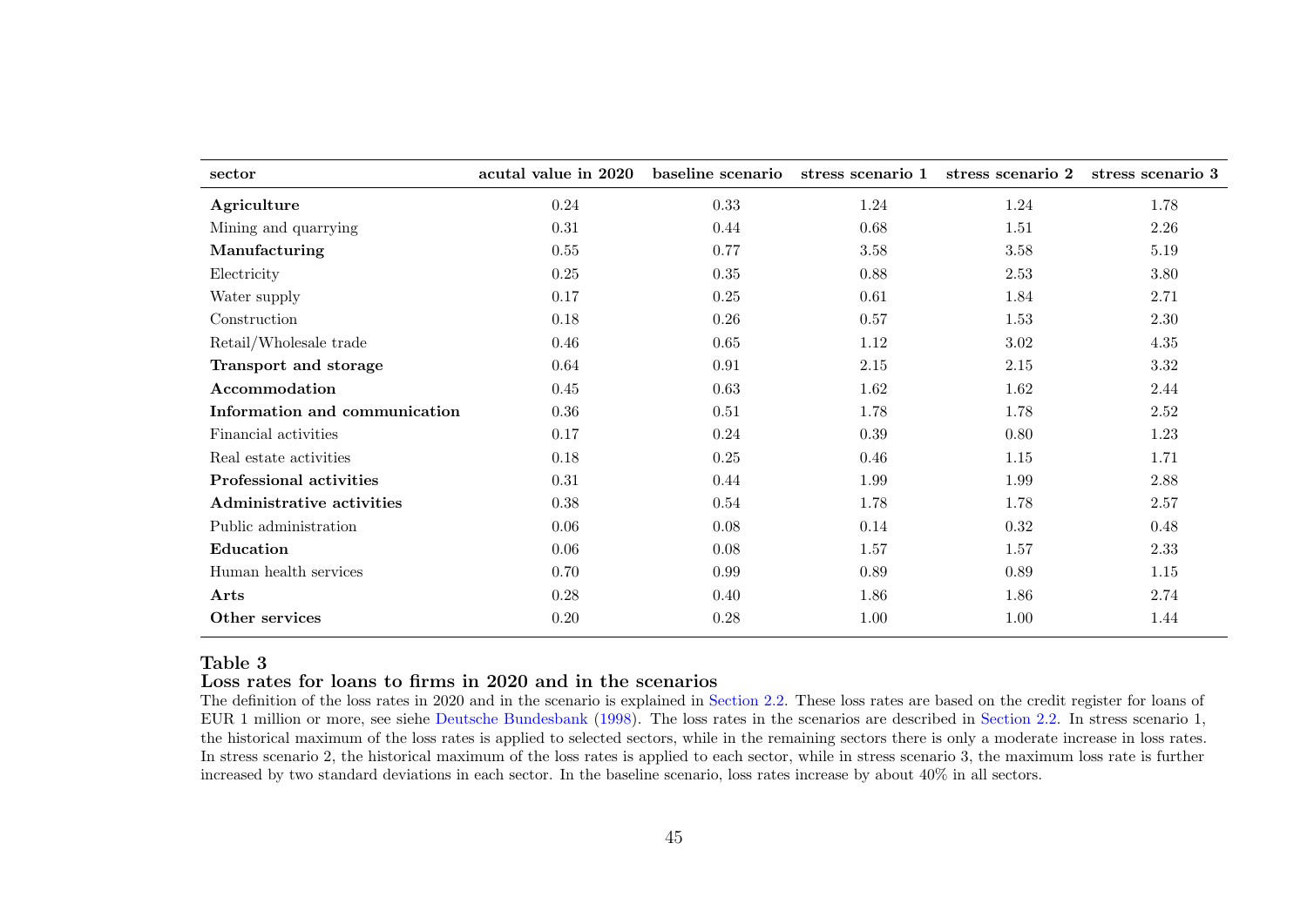| sector | acutal value in 2020 | baseline scenario | stress scenario 1 | stress scenario 2 | stress scenario 3 |
|---|---|---|---|---|---|
| **Agriculture** | 0.24 | 0.33 | 1.24 | 1.24 | 1.78 |
| Mining and quarrying | 0.31 | 0.44 | 0.68 | 1.51 | 2.26 |
| **Manufacturing** | 0.55 | 0.77 | 3.58 | 3.58 | 5.19 |
| Electricity | 0.25 | 0.35 | 0.88 | 2.53 | 3.80 |
| Water supply | 0.17 | 0.25 | 0.61 | 1.84 | 2.71 |
| Construction | 0.18 | 0.26 | 0.57 | 1.53 | 2.30 |
| Retail/Wholesale trade | 0.46 | 0.65 | 1.12 | 3.02 | 4.35 |
| **Transport and storage** | 0.64 | 0.91 | 2.15 | 2.15 | 3.32 |
| **Accommodation** | 0.45 | 0.63 | 1.62 | 1.62 | 2.44 |
| **Information and communication** | 0.36 | 0.51 | 1.78 | 1.78 | 2.52 |
| Financial activities | 0.17 | 0.24 | 0.39 | 0.80 | 1.23 |
| Real estate activities | 0.18 | 0.25 | 0.46 | 1.15 | 1.71 |
| **Professional activities** | 0.31 | 0.44 | 1.99 | 1.99 | 2.88 |
| **Administrative activities** | 0.38 | 0.54 | 1.78 | 1.78 | 2.57 |
| Public administration | 0.06 | 0.08 | 0.14 | 0.32 | 0.48 |
| **Education** | 0.06 | 0.08 | 1.57 | 1.57 | 2.33 |
| Human health services | 0.70 | 0.99 | 0.89 | 0.89 | 1.15 |
| **Arts** | 0.28 | 0.40 | 1.86 | 1.86 | 2.74 |
| **Other services** | 0.20 | 0.28 | 1.00 | 1.00 | 1.44 |

**Table 3**
**Loss rates for loans to firms in 2020 and in the scenarios**
The definition of the loss rates in 2020 and in the scenario is explained in Section 2.2. These loss rates are based on the credit register for loans of EUR 1 million or more, see siehe Deutsche Bundesbank (1998). The loss rates in the scenarios are described in Section 2.2. In stress scenario 1, the historical maximum of the loss rates is applied to selected sectors, while in the remaining sectors there is only a moderate increase in loss rates. In stress scenario 2, the historical maximum of the loss rates is applied to each sector, while in stress scenario 3, the maximum loss rate is further increased by two standard deviations in each sector. In the baseline scenario, loss rates increase by about 40% in all sectors.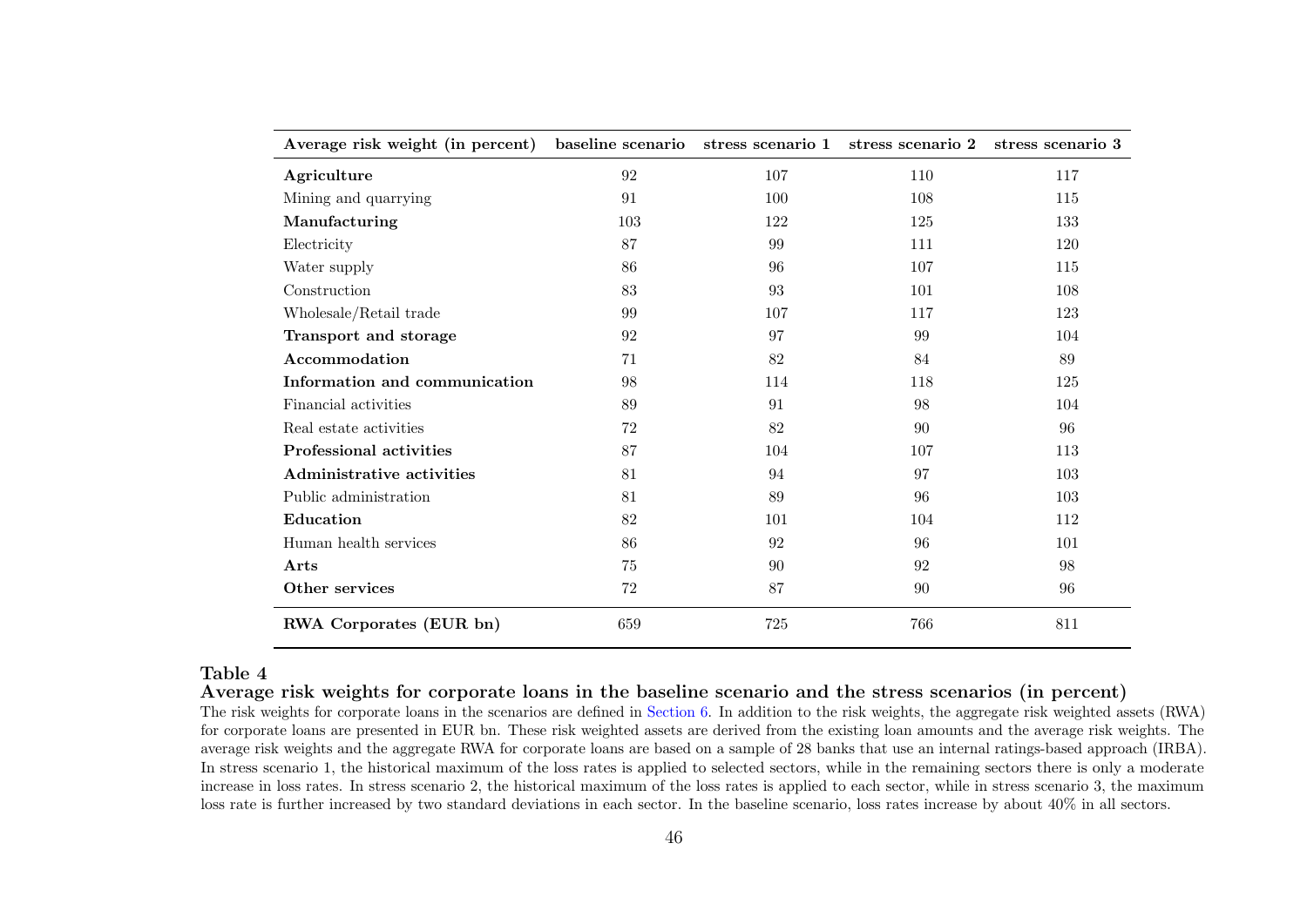| Average risk weight (in percent) | baseline scenario | stress scenario 1 | stress scenario 2 | stress scenario 3 |
|---|---|---|---|---|
| **Agriculture** | 92 | 107 | 110 | 117 |
| Mining and quarrying | 91 | 100 | 108 | 115 |
| **Manufacturing** | 103 | 122 | 125 | 133 |
| Electricity | 87 | 99 | 111 | 120 |
| Water supply | 86 | 96 | 107 | 115 |
| Construction | 83 | 93 | 101 | 108 |
| Wholesale/Retail trade | 99 | 107 | 117 | 123 |
| **Transport and storage** | 92 | 97 | 99 | 104 |
| **Accommodation** | 71 | 82 | 84 | 89 |
| **Information and communication** | 98 | 114 | 118 | 125 |
| Financial activities | 89 | 91 | 98 | 104 |
| Real estate activities | 72 | 82 | 90 | 96 |
| **Professional activities** | 87 | 104 | 107 | 113 |
| **Administrative activities** | 81 | 94 | 97 | 103 |
| Public administration | 81 | 89 | 96 | 103 |
| **Education** | 82 | 101 | 104 | 112 |
| Human health services | 86 | 92 | 96 | 101 |
| **Arts** | 75 | 90 | 92 | 98 |
| **Other services** | 72 | 87 | 90 | 96 |
| **RWA Corporates (EUR bn)** | 659 | 725 | 766 | 811 |

**Table 4**

**Average risk weights for corporate loans in the baseline scenario and the stress scenarios (in percent)**

The risk weights for corporate loans in the scenarios are defined in Section 6. In addition to the risk weights, the aggregate risk weighted assets (RWA) for corporate loans are presented in EUR bn. These risk weighted assets are derived from the existing loan amounts and the average risk weights. The average risk weights and the aggregate RWA for corporate loans are based on a sample of 28 banks that use an internal ratings-based approach (IRBA). In stress scenario 1, the historical maximum of the loss rates is applied to selected sectors, while in the remaining sectors there is only a moderate increase in loss rates. In stress scenario 2, the historical maximum of the loss rates is applied to each sector, while in stress scenario 3, the maximum loss rate is further increased by two standard deviations in each sector. In the baseline scenario, loss rates increase by about 40% in all sectors.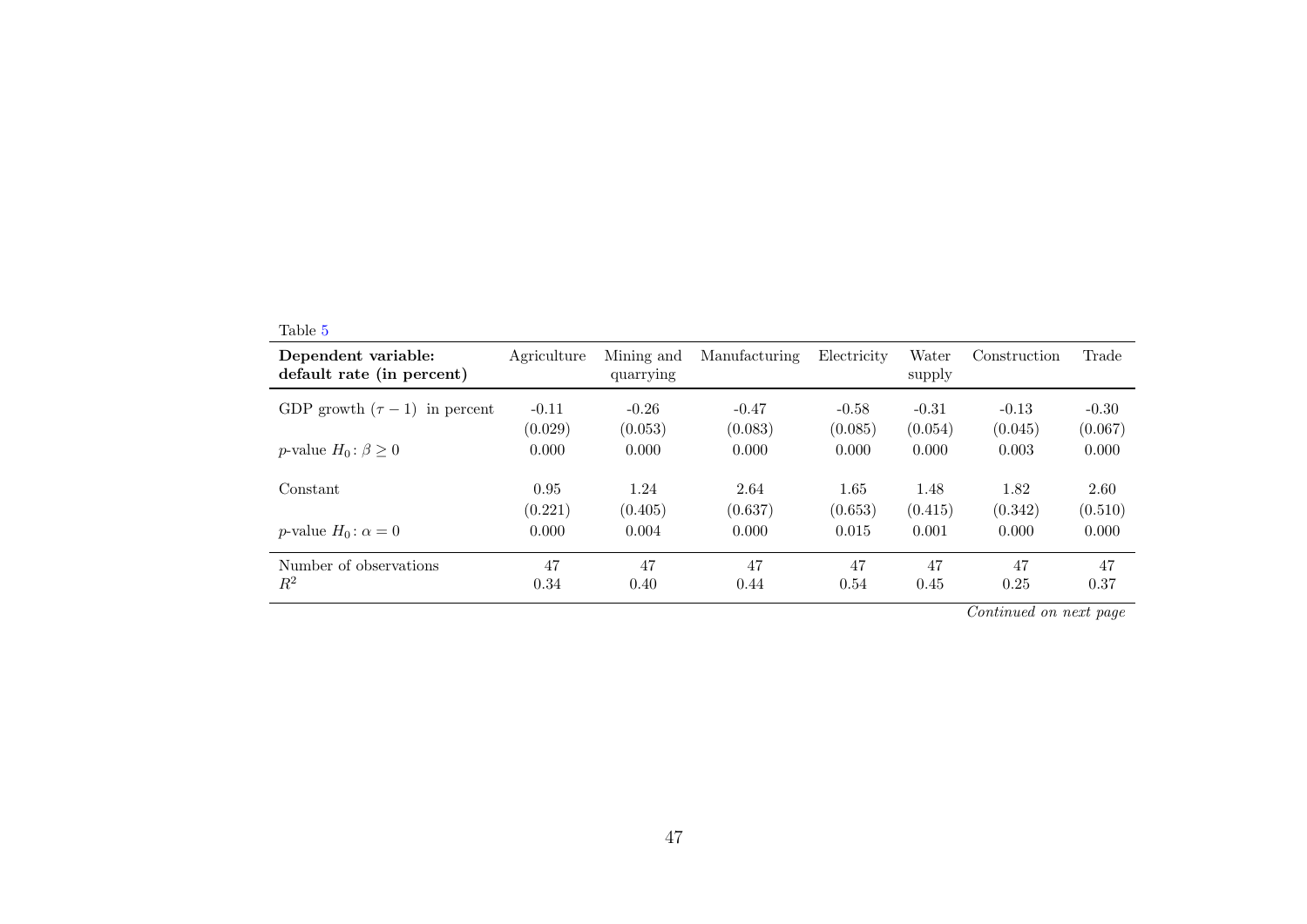Table 5

| **Dependent variable: default rate (in percent)** | Agriculture | Mining and quarrying | Manufacturing | Electricity | Water supply | Construction | Trade |
|---|---|---|---|---|---|---|---|
| GDP growth ($\tau - 1$) in percent | -0.11 | -0.26 | -0.47 | -0.58 | -0.31 | -0.13 | -0.30 |
| | (0.029) | (0.053) | (0.083) | (0.085) | (0.054) | (0.045) | (0.067) |
| $p$-value $H_0\colon \beta \geq 0$ | 0.000 | 0.000 | 0.000 | 0.000 | 0.000 | 0.003 | 0.000 |
| Constant | 0.95 | 1.24 | 2.64 | 1.65 | 1.48 | 1.82 | 2.60 |
| | (0.221) | (0.405) | (0.637) | (0.653) | (0.415) | (0.342) | (0.510) |
| $p$-value $H_0\colon \alpha = 0$ | 0.000 | 0.004 | 0.000 | 0.015 | 0.001 | 0.000 | 0.000 |
| Number of observations | 47 | 47 | 47 | 47 | 47 | 47 | 47 |
| $R^2$ | 0.34 | 0.40 | 0.44 | 0.54 | 0.45 | 0.25 | 0.37 |

*Continued on next page*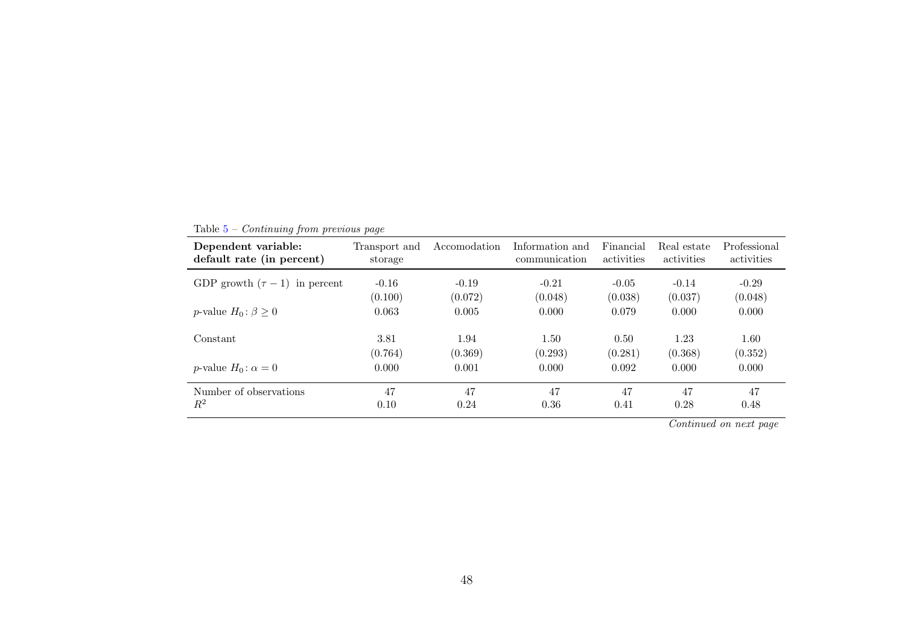Table 5 – *Continuing from previous page*

| **Dependent variable: default rate (in percent)** | Transport and storage | Accomodation | Information and communication | Financial activities | Real estate activities | Professional activities |
|---|---|---|---|---|---|---|
| GDP growth $(\tau - 1)$ in percent | -0.16 | -0.19 | -0.21 | -0.05 | -0.14 | -0.29 |
| | (0.100) | (0.072) | (0.048) | (0.038) | (0.037) | (0.048) |
| $p$-value $H_0: \beta \geq 0$ | 0.063 | 0.005 | 0.000 | 0.079 | 0.000 | 0.000 |
| Constant | 3.81 | 1.94 | 1.50 | 0.50 | 1.23 | 1.60 |
| | (0.764) | (0.369) | (0.293) | (0.281) | (0.368) | (0.352) |
| $p$-value $H_0: \alpha = 0$ | 0.000 | 0.001 | 0.000 | 0.092 | 0.000 | 0.000 |
| Number of observations | 47 | 47 | 47 | 47 | 47 | 47 |
| $R^2$ | 0.10 | 0.24 | 0.36 | 0.41 | 0.28 | 0.48 |

*Continued on next page*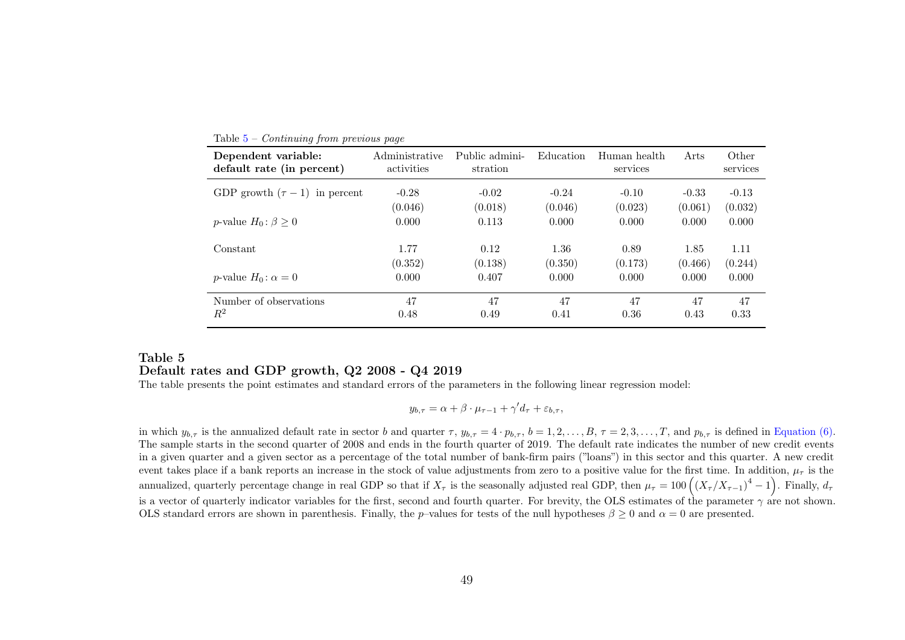Table 5 – *Continuing from previous page*

| **Dependent variable: default rate (in percent)** | Administrative activities | Public administration | Education | Human health services | Arts | Other services |
|---|---|---|---|---|---|---|
| GDP growth ($\tau - 1$) in percent | -0.28 | -0.02 | -0.24 | -0.10 | -0.33 | -0.13 |
| | (0.046) | (0.018) | (0.046) | (0.023) | (0.061) | (0.032) |
| $p$-value $H_0\colon \beta \geq 0$ | 0.000 | 0.113 | 0.000 | 0.000 | 0.000 | 0.000 |
| Constant | 1.77 | 0.12 | 1.36 | 0.89 | 1.85 | 1.11 |
| | (0.352) | (0.138) | (0.350) | (0.173) | (0.466) | (0.244) |
| $p$-value $H_0\colon \alpha = 0$ | 0.000 | 0.407 | 0.000 | 0.000 | 0.000 | 0.000 |
| Number of observations | 47 | 47 | 47 | 47 | 47 | 47 |
| $R^2$ | 0.48 | 0.49 | 0.41 | 0.36 | 0.43 | 0.33 |

**Table 5**
**Default rates and GDP growth, Q2 2008 - Q4 2019**
The table presents the point estimates and standard errors of the parameters in the following linear regression model:

$$y_{b,\tau} = \alpha + \beta \cdot \mu_{\tau-1} + \gamma' d_\tau + \varepsilon_{b,\tau},$$

in which $y_{b,\tau}$ is the annualized default rate in sector $b$ and quarter $\tau$, $y_{b,\tau} = 4 \cdot p_{b,\tau}$, $b = 1, 2, \ldots, B$, $\tau = 2, 3, \ldots, T$, and $p_{b,\tau}$ is defined in Equation (6). The sample starts in the second quarter of 2008 and ends in the fourth quarter of 2019. The default rate indicates the number of new credit events in a given quarter and a given sector as a percentage of the total number of bank-firm pairs ("loans") in this sector and this quarter. A new credit event takes place if a bank reports an increase in the stock of value adjustments from zero to a positive value for the first time. In addition, $\mu_\tau$ is the annualized, quarterly percentage change in real GDP so that if $X_\tau$ is the seasonally adjusted real GDP, then $\mu_\tau = 100\left((X_\tau/X_{\tau-1})^4 - 1\right)$. Finally, $d_\tau$ is a vector of quarterly indicator variables for the first, second and fourth quarter. For brevity, the OLS estimates of the parameter $\gamma$ are not shown. OLS standard errors are shown in parenthesis. Finally, the $p$–values for tests of the null hypotheses $\beta \geq 0$ and $\alpha = 0$ are presented.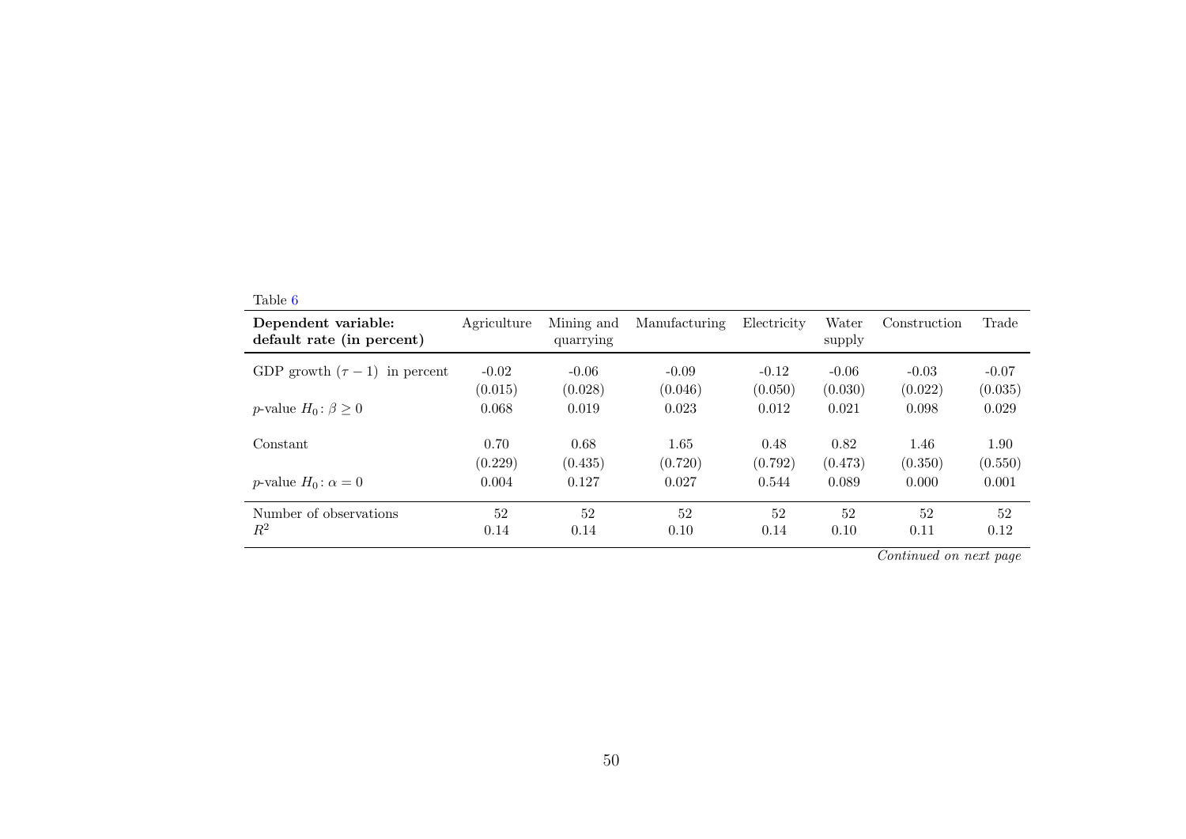Table 6

| **Dependent variable: default rate (in percent)** | Agriculture | Mining and quarrying | Manufacturing | Electricity | Water supply | Construction | Trade |
|---|---|---|---|---|---|---|---|
| GDP growth $(\tau-1)$ in percent | -0.02 | -0.06 | -0.09 | -0.12 | -0.06 | -0.03 | -0.07 |
| | (0.015) | (0.028) | (0.046) | (0.050) | (0.030) | (0.022) | (0.035) |
| *p*-value $H_0\colon \beta \geq 0$ | 0.068 | 0.019 | 0.023 | 0.012 | 0.021 | 0.098 | 0.029 |
| Constant | 0.70 | 0.68 | 1.65 | 0.48 | 0.82 | 1.46 | 1.90 |
| | (0.229) | (0.435) | (0.720) | (0.792) | (0.473) | (0.350) | (0.550) |
| *p*-value $H_0\colon \alpha = 0$ | 0.004 | 0.127 | 0.027 | 0.544 | 0.089 | 0.000 | 0.001 |
| Number of observations | 52 | 52 | 52 | 52 | 52 | 52 | 52 |
| $R^2$ | 0.14 | 0.14 | 0.10 | 0.14 | 0.10 | 0.11 | 0.12 |

*Continued on next page*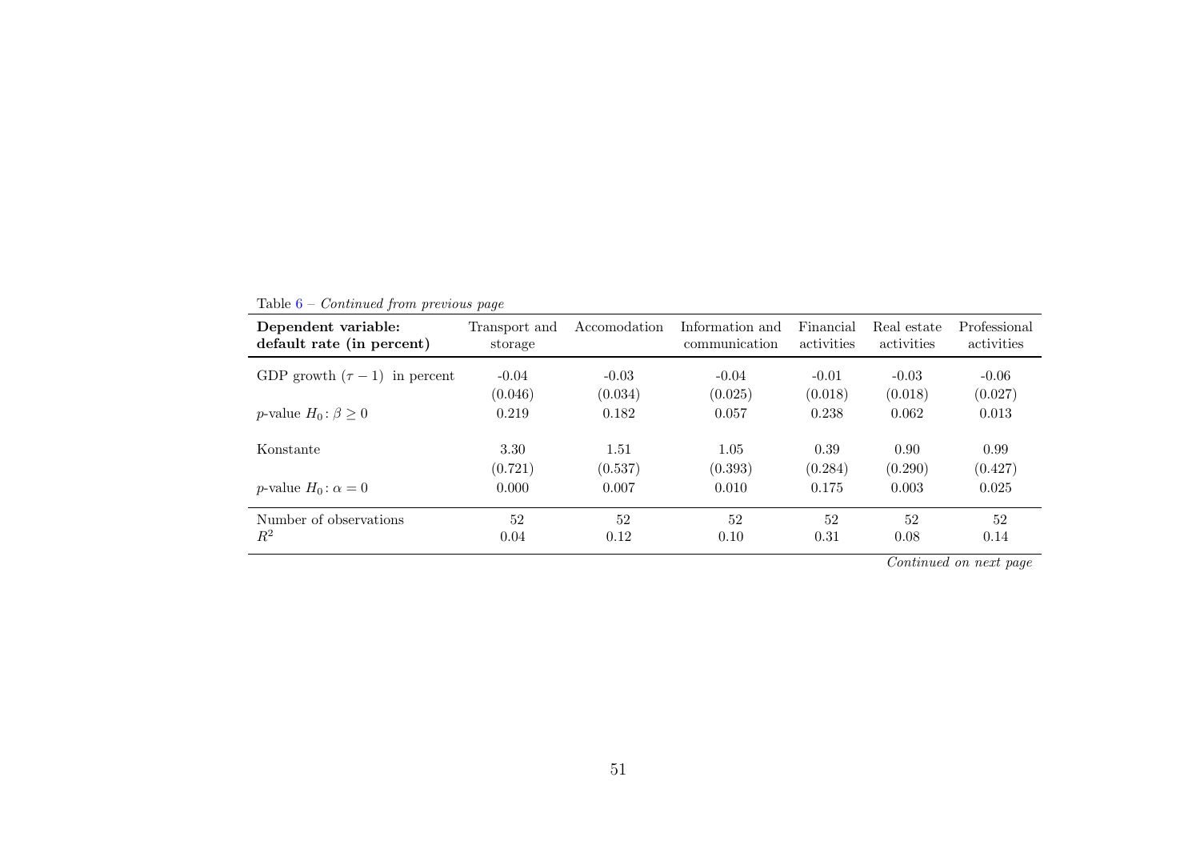Table 6 – *Continued from previous page*

| **Dependent variable: default rate (in percent)** | Transport and storage | Accomodation | Information and communication | Financial activities | Real estate activities | Professional activities |
|---|---|---|---|---|---|---|
| GDP growth $(\tau - 1)$ in percent | -0.04 | -0.03 | -0.04 | -0.01 | -0.03 | -0.06 |
| | (0.046) | (0.034) | (0.025) | (0.018) | (0.018) | (0.027) |
| $p$-value $H_0 : \beta \geq 0$ | 0.219 | 0.182 | 0.057 | 0.238 | 0.062 | 0.013 |
| Konstante | 3.30 | 1.51 | 1.05 | 0.39 | 0.90 | 0.99 |
| | (0.721) | (0.537) | (0.393) | (0.284) | (0.290) | (0.427) |
| $p$-value $H_0 : \alpha = 0$ | 0.000 | 0.007 | 0.010 | 0.175 | 0.003 | 0.025 |
| Number of observations | 52 | 52 | 52 | 52 | 52 | 52 |
| $R^2$ | 0.04 | 0.12 | 0.10 | 0.31 | 0.08 | 0.14 |

*Continued on next page*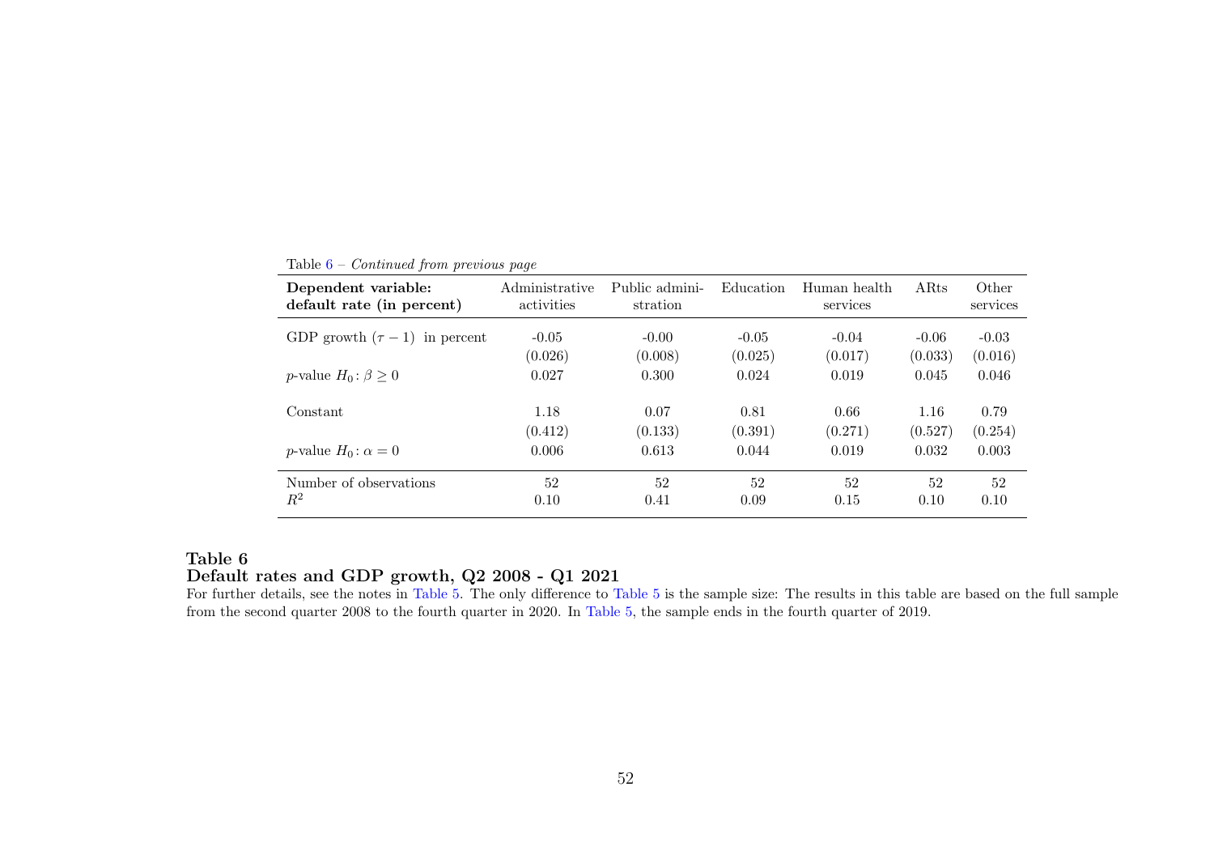Table 6 – *Continued from previous page*

| **Dependent variable: default rate (in percent)** | Administrative activities | Public administration | Education | Human health services | ARts | Other services |
|---|---|---|---|---|---|---|
| GDP growth $(\tau - 1)$ in percent | -0.05 | -0.00 | -0.05 | -0.04 | -0.06 | -0.03 |
| | (0.026) | (0.008) | (0.025) | (0.017) | (0.033) | (0.016) |
| $p$-value $H_0\colon \beta \geq 0$ | 0.027 | 0.300 | 0.024 | 0.019 | 0.045 | 0.046 |
| Constant | 1.18 | 0.07 | 0.81 | 0.66 | 1.16 | 0.79 |
| | (0.412) | (0.133) | (0.391) | (0.271) | (0.527) | (0.254) |
| $p$-value $H_0\colon \alpha = 0$ | 0.006 | 0.613 | 0.044 | 0.019 | 0.032 | 0.003 |
| Number of observations | 52 | 52 | 52 | 52 | 52 | 52 |
| $R^2$ | 0.10 | 0.41 | 0.09 | 0.15 | 0.10 | 0.10 |

**Table 6**
**Default rates and GDP growth, Q2 2008 - Q1 2021**
For further details, see the notes in Table 5. The only difference to Table 5 is the sample size: The results in this table are based on the full sample from the second quarter 2008 to the fourth quarter in 2020. In Table 5, the sample ends in the fourth quarter of 2019.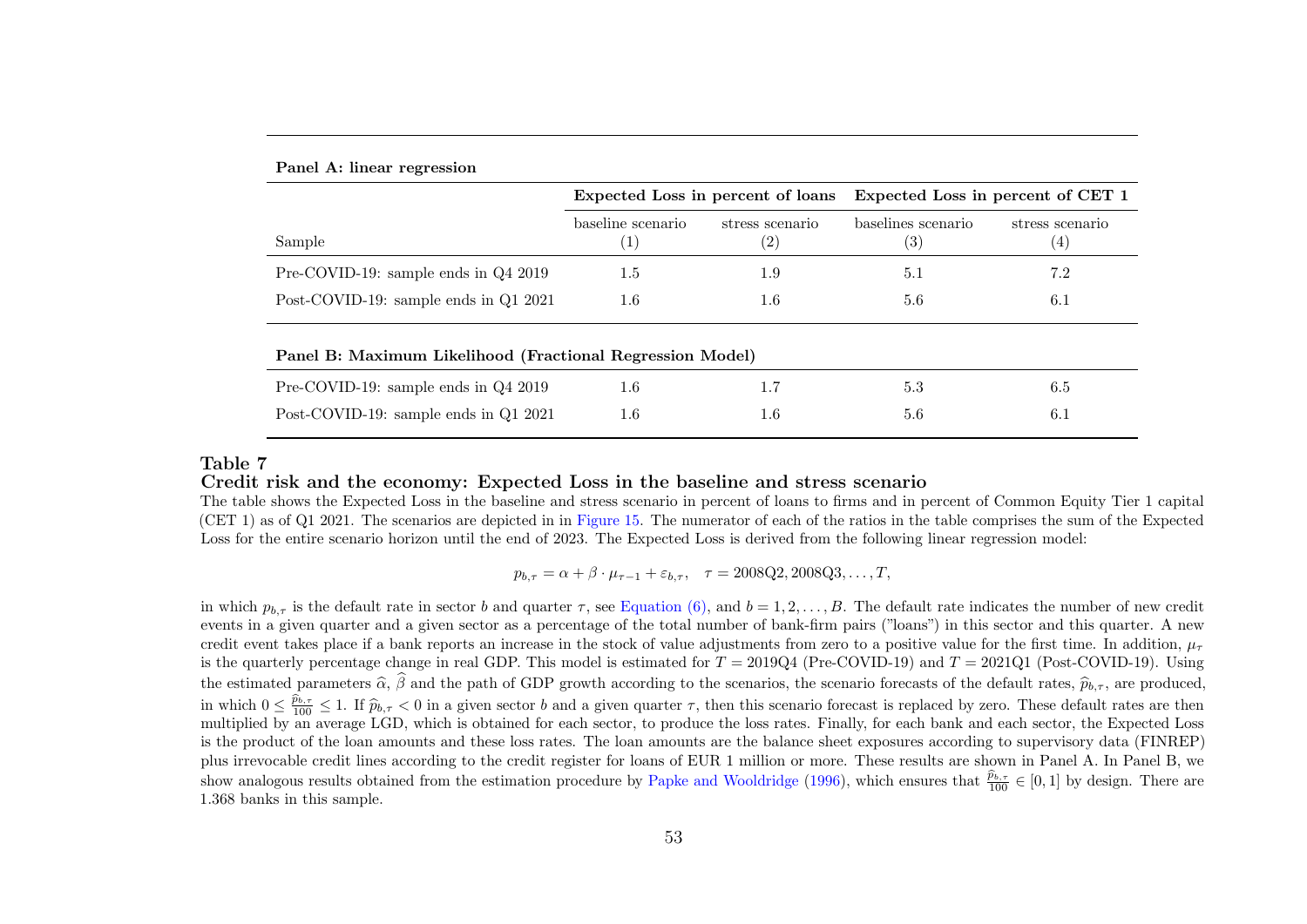**Panel A: linear regression**

| Sample | Expected Loss in percent of loans | | Expected Loss in percent of CET 1 | |
|---|---|---|---|---|
| | baseline scenario (1) | stress scenario (2) | baselines scenario (3) | stress scenario (4) |
| Pre-COVID-19: sample ends in Q4 2019 | 1.5 | 1.9 | 5.1 | 7.2 |
| Post-COVID-19: sample ends in Q1 2021 | 1.6 | 1.6 | 5.6 | 6.1 |

**Panel B: Maximum Likelihood (Fractional Regression Model)**

| Sample | baseline scenario (1) | stress scenario (2) | baselines scenario (3) | stress scenario (4) |
|---|---|---|---|---|
| Pre-COVID-19: sample ends in Q4 2019 | 1.6 | 1.7 | 5.3 | 6.5 |
| Post-COVID-19: sample ends in Q1 2021 | 1.6 | 1.6 | 5.6 | 6.1 |

**Table 7**
**Credit risk and the economy: Expected Loss in the baseline and stress scenario**

The table shows the Expected Loss in the baseline and stress scenario in percent of loans to firms and in percent of Common Equity Tier 1 capital (CET 1) as of Q1 2021. The scenarios are depicted in in Figure 15. The numerator of each of the ratios in the table comprises the sum of the Expected Loss for the entire scenario horizon until the end of 2023. The Expected Loss is derived from the following linear regression model:

$$p_{b,\tau} = \alpha + \beta \cdot \mu_{\tau-1} + \varepsilon_{b,\tau}, \quad \tau = 2008\text{Q}2, 2008\text{Q}3, \ldots, T,$$

in which $p_{b,\tau}$ is the default rate in sector $b$ and quarter $\tau$, see Equation (6), and $b = 1, 2, \ldots, B$. The default rate indicates the number of new credit events in a given quarter and a given sector as a percentage of the total number of bank-firm pairs ("loans") in this sector and this quarter. A new credit event takes place if a bank reports an increase in the stock of value adjustments from zero to a positive value for the first time. In addition, $\mu_\tau$ is the quarterly percentage change in real GDP. This model is estimated for $T = 2019\text{Q}4$ (Pre-COVID-19) and $T = 2021\text{Q}1$ (Post-COVID-19). Using the estimated parameters $\widehat{\alpha}$, $\widehat{\beta}$ and the path of GDP growth according to the scenarios, the scenario forecasts of the default rates, $\widehat{p}_{b,\tau}$, are produced, in which $0 \leq \frac{\widehat{p}_{b,\tau}}{100} \leq 1$. If $\widehat{p}_{b,\tau} < 0$ in a given sector $b$ and a given quarter $\tau$, then this scenario forecast is replaced by zero. These default rates are then multiplied by an average LGD, which is obtained for each sector, to produce the loss rates. Finally, for each bank and each sector, the Expected Loss is the product of the loan amounts and these loss rates. The loan amounts are the balance sheet exposures according to supervisory data (FINREP) plus irrevocable credit lines according to the credit register for loans of EUR 1 million or more. These results are shown in Panel A. In Panel B, we show analogous results obtained from the estimation procedure by Papke and Wooldridge (1996), which ensures that $\frac{\widehat{p}_{b,\tau}}{100} \in [0, 1]$ by design. There are 1.368 banks in this sample.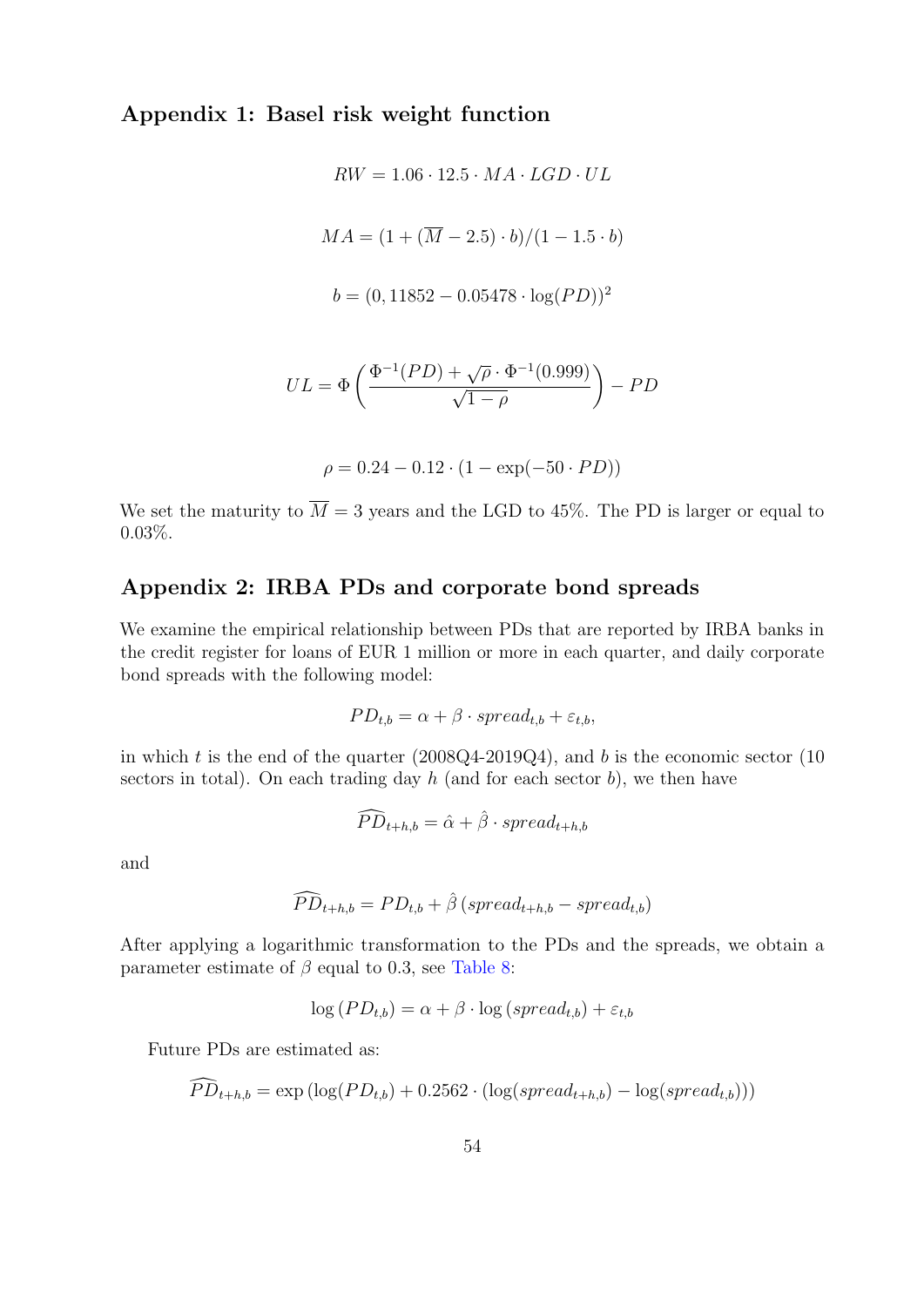## Appendix 1: Basel risk weight function

$$RW = 1.06 \cdot 12.5 \cdot MA \cdot LGD \cdot UL$$

$$MA = (1 + (\overline{M} - 2.5) \cdot b)/(1 - 1.5 \cdot b)$$

$$b = (0,11852 - 0.05478 \cdot \log(PD))^2$$

$$UL = \Phi\left(\frac{\Phi^{-1}(PD) + \sqrt{\rho} \cdot \Phi^{-1}(0.999)}{\sqrt{1-\rho}}\right) - PD$$

$$\rho = 0.24 - 0.12 \cdot (1 - \exp(-50 \cdot PD))$$

We set the maturity to $\overline{M} = 3$ years and the LGD to 45%. The PD is larger or equal to 0.03%.

## Appendix 2: IRBA PDs and corporate bond spreads

We examine the empirical relationship between PDs that are reported by IRBA banks in the credit register for loans of EUR 1 million or more in each quarter, and daily corporate bond spreads with the following model:

$$PD_{t,b} = \alpha + \beta \cdot spread_{t,b} + \varepsilon_{t,b},$$

in which $t$ is the end of the quarter (2008Q4-2019Q4), and $b$ is the economic sector (10 sectors in total). On each trading day $h$ (and for each sector $b$), we then have

$$\widehat{PD}_{t+h,b} = \hat{\alpha} + \hat{\beta} \cdot spread_{t+h,b}$$

and

$$\widehat{PD}_{t+h,b} = PD_{t,b} + \hat{\beta}\,(spread_{t+h,b} - spread_{t,b})$$

After applying a logarithmic transformation to the PDs and the spreads, we obtain a parameter estimate of $\beta$ equal to 0.3, see Table 8:

$$\log(PD_{t,b}) = \alpha + \beta \cdot \log(spread_{t,b}) + \varepsilon_{t,b}$$

Future PDs are estimated as:

$$\widehat{PD}_{t+h,b} = \exp\left(\log(PD_{t,b}) + 0.2562 \cdot (\log(spread_{t+h,b}) - \log(spread_{t,b}))\right)$$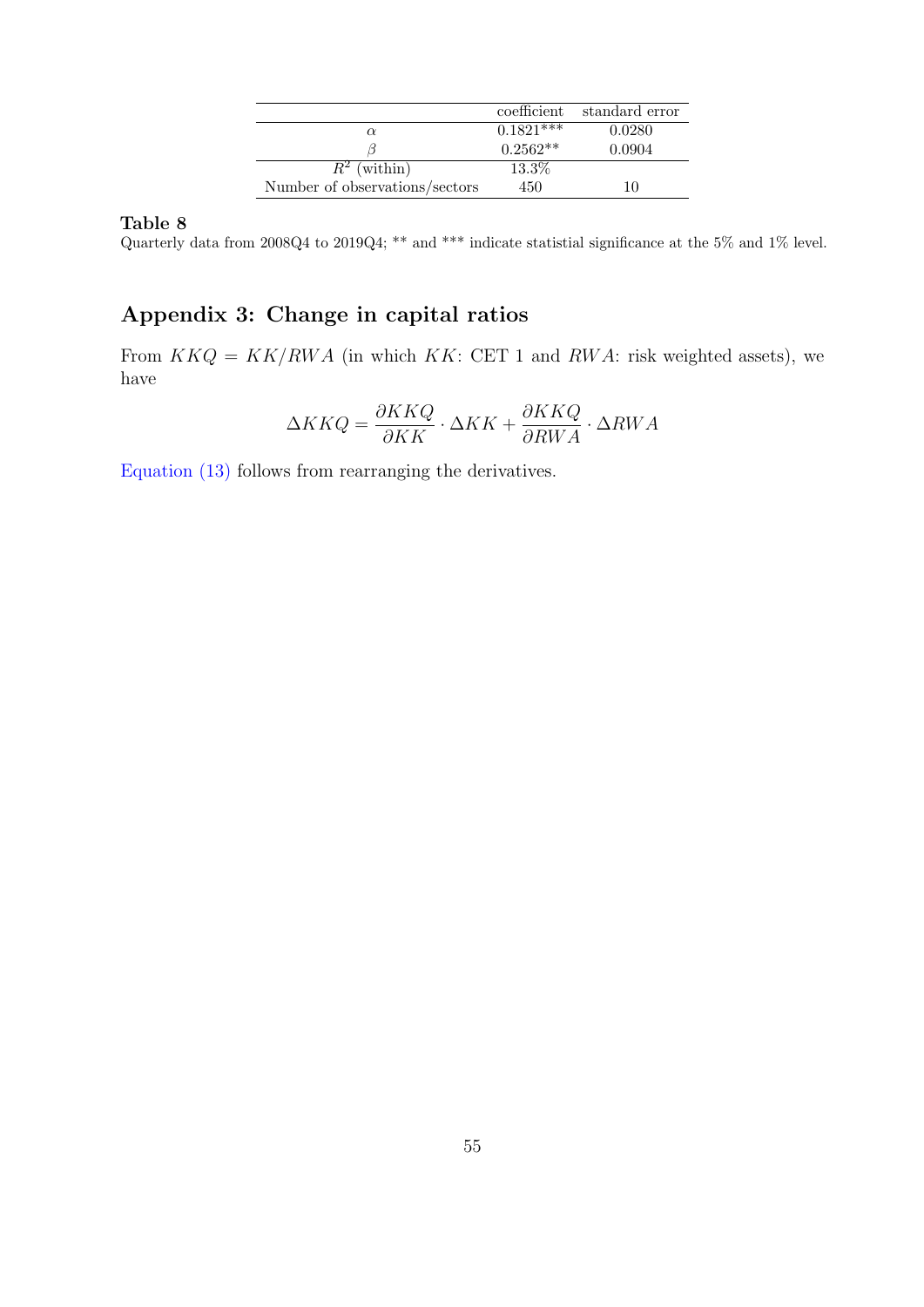| | coefficient | standard error |
|---|---|---|
| $\alpha$ | 0.1821*** | 0.0280 |
| $\beta$ | 0.2562** | 0.0904 |
| $R^2$ (within) | 13.3% | |
| Number of observations/sectors | 450 | 10 |

**Table 8**

Quarterly data from 2008Q4 to 2019Q4; ** and *** indicate statistial significance at the 5% and 1% level.

## Appendix 3: Change in capital ratios

From $KKQ = KK/RWA$ (in which $KK$: CET 1 and $RWA$: risk weighted assets), we have

$$\Delta KKQ = \frac{\partial KKQ}{\partial KK} \cdot \Delta KK + \frac{\partial KKQ}{\partial RWA} \cdot \Delta RWA$$

Equation (13) follows from rearranging the derivatives.